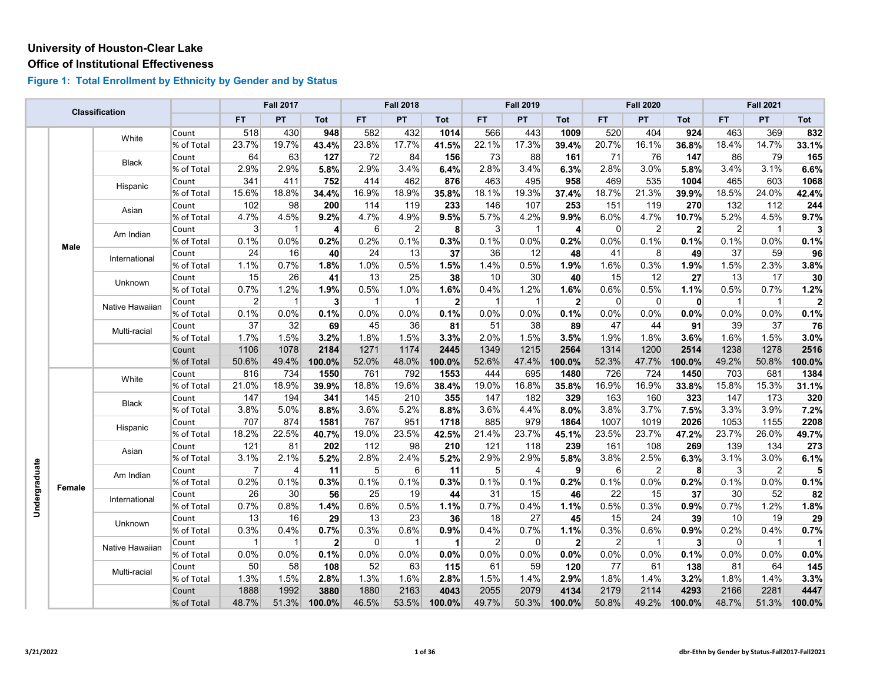**University of Houston-Clear Lake**

**Office of Institutional Effectiveness**

### Figure 1: Total Enrollment by Ethnicity by Gender and by Status

| Classification | | | | Fall 2017 | | | Fall 2018 | | | Fall 2019 | | | Fall 2020 | | | Fall 2021 | | |
|---|---|---|---|---|---|---|---|---|---|---|---|---|---|---|---|---|---|---|
| | | | | FT | PT | Tot | FT | PT | Tot | FT | PT | Tot | FT | PT | Tot | FT | PT | Tot |
| Undergraduate | Male | White | Count | 518 | 430 | **948** | 582 | 432 | **1014** | 566 | 443 | **1009** | 520 | 404 | **924** | 463 | 369 | **832** |
| | | | % of Total | 23.7% | 19.7% | **43.4%** | 23.8% | 17.7% | **41.5%** | 22.1% | 17.3% | **39.4%** | 20.7% | 16.1% | **36.8%** | 18.4% | 14.7% | **33.1%** |
| | | Black | Count | 64 | 63 | **127** | 72 | 84 | **156** | 73 | 88 | **161** | 71 | 76 | **147** | 86 | 79 | **165** |
| | | | % of Total | 2.9% | 2.9% | **5.8%** | 2.9% | 3.4% | **6.4%** | 2.8% | 3.4% | **6.3%** | 2.8% | 3.0% | **5.8%** | 3.4% | 3.1% | **6.6%** |
| | | Hispanic | Count | 341 | 411 | **752** | 414 | 462 | **876** | 463 | 495 | **958** | 469 | 535 | **1004** | 465 | 603 | **1068** |
| | | | % of Total | 15.6% | 18.8% | **34.4%** | 16.9% | 18.9% | **35.8%** | 18.1% | 19.3% | **37.4%** | 18.7% | 21.3% | **39.9%** | 18.5% | 24.0% | **42.4%** |
| | | Asian | Count | 102 | 98 | **200** | 114 | 119 | **233** | 146 | 107 | **253** | 151 | 119 | **270** | 132 | 112 | **244** |
| | | | % of Total | 4.7% | 4.5% | **9.2%** | 4.7% | 4.9% | **9.5%** | 5.7% | 4.2% | **9.9%** | 6.0% | 4.7% | **10.7%** | 5.2% | 4.5% | **9.7%** |
| | | Am Indian | Count | 3 | 1 | **4** | 6 | 2 | **8** | 3 | 1 | **4** | 0 | 2 | **2** | 2 | 1 | **3** |
| | | | % of Total | 0.1% | 0.0% | **0.2%** | 0.2% | 0.1% | **0.3%** | 0.1% | 0.0% | **0.2%** | 0.0% | 0.1% | **0.1%** | 0.1% | 0.0% | **0.1%** |
| | | International | Count | 24 | 16 | **40** | 24 | 13 | **37** | 36 | 12 | **48** | 41 | 8 | **49** | 37 | 59 | **96** |
| | | | % of Total | 1.1% | 0.7% | **1.8%** | 1.0% | 0.5% | **1.5%** | 1.4% | 0.5% | **1.9%** | 1.6% | 0.3% | **1.9%** | 1.5% | 2.3% | **3.8%** |
| | | Unknown | Count | 15 | 26 | **41** | 13 | 25 | **38** | 10 | 30 | **40** | 15 | 12 | **27** | 13 | 17 | **30** |
| | | | % of Total | 0.7% | 1.2% | **1.9%** | 0.5% | 1.0% | **1.6%** | 0.4% | 1.2% | **1.6%** | 0.6% | 0.5% | **1.1%** | 0.5% | 0.7% | **1.2%** |
| | | Native Hawaiian | Count | 2 | 1 | **3** | 1 | 1 | **2** | 1 | 1 | **2** | 0 | 0 | **0** | 1 | 1 | **2** |
| | | | % of Total | 0.1% | 0.0% | **0.1%** | 0.0% | 0.0% | **0.1%** | 0.0% | 0.0% | **0.1%** | 0.0% | 0.0% | **0.0%** | 0.0% | 0.0% | **0.1%** |
| | | Multi-racial | Count | 37 | 32 | **69** | 45 | 36 | **81** | 51 | 38 | **89** | 47 | 44 | **91** | 39 | 37 | **76** |
| | | | % of Total | 1.7% | 1.5% | **3.2%** | 1.8% | 1.5% | **3.3%** | 2.0% | 1.5% | **3.5%** | 1.9% | 1.8% | **3.6%** | 1.6% | 1.5% | **3.0%** |
| | | | Count | 1106 | 1078 | **2184** | 1271 | 1174 | **2445** | 1349 | 1215 | **2564** | 1314 | 1200 | **2514** | 1238 | 1278 | **2516** |
| | | | % of Total | 50.6% | 49.4% | **100.0%** | 52.0% | 48.0% | **100.0%** | 52.6% | 47.4% | **100.0%** | 52.3% | 47.7% | **100.0%** | 49.2% | 50.8% | **100.0%** |
| | Female | White | Count | 816 | 734 | **1550** | 761 | 792 | **1553** | 444 | 695 | **1480** | 726 | 724 | **1450** | 703 | 681 | **1384** |
| | | | % of Total | 21.0% | 18.9% | **39.9%** | 18.8% | 19.6% | **38.4%** | 19.0% | 16.8% | **35.8%** | 16.9% | 16.9% | **33.8%** | 15.8% | 15.3% | **31.1%** |
| | | Black | Count | 147 | 194 | **341** | 145 | 210 | **355** | 147 | 182 | **329** | 163 | 160 | **323** | 147 | 173 | **320** |
| | | | % of Total | 3.8% | 5.0% | **8.8%** | 3.6% | 5.2% | **8.8%** | 3.6% | 4.4% | **8.0%** | 3.8% | 3.7% | **7.5%** | 3.3% | 3.9% | **7.2%** |
| | | Hispanic | Count | 707 | 874 | **1581** | 767 | 951 | **1718** | 885 | 979 | **1864** | 1007 | 1019 | **2026** | 1053 | 1155 | **2208** |
| | | | % of Total | 18.2% | 22.5% | **40.7%** | 19.0% | 23.5% | **42.5%** | 21.4% | 23.7% | **45.1%** | 23.5% | 23.7% | **47.2%** | 23.7% | 26.0% | **49.7%** |
| | | Asian | Count | 121 | 81 | **202** | 112 | 98 | **210** | 121 | 118 | **239** | 161 | 108 | **269** | 139 | 134 | **273** |
| | | | % of Total | 3.1% | 2.1% | **5.2%** | 2.8% | 2.4% | **5.2%** | 2.9% | 2.9% | **5.8%** | 3.8% | 2.5% | **6.3%** | 3.1% | 3.0% | **6.1%** |
| | | Am Indian | Count | 7 | 4 | **11** | 5 | 6 | **11** | 5 | 4 | **9** | 6 | 2 | **8** | 3 | 2 | **5** |
| | | | % of Total | 0.2% | 0.1% | **0.3%** | 0.1% | 0.1% | **0.3%** | 0.1% | 0.1% | **0.2%** | 0.1% | 0.0% | **0.2%** | 0.1% | 0.0% | **0.1%** |
| | | International | Count | 26 | 30 | **56** | 25 | 19 | **44** | 31 | 15 | **46** | 22 | 15 | **37** | 30 | 52 | **82** |
| | | | % of Total | 0.7% | 0.8% | **1.4%** | 0.6% | 0.5% | **1.1%** | 0.7% | 0.4% | **1.1%** | 0.5% | 0.3% | **0.9%** | 0.7% | 1.2% | **1.8%** |
| | | Unknown | Count | 13 | 16 | **29** | 13 | 23 | **36** | 18 | 27 | **45** | 15 | 24 | **39** | 10 | 19 | **29** |
| | | | % of Total | 0.3% | 0.4% | **0.7%** | 0.3% | 0.6% | **0.9%** | 0.4% | 0.7% | **1.1%** | 0.3% | 0.6% | **0.9%** | 0.2% | 0.4% | **0.7%** |
| | | Native Hawaiian | Count | 1 | 1 | **2** | 0 | 1 | **1** | 2 | 0 | **2** | 2 | 1 | **3** | 0 | 1 | **1** |
| | | | % of Total | 0.0% | 0.0% | **0.1%** | 0.0% | 0.0% | **0.0%** | 0.0% | 0.0% | **0.0%** | 0.0% | 0.0% | **0.1%** | 0.0% | 0.0% | **0.0%** |
| | | Multi-racial | Count | 50 | 58 | **108** | 52 | 63 | **115** | 61 | 59 | **120** | 77 | 61 | **138** | 81 | 64 | **145** |
| | | | % of Total | 1.3% | 1.5% | **2.8%** | 1.3% | 1.6% | **2.8%** | 1.5% | 1.4% | **2.9%** | 1.8% | 1.4% | **3.2%** | 1.8% | 1.4% | **3.3%** |
| | | | Count | 1888 | 1992 | **3880** | 1880 | 2163 | **4043** | 2055 | 2079 | **4134** | 2179 | 2114 | **4293** | 2166 | 2281 | **4447** |
| | | | % of Total | 48.7% | 51.3% | **100.0%** | 46.5% | 53.5% | **100.0%** | 49.7% | 50.3% | **100.0%** | 50.8% | 49.2% | **100.0%** | 48.7% | 51.3% | **100.0%** |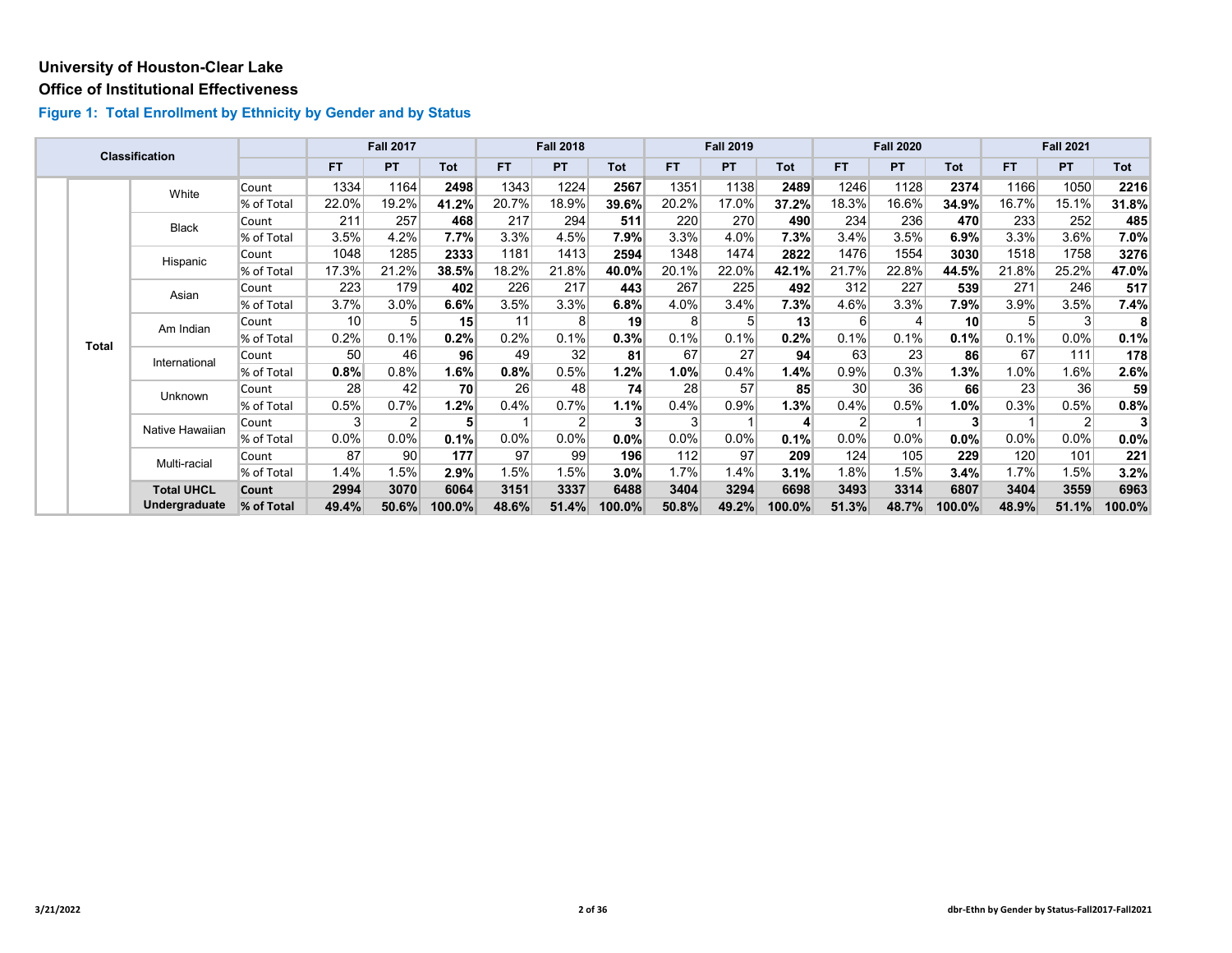**University of Houston-Clear Lake**

**Office of Institutional Effectiveness**

### Figure 1: Total Enrollment by Ethnicity by Gender and by Status

| Classification | | | | Fall 2017 | | | Fall 2018 | | | Fall 2019 | | | Fall 2020 | | | Fall 2021 | | |
|---|---|---|---|---|---|---|---|---|---|---|---|---|---|---|---|---|---|---|
| | | | | FT | PT | Tot | FT | PT | Tot | FT | PT | Tot | FT | PT | Tot | FT | PT | Tot |
| | Total | White | Count | 1334 | 1164 | **2498** | 1343 | 1224 | **2567** | 1351 | 1138 | **2489** | 1246 | 1128 | **2374** | 1166 | 1050 | **2216** |
| | | | % of Total | 22.0% | 19.2% | **41.2%** | 20.7% | 18.9% | **39.6%** | 20.2% | 17.0% | **37.2%** | 18.3% | 16.6% | **34.9%** | 16.7% | 15.1% | **31.8%** |
| | | Black | Count | 211 | 257 | **468** | 217 | 294 | **511** | 220 | 270 | **490** | 234 | 236 | **470** | 233 | 252 | **485** |
| | | | % of Total | 3.5% | 4.2% | **7.7%** | 3.3% | 4.5% | **7.9%** | 3.3% | 4.0% | **7.3%** | 3.4% | 3.5% | **6.9%** | 3.3% | 3.6% | **7.0%** |
| | | Hispanic | Count | 1048 | 1285 | **2333** | 1181 | 1413 | **2594** | 1348 | 1474 | **2822** | 1476 | 1554 | **3030** | 1518 | 1758 | **3276** |
| | | | % of Total | 17.3% | 21.2% | **38.5%** | 18.2% | 21.8% | **40.0%** | 20.1% | 22.0% | **42.1%** | 21.7% | 22.8% | **44.5%** | 21.8% | 25.2% | **47.0%** |
| | | Asian | Count | 223 | 179 | **402** | 226 | 217 | **443** | 267 | 225 | **492** | 312 | 227 | **539** | 271 | 246 | **517** |
| | | | % of Total | 3.7% | 3.0% | **6.6%** | 3.5% | 3.3% | **6.8%** | 4.0% | 3.4% | **7.3%** | 4.6% | 3.3% | **7.9%** | 3.9% | 3.5% | **7.4%** |
| | | Am Indian | Count | 10 | 5 | **15** | 11 | 8 | **19** | 8 | 5 | **13** | 6 | 4 | **10** | 5 | 3 | **8** |
| | | | % of Total | 0.2% | 0.1% | **0.2%** | 0.2% | 0.1% | **0.3%** | 0.1% | 0.1% | **0.2%** | 0.1% | 0.1% | **0.1%** | 0.1% | 0.0% | **0.1%** |
| | | International | Count | 50 | 46 | **96** | 49 | 32 | **81** | 67 | 27 | **94** | 63 | 23 | **86** | 67 | 111 | **178** |
| | | | % of Total | **0.8%** | 0.8% | **1.6%** | **0.8%** | 0.5% | **1.2%** | **1.0%** | 0.4% | **1.4%** | 0.9% | 0.3% | **1.3%** | 1.0% | 1.6% | **2.6%** |
| | | Unknown | Count | 28 | 42 | **70** | 26 | 48 | **74** | 28 | 57 | **85** | 30 | 36 | **66** | 23 | 36 | **59** |
| | | | % of Total | 0.5% | 0.7% | **1.2%** | 0.4% | 0.7% | **1.1%** | 0.4% | 0.9% | **1.3%** | 0.4% | 0.5% | **1.0%** | 0.3% | 0.5% | **0.8%** |
| | | Native Hawaiian | Count | 3 | 2 | **5** | 1 | 2 | **3** | 3 | 1 | **4** | 2 | 1 | **3** | 1 | 2 | **3** |
| | | | % of Total | 0.0% | 0.0% | **0.1%** | 0.0% | 0.0% | **0.0%** | 0.0% | 0.0% | **0.1%** | 0.0% | 0.0% | **0.0%** | 0.0% | 0.0% | **0.0%** |
| | | Multi-racial | Count | 87 | 90 | **177** | 97 | 99 | **196** | 112 | 97 | **209** | 124 | 105 | **229** | 120 | 101 | **221** |
| | | | % of Total | 1.4% | 1.5% | **2.9%** | 1.5% | 1.5% | **3.0%** | 1.7% | 1.4% | **3.1%** | 1.8% | 1.5% | **3.4%** | 1.7% | 1.5% | **3.2%** |
| | | **Total UHCL Undergraduate** | **Count** | **2994** | **3070** | **6064** | **3151** | **3337** | **6488** | **3404** | **3294** | **6698** | **3493** | **3314** | **6807** | **3404** | **3559** | **6963** |
| | | | **% of Total** | **49.4%** | **50.6%** | **100.0%** | **48.6%** | **51.4%** | **100.0%** | **50.8%** | **49.2%** | **100.0%** | **51.3%** | **48.7%** | **100.0%** | **48.9%** | **51.1%** | **100.0%** |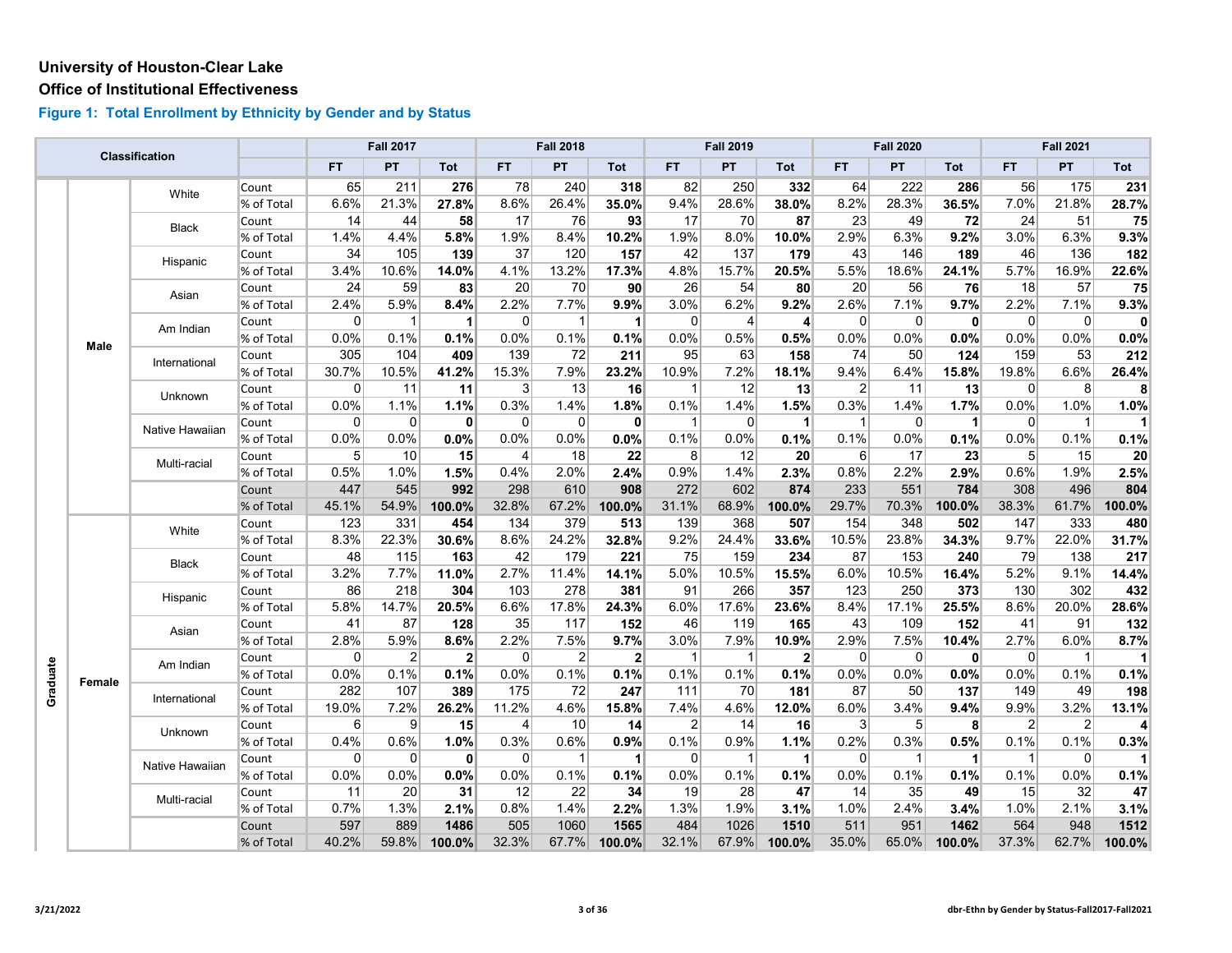**University of Houston-Clear Lake**

**Office of Institutional Effectiveness**

### Figure 1: Total Enrollment by Ethnicity by Gender and by Status

| Classification | | | | Fall 2017 | | | Fall 2018 | | | Fall 2019 | | | Fall 2020 | | | Fall 2021 | | |
|---|---|---|---|---|---|---|---|---|---|---|---|---|---|---|---|---|---|---|
| | | | | FT | PT | Tot | FT | PT | Tot | FT | PT | Tot | FT | PT | Tot | FT | PT | Tot |
| Graduate | Male | White | Count | 65 | 211 | **276** | 78 | 240 | **318** | 82 | 250 | **332** | 64 | 222 | **286** | 56 | 175 | **231** |
| | | | % of Total | 6.6% | 21.3% | **27.8%** | 8.6% | 26.4% | **35.0%** | 9.4% | 28.6% | **38.0%** | 8.2% | 28.3% | **36.5%** | 7.0% | 21.8% | **28.7%** |
| | | Black | Count | 14 | 44 | **58** | 17 | 76 | **93** | 17 | 70 | **87** | 23 | 49 | **72** | 24 | 51 | **75** |
| | | | % of Total | 1.4% | 4.4% | **5.8%** | 1.9% | 8.4% | **10.2%** | 1.9% | 8.0% | **10.0%** | 2.9% | 6.3% | **9.2%** | 3.0% | 6.3% | **9.3%** |
| | | Hispanic | Count | 34 | 105 | **139** | 37 | 120 | **157** | 42 | 137 | **179** | 43 | 146 | **189** | 46 | 136 | **182** |
| | | | % of Total | 3.4% | 10.6% | **14.0%** | 4.1% | 13.2% | **17.3%** | 4.8% | 15.7% | **20.5%** | 5.5% | 18.6% | **24.1%** | 5.7% | 16.9% | **22.6%** |
| | | Asian | Count | 24 | 59 | **83** | 20 | 70 | **90** | 26 | 54 | **80** | 20 | 56 | **76** | 18 | 57 | **75** |
| | | | % of Total | 2.4% | 5.9% | **8.4%** | 2.2% | 7.7% | **9.9%** | 3.0% | 6.2% | **9.2%** | 2.6% | 7.1% | **9.7%** | 2.2% | 7.1% | **9.3%** |
| | | Am Indian | Count | 0 | 1 | **1** | 0 | 1 | **1** | 0 | 4 | **4** | 0 | 0 | **0** | 0 | 0 | **0** |
| | | | % of Total | 0.0% | 0.1% | **0.1%** | 0.0% | 0.1% | **0.1%** | 0.0% | 0.5% | **0.5%** | 0.0% | 0.0% | **0.0%** | 0.0% | 0.0% | **0.0%** |
| | | International | Count | 305 | 104 | **409** | 139 | 72 | **211** | 95 | 63 | **158** | 74 | 50 | **124** | 159 | 53 | **212** |
| | | | % of Total | 30.7% | 10.5% | **41.2%** | 15.3% | 7.9% | **23.2%** | 10.9% | 7.2% | **18.1%** | 9.4% | 6.4% | **15.8%** | 19.8% | 6.6% | **26.4%** |
| | | Unknown | Count | 0 | 11 | **11** | 3 | 13 | **16** | 1 | 12 | **13** | 2 | 11 | **13** | 0 | 8 | **8** |
| | | | % of Total | 0.0% | 1.1% | **1.1%** | 0.3% | 1.4% | **1.8%** | 0.1% | 1.4% | **1.5%** | 0.3% | 1.4% | **1.7%** | 0.0% | 1.0% | **1.0%** |
| | | Native Hawaiian | Count | 0 | 0 | **0** | 0 | 0 | **0** | 1 | 0 | **1** | 1 | 0 | **1** | 0 | 1 | **1** |
| | | | % of Total | 0.0% | 0.0% | **0.0%** | 0.0% | 0.0% | **0.0%** | 0.1% | 0.0% | **0.1%** | 0.1% | 0.0% | **0.1%** | 0.0% | 0.1% | **0.1%** |
| | | Multi-racial | Count | 5 | 10 | **15** | 4 | 18 | **22** | 8 | 12 | **20** | 6 | 17 | **23** | 5 | 15 | **20** |
| | | | % of Total | 0.5% | 1.0% | **1.5%** | 0.4% | 2.0% | **2.4%** | 0.9% | 1.4% | **2.3%** | 0.8% | 2.2% | **2.9%** | 0.6% | 1.9% | **2.5%** |
| | | | Count | 447 | 545 | **992** | 298 | 610 | **908** | 272 | 602 | **874** | 233 | 551 | **784** | 308 | 496 | **804** |
| | | | % of Total | 45.1% | 54.9% | **100.0%** | 32.8% | 67.2% | **100.0%** | 31.1% | 68.9% | **100.0%** | 29.7% | 70.3% | **100.0%** | 38.3% | 61.7% | **100.0%** |
| | Female | White | Count | 123 | 331 | **454** | 134 | 379 | **513** | 139 | 368 | **507** | 154 | 348 | **502** | 147 | 333 | **480** |
| | | | % of Total | 8.3% | 22.3% | **30.6%** | 8.6% | 24.2% | **32.8%** | 9.2% | 24.4% | **33.6%** | 10.5% | 23.8% | **34.3%** | 9.7% | 22.0% | **31.7%** |
| | | Black | Count | 48 | 115 | **163** | 42 | 179 | **221** | 75 | 159 | **234** | 87 | 153 | **240** | 79 | 138 | **217** |
| | | | % of Total | 3.2% | 7.7% | **11.0%** | 2.7% | 11.4% | **14.1%** | 5.0% | 10.5% | **15.5%** | 6.0% | 10.5% | **16.4%** | 5.2% | 9.1% | **14.4%** |
| | | Hispanic | Count | 86 | 218 | **304** | 103 | 278 | **381** | 91 | 266 | **357** | 123 | 250 | **373** | 130 | 302 | **432** |
| | | | % of Total | 5.8% | 14.7% | **20.5%** | 6.6% | 17.8% | **24.3%** | 6.0% | 17.6% | **23.6%** | 8.4% | 17.1% | **25.5%** | 8.6% | 20.0% | **28.6%** |
| | | Asian | Count | 41 | 87 | **128** | 35 | 117 | **152** | 46 | 119 | **165** | 43 | 109 | **152** | 41 | 91 | **132** |
| | | | % of Total | 2.8% | 5.9% | **8.6%** | 2.2% | 7.5% | **9.7%** | 3.0% | 7.9% | **10.9%** | 2.9% | 7.5% | **10.4%** | 2.7% | 6.0% | **8.7%** |
| | | Am Indian | Count | 0 | 2 | **2** | 0 | 2 | **2** | 1 | 1 | **2** | 0 | 0 | **0** | 0 | 1 | **1** |
| | | | % of Total | 0.0% | 0.1% | **0.1%** | 0.0% | 0.1% | **0.1%** | 0.1% | 0.1% | **0.1%** | 0.0% | 0.0% | **0.0%** | 0.0% | 0.1% | **0.1%** |
| | | International | Count | 282 | 107 | **389** | 175 | 72 | **247** | 111 | 70 | **181** | 87 | 50 | **137** | 149 | 49 | **198** |
| | | | % of Total | 19.0% | 7.2% | **26.2%** | 11.2% | 4.6% | **15.8%** | 7.4% | 4.6% | **12.0%** | 6.0% | 3.4% | **9.4%** | 9.9% | 3.2% | **13.1%** |
| | | Unknown | Count | 6 | 9 | **15** | 4 | 10 | **14** | 2 | 14 | **16** | 3 | 5 | **8** | 2 | 2 | **4** |
| | | | % of Total | 0.4% | 0.6% | **1.0%** | 0.3% | 0.6% | **0.9%** | 0.1% | 0.9% | **1.1%** | 0.2% | 0.3% | **0.5%** | 0.1% | 0.1% | **0.3%** |
| | | Native Hawaiian | Count | 0 | 0 | **0** | 0 | 1 | **1** | 0 | 1 | **1** | 0 | 1 | **1** | 1 | 0 | **1** |
| | | | % of Total | 0.0% | 0.0% | **0.0%** | 0.0% | 0.1% | **0.1%** | 0.0% | 0.1% | **0.1%** | 0.0% | 0.1% | **0.1%** | 0.1% | 0.0% | **0.1%** |
| | | Multi-racial | Count | 11 | 20 | **31** | 12 | 22 | **34** | 19 | 28 | **47** | 14 | 35 | **49** | 15 | 32 | **47** |
| | | | % of Total | 0.7% | 1.3% | **2.1%** | 0.8% | 1.4% | **2.2%** | 1.3% | 1.9% | **3.1%** | 1.0% | 2.4% | **3.4%** | 1.0% | 2.1% | **3.1%** |
| | | | Count | 597 | 889 | **1486** | 505 | 1060 | **1565** | 484 | 1026 | **1510** | 511 | 951 | **1462** | 564 | 948 | **1512** |
| | | | % of Total | 40.2% | 59.8% | **100.0%** | 32.3% | 67.7% | **100.0%** | 32.1% | 67.9% | **100.0%** | 35.0% | 65.0% | **100.0%** | 37.3% | 62.7% | **100.0%** |

3/21/2022

dbr-Ethn by Gender by Status-Fall2017-Fall2021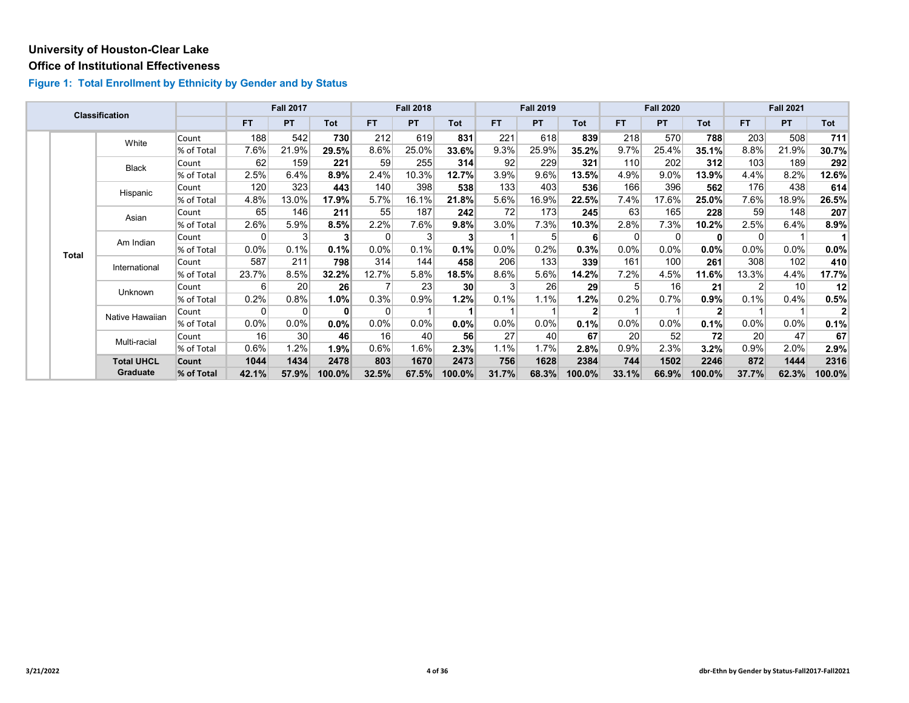**University of Houston-Clear Lake**

**Office of Institutional Effectiveness**

### Figure 1: Total Enrollment by Ethnicity by Gender and by Status

| Classification | | | | Fall 2017 | | | Fall 2018 | | | Fall 2019 | | | Fall 2020 | | | Fall 2021 | | |
|---|---|---|---|---|---|---|---|---|---|---|---|---|---|---|---|---|---|---|
| | | | | FT | PT | Tot | FT | PT | Tot | FT | PT | Tot | FT | PT | Tot | FT | PT | Tot |
| | Total | White | Count | 188 | 542 | **730** | 212 | 619 | **831** | 221 | 618 | **839** | 218 | 570 | **788** | 203 | 508 | **711** |
| | | | % of Total | 7.6% | 21.9% | **29.5%** | 8.6% | 25.0% | **33.6%** | 9.3% | 25.9% | **35.2%** | 9.7% | 25.4% | **35.1%** | 8.8% | 21.9% | **30.7%** |
| | | Black | Count | 62 | 159 | **221** | 59 | 255 | **314** | 92 | 229 | **321** | 110 | 202 | **312** | 103 | 189 | **292** |
| | | | % of Total | 2.5% | 6.4% | **8.9%** | 2.4% | 10.3% | **12.7%** | 3.9% | 9.6% | **13.5%** | 4.9% | 9.0% | **13.9%** | 4.4% | 8.2% | **12.6%** |
| | | Hispanic | Count | 120 | 323 | **443** | 140 | 398 | **538** | 133 | 403 | **536** | 166 | 396 | **562** | 176 | 438 | **614** |
| | | | % of Total | 4.8% | 13.0% | **17.9%** | 5.7% | 16.1% | **21.8%** | 5.6% | 16.9% | **22.5%** | 7.4% | 17.6% | **25.0%** | 7.6% | 18.9% | **26.5%** |
| | | Asian | Count | 65 | 146 | **211** | 55 | 187 | **242** | 72 | 173 | **245** | 63 | 165 | **228** | 59 | 148 | **207** |
| | | | % of Total | 2.6% | 5.9% | **8.5%** | 2.2% | 7.6% | **9.8%** | 3.0% | 7.3% | **10.3%** | 2.8% | 7.3% | **10.2%** | 2.5% | 6.4% | **8.9%** |
| | | Am Indian | Count | 0 | 3 | **3** | 0 | 3 | **3** | 1 | 5 | **6** | 0 | 0 | **0** | 0 | 1 | **1** |
| | | | % of Total | 0.0% | 0.1% | **0.1%** | 0.0% | 0.1% | **0.1%** | 0.0% | 0.2% | **0.3%** | 0.0% | 0.0% | **0.0%** | 0.0% | 0.0% | **0.0%** |
| | | International | Count | 587 | 211 | **798** | 314 | 144 | **458** | 206 | 133 | **339** | 161 | 100 | **261** | 308 | 102 | **410** |
| | | | % of Total | 23.7% | 8.5% | **32.2%** | 12.7% | 5.8% | **18.5%** | 8.6% | 5.6% | **14.2%** | 7.2% | 4.5% | **11.6%** | 13.3% | 4.4% | **17.7%** |
| | | Unknown | Count | 6 | 20 | **26** | 7 | 23 | **30** | 3 | 26 | **29** | 5 | 16 | **21** | 2 | 10 | **12** |
| | | | % of Total | 0.2% | 0.8% | **1.0%** | 0.3% | 0.9% | **1.2%** | 0.1% | 1.1% | **1.2%** | 0.2% | 0.7% | **0.9%** | 0.1% | 0.4% | **0.5%** |
| | | Native Hawaiian | Count | 0 | 0 | **0** | 0 | 1 | **1** | 1 | 1 | **2** | 1 | 1 | **2** | 1 | 1 | **2** |
| | | | % of Total | 0.0% | 0.0% | **0.0%** | 0.0% | 0.0% | **0.0%** | 0.0% | 0.0% | **0.1%** | 0.0% | 0.0% | **0.1%** | 0.0% | 0.0% | **0.1%** |
| | | Multi-racial | Count | 16 | 30 | **46** | 16 | 40 | **56** | 27 | 40 | **67** | 20 | 52 | **72** | 20 | 47 | **67** |
| | | | % of Total | 0.6% | 1.2% | **1.9%** | 0.6% | 1.6% | **2.3%** | 1.1% | 1.7% | **2.8%** | 0.9% | 2.3% | **3.2%** | 0.9% | 2.0% | **2.9%** |
| | | **Total UHCL Graduate** | **Count** | **1044** | **1434** | **2478** | **803** | **1670** | **2473** | **756** | **1628** | **2384** | **744** | **1502** | **2246** | **872** | **1444** | **2316** |
| | | | **% of Total** | **42.1%** | **57.9%** | **100.0%** | **32.5%** | **67.5%** | **100.0%** | **31.7%** | **68.3%** | **100.0%** | **33.1%** | **66.9%** | **100.0%** | **37.7%** | **62.3%** | **100.0%** |

3/21/2022

dbr-Ethn by Gender by Status-Fall2017-Fall2021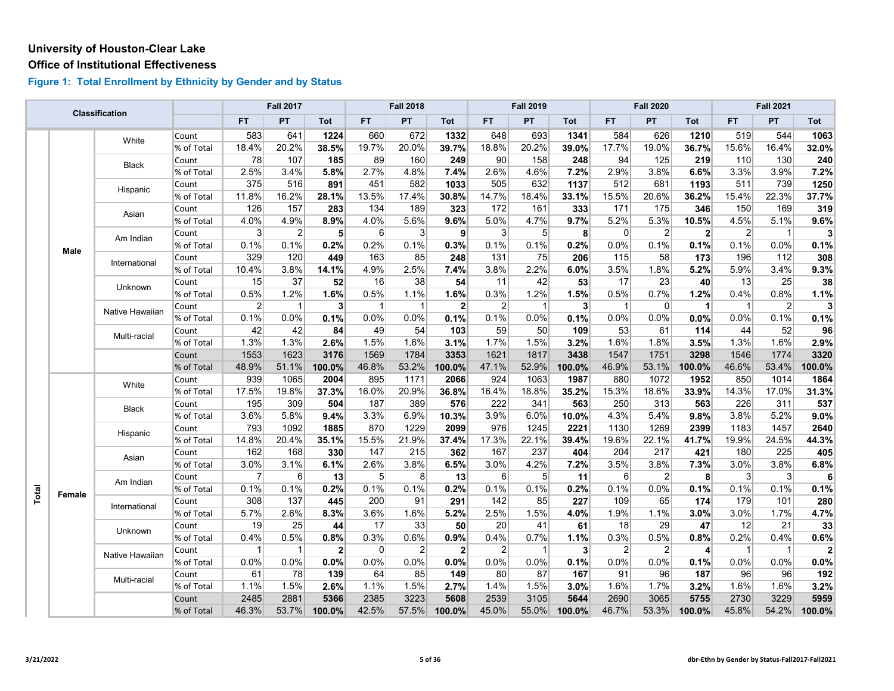**University of Houston-Clear Lake**

**Office of Institutional Effectiveness**

### Figure 1: Total Enrollment by Ethnicity by Gender and by Status

| Classification | | | | Fall 2017 | | | Fall 2018 | | | Fall 2019 | | | Fall 2020 | | | Fall 2021 | | |
|---|---|---|---|---|---|---|---|---|---|---|---|---|---|---|---|---|---|---|
| | | | | FT | PT | Tot | FT | PT | Tot | FT | PT | Tot | FT | PT | Tot | FT | PT | Tot |
| Total | Male | White | Count | 583 | 641 | **1224** | 660 | 672 | **1332** | 648 | 693 | **1341** | 584 | 626 | **1210** | 519 | 544 | **1063** |
| | | | % of Total | 18.4% | 20.2% | **38.5%** | 19.7% | 20.0% | **39.7%** | 18.8% | 20.2% | **39.0%** | 17.7% | 19.0% | **36.7%** | 15.6% | 16.4% | **32.0%** |
| | | Black | Count | 78 | 107 | **185** | 89 | 160 | **249** | 90 | 158 | **248** | 94 | 125 | **219** | 110 | 130 | **240** |
| | | | % of Total | 2.5% | 3.4% | **5.8%** | 2.7% | 4.8% | **7.4%** | 2.6% | 4.6% | **7.2%** | 2.9% | 3.8% | **6.6%** | 3.3% | 3.9% | **7.2%** |
| | | Hispanic | Count | 375 | 516 | **891** | 451 | 582 | **1033** | 505 | 632 | **1137** | 512 | 681 | **1193** | 511 | 739 | **1250** |
| | | | % of Total | 11.8% | 16.2% | **28.1%** | 13.5% | 17.4% | **30.8%** | 14.7% | 18.4% | **33.1%** | 15.5% | 20.6% | **36.2%** | 15.4% | 22.3% | **37.7%** |
| | | Asian | Count | 126 | 157 | **283** | 134 | 189 | **323** | 172 | 161 | **333** | 171 | 175 | **346** | 150 | 169 | **319** |
| | | | % of Total | 4.0% | 4.9% | **8.9%** | 4.0% | 5.6% | **9.6%** | 5.0% | 4.7% | **9.7%** | 5.2% | 5.3% | **10.5%** | 4.5% | 5.1% | **9.6%** |
| | | Am Indian | Count | 3 | 2 | **5** | 6 | 3 | **9** | 3 | 5 | **8** | 0 | 2 | **2** | 2 | 1 | **3** |
| | | | % of Total | 0.1% | 0.1% | **0.2%** | 0.2% | 0.1% | **0.3%** | 0.1% | 0.1% | **0.2%** | 0.0% | 0.1% | **0.1%** | 0.1% | 0.0% | **0.1%** |
| | | International | Count | 329 | 120 | **449** | 163 | 85 | **248** | 131 | 75 | **206** | 115 | 58 | **173** | 196 | 112 | **308** |
| | | | % of Total | 10.4% | 3.8% | **14.1%** | 4.9% | 2.5% | **7.4%** | 3.8% | 2.2% | **6.0%** | 3.5% | 1.8% | **5.2%** | 5.9% | 3.4% | **9.3%** |
| | | Unknown | Count | 15 | 37 | **52** | 16 | 38 | **54** | 11 | 42 | **53** | 17 | 23 | **40** | 13 | 25 | **38** |
| | | | % of Total | 0.5% | 1.2% | **1.6%** | 0.5% | 1.1% | **1.6%** | 0.3% | 1.2% | **1.5%** | 0.5% | 0.7% | **1.2%** | 0.4% | 0.8% | **1.1%** |
| | | Native Hawaiian | Count | 2 | 1 | **3** | 1 | 1 | **2** | 2 | 1 | **3** | 1 | 0 | **1** | 1 | 2 | **3** |
| | | | % of Total | 0.1% | 0.0% | **0.1%** | 0.0% | 0.0% | **0.1%** | 0.1% | 0.0% | **0.1%** | 0.0% | 0.0% | **0.0%** | 0.0% | 0.1% | **0.1%** |
| | | Multi-racial | Count | 42 | 42 | **84** | 49 | 54 | **103** | 59 | 50 | **109** | 53 | 61 | **114** | 44 | 52 | **96** |
| | | | % of Total | 1.3% | 1.3% | **2.6%** | 1.5% | 1.6% | **3.1%** | 1.7% | 1.5% | **3.2%** | 1.6% | 1.8% | **3.5%** | 1.3% | 1.6% | **2.9%** |
| | | | Count | 1553 | 1623 | **3176** | 1569 | 1784 | **3353** | 1621 | 1817 | **3438** | 1547 | 1751 | **3298** | 1546 | 1774 | **3320** |
| | | | % of Total | 48.9% | 51.1% | **100.0%** | 46.8% | 53.2% | **100.0%** | 47.1% | 52.9% | **100.0%** | 46.9% | 53.1% | **100.0%** | 46.6% | 53.4% | **100.0%** |
| | Female | White | Count | 939 | 1065 | **2004** | 895 | 1171 | **2066** | 924 | 1063 | **1987** | 880 | 1072 | **1952** | 850 | 1014 | **1864** |
| | | | % of Total | 17.5% | 19.8% | **37.3%** | 16.0% | 20.9% | **36.8%** | 16.4% | 18.8% | **35.2%** | 15.3% | 18.6% | **33.9%** | 14.3% | 17.0% | **31.3%** |
| | | Black | Count | 195 | 309 | **504** | 187 | 389 | **576** | 222 | 341 | **563** | 250 | 313 | **563** | 226 | 311 | **537** |
| | | | % of Total | 3.6% | 5.8% | **9.4%** | 3.3% | 6.9% | **10.3%** | 3.9% | 6.0% | **10.0%** | 4.3% | 5.4% | **9.8%** | 3.8% | 5.2% | **9.0%** |
| | | Hispanic | Count | 793 | 1092 | **1885** | 870 | 1229 | **2099** | 976 | 1245 | **2221** | 1130 | 1269 | **2399** | 1183 | 1457 | **2640** |
| | | | % of Total | 14.8% | 20.4% | **35.1%** | 15.5% | 21.9% | **37.4%** | 17.3% | 22.1% | **39.4%** | 19.6% | 22.1% | **41.7%** | 19.9% | 24.5% | **44.3%** |
| | | Asian | Count | 162 | 168 | **330** | 147 | 215 | **362** | 167 | 237 | **404** | 204 | 217 | **421** | 180 | 225 | **405** |
| | | | % of Total | 3.0% | 3.1% | **6.1%** | 2.6% | 3.8% | **6.5%** | 3.0% | 4.2% | **7.2%** | 3.5% | 3.8% | **7.3%** | 3.0% | 3.8% | **6.8%** |
| | | Am Indian | Count | 7 | 6 | **13** | 5 | 8 | **13** | 6 | 5 | **11** | 6 | 2 | **8** | 3 | 3 | **6** |
| | | | % of Total | 0.1% | 0.1% | **0.2%** | 0.1% | 0.1% | **0.2%** | 0.1% | 0.1% | **0.2%** | 0.1% | 0.0% | **0.1%** | 0.1% | 0.1% | **0.1%** |
| | | International | Count | 308 | 137 | **445** | 200 | 91 | **291** | 142 | 85 | **227** | 109 | 65 | **174** | 179 | 101 | **280** |
| | | | % of Total | 5.7% | 2.6% | **8.3%** | 3.6% | 1.6% | **5.2%** | 2.5% | 1.5% | **4.0%** | 1.9% | 1.1% | **3.0%** | 3.0% | 1.7% | **4.7%** |
| | | Unknown | Count | 19 | 25 | **44** | 17 | 33 | **50** | 20 | 41 | **61** | 18 | 29 | **47** | 12 | 21 | **33** |
| | | | % of Total | 0.4% | 0.5% | **0.8%** | 0.3% | 0.6% | **0.9%** | 0.4% | 0.7% | **1.1%** | 0.3% | 0.5% | **0.8%** | 0.2% | 0.4% | **0.6%** |
| | | Native Hawaiian | Count | 1 | 1 | **2** | 0 | 2 | **2** | 2 | 1 | **3** | 2 | 2 | **4** | 1 | 1 | **2** |
| | | | % of Total | 0.0% | 0.0% | **0.0%** | 0.0% | 0.0% | **0.0%** | 0.0% | 0.0% | **0.1%** | 0.0% | 0.0% | **0.1%** | 0.0% | 0.0% | **0.0%** |
| | | Multi-racial | Count | 61 | 78 | **139** | 64 | 85 | **149** | 80 | 87 | **167** | 91 | 96 | **187** | 96 | 96 | **192** |
| | | | % of Total | 1.1% | 1.5% | **2.6%** | 1.1% | 1.5% | **2.7%** | 1.4% | 1.5% | **3.0%** | 1.6% | 1.7% | **3.2%** | 1.6% | 1.6% | **3.2%** |
| | | | Count | 2485 | 2881 | **5366** | 2385 | 3223 | **5608** | 2539 | 3105 | **5644** | 2690 | 3065 | **5755** | 2730 | 3229 | **5959** |
| | | | % of Total | 46.3% | 53.7% | **100.0%** | 42.5% | 57.5% | **100.0%** | 45.0% | 55.0% | **100.0%** | 46.7% | 53.3% | **100.0%** | 45.8% | 54.2% | **100.0%** |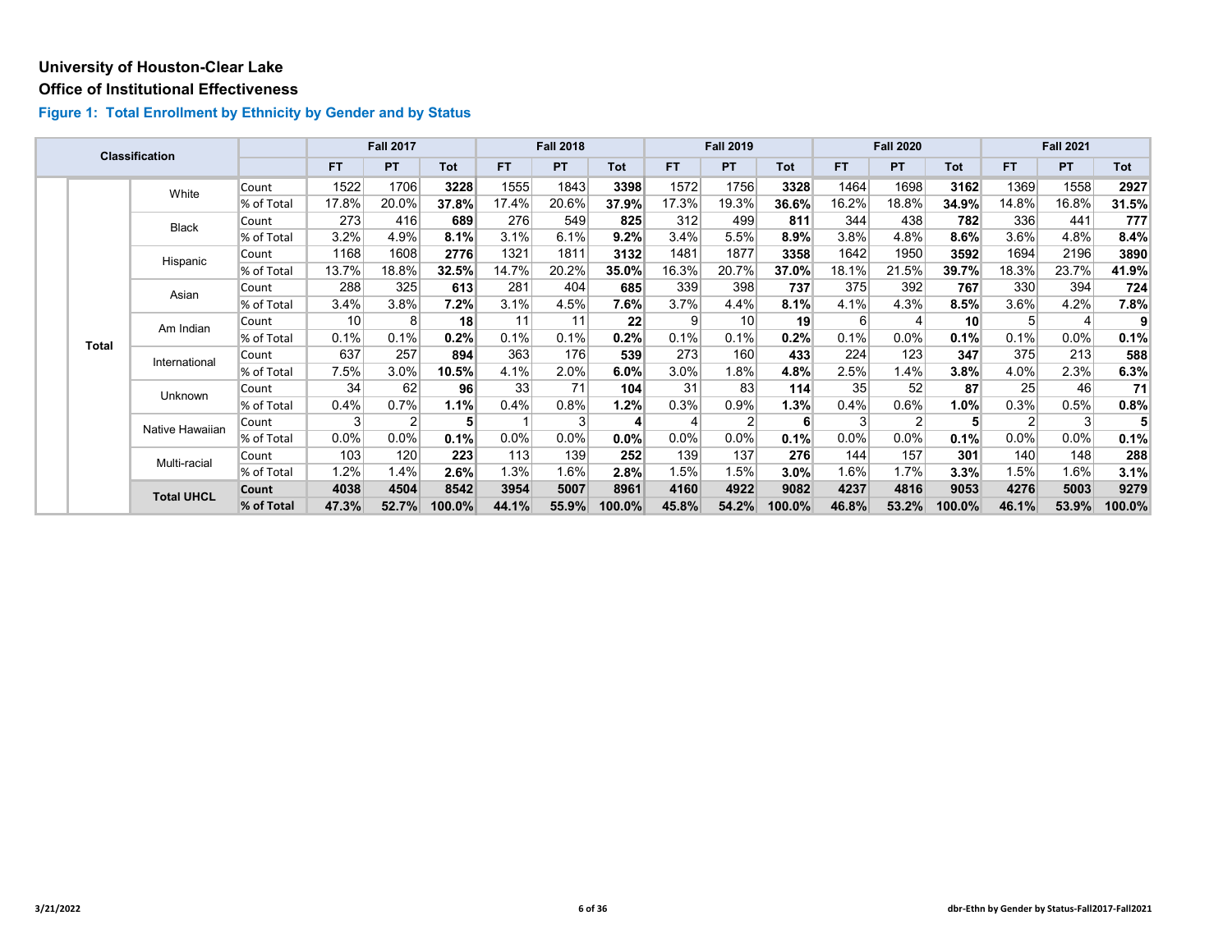**University of Houston-Clear Lake**

**Office of Institutional Effectiveness**

### Figure 1: Total Enrollment by Ethnicity by Gender and by Status

| Classification | | | | Fall 2017 | | | Fall 2018 | | | Fall 2019 | | | Fall 2020 | | | Fall 2021 | | |
|---|---|---|---|---|---|---|---|---|---|---|---|---|---|---|---|---|---|---|
| | | | | FT | PT | Tot | FT | PT | Tot | FT | PT | Tot | FT | PT | Tot | FT | PT | Tot |
| | Total | White | Count | 1522 | 1706 | **3228** | 1555 | 1843 | **3398** | 1572 | 1756 | **3328** | 1464 | 1698 | **3162** | 1369 | 1558 | **2927** |
| | | | % of Total | 17.8% | 20.0% | **37.8%** | 17.4% | 20.6% | **37.9%** | 17.3% | 19.3% | **36.6%** | 16.2% | 18.8% | **34.9%** | 14.8% | 16.8% | **31.5%** |
| | | Black | Count | 273 | 416 | **689** | 276 | 549 | **825** | 312 | 499 | **811** | 344 | 438 | **782** | 336 | 441 | **777** |
| | | | % of Total | 3.2% | 4.9% | **8.1%** | 3.1% | 6.1% | **9.2%** | 3.4% | 5.5% | **8.9%** | 3.8% | 4.8% | **8.6%** | 3.6% | 4.8% | **8.4%** |
| | | Hispanic | Count | 1168 | 1608 | **2776** | 1321 | 1811 | **3132** | 1481 | 1877 | **3358** | 1642 | 1950 | **3592** | 1694 | 2196 | **3890** |
| | | | % of Total | 13.7% | 18.8% | **32.5%** | 14.7% | 20.2% | **35.0%** | 16.3% | 20.7% | **37.0%** | 18.1% | 21.5% | **39.7%** | 18.3% | 23.7% | **41.9%** |
| | | Asian | Count | 288 | 325 | **613** | 281 | 404 | **685** | 339 | 398 | **737** | 375 | 392 | **767** | 330 | 394 | **724** |
| | | | % of Total | 3.4% | 3.8% | **7.2%** | 3.1% | 4.5% | **7.6%** | 3.7% | 4.4% | **8.1%** | 4.1% | 4.3% | **8.5%** | 3.6% | 4.2% | **7.8%** |
| | | Am Indian | Count | 10 | 8 | **18** | 11 | 11 | **22** | 9 | 10 | **19** | 6 | 4 | **10** | 5 | 4 | **9** |
| | | | % of Total | 0.1% | 0.1% | **0.2%** | 0.1% | 0.1% | **0.2%** | 0.1% | 0.1% | **0.2%** | 0.1% | 0.0% | **0.1%** | 0.1% | 0.0% | **0.1%** |
| | | International | Count | 637 | 257 | **894** | 363 | 176 | **539** | 273 | 160 | **433** | 224 | 123 | **347** | 375 | 213 | **588** |
| | | | % of Total | 7.5% | 3.0% | **10.5%** | 4.1% | 2.0% | **6.0%** | 3.0% | 1.8% | **4.8%** | 2.5% | 1.4% | **3.8%** | 4.0% | 2.3% | **6.3%** |
| | | Unknown | Count | 34 | 62 | **96** | 33 | 71 | **104** | 31 | 83 | **114** | 35 | 52 | **87** | 25 | 46 | **71** |
| | | | % of Total | 0.4% | 0.7% | **1.1%** | 0.4% | 0.8% | **1.2%** | 0.3% | 0.9% | **1.3%** | 0.4% | 0.6% | **1.0%** | 0.3% | 0.5% | **0.8%** |
| | | Native Hawaiian | Count | 3 | 2 | **5** | 1 | 3 | **4** | 4 | 2 | **6** | 3 | 2 | **5** | 2 | 3 | **5** |
| | | | % of Total | 0.0% | 0.0% | **0.1%** | 0.0% | 0.0% | **0.0%** | 0.0% | 0.0% | **0.1%** | 0.0% | 0.0% | **0.1%** | 0.0% | 0.0% | **0.1%** |
| | | Multi-racial | Count | 103 | 120 | **223** | 113 | 139 | **252** | 139 | 137 | **276** | 144 | 157 | **301** | 140 | 148 | **288** |
| | | | % of Total | 1.2% | 1.4% | **2.6%** | 1.3% | 1.6% | **2.8%** | 1.5% | 1.5% | **3.0%** | 1.6% | 1.7% | **3.3%** | 1.5% | 1.6% | **3.1%** |
| | | **Total UHCL** | **Count** | **4038** | **4504** | **8542** | **3954** | **5007** | **8961** | **4160** | **4922** | **9082** | **4237** | **4816** | **9053** | **4276** | **5003** | **9279** |
| | | | **% of Total** | **47.3%** | **52.7%** | **100.0%** | **44.1%** | **55.9%** | **100.0%** | **45.8%** | **54.2%** | **100.0%** | **46.8%** | **53.2%** | **100.0%** | **46.1%** | **53.9%** | **100.0%** |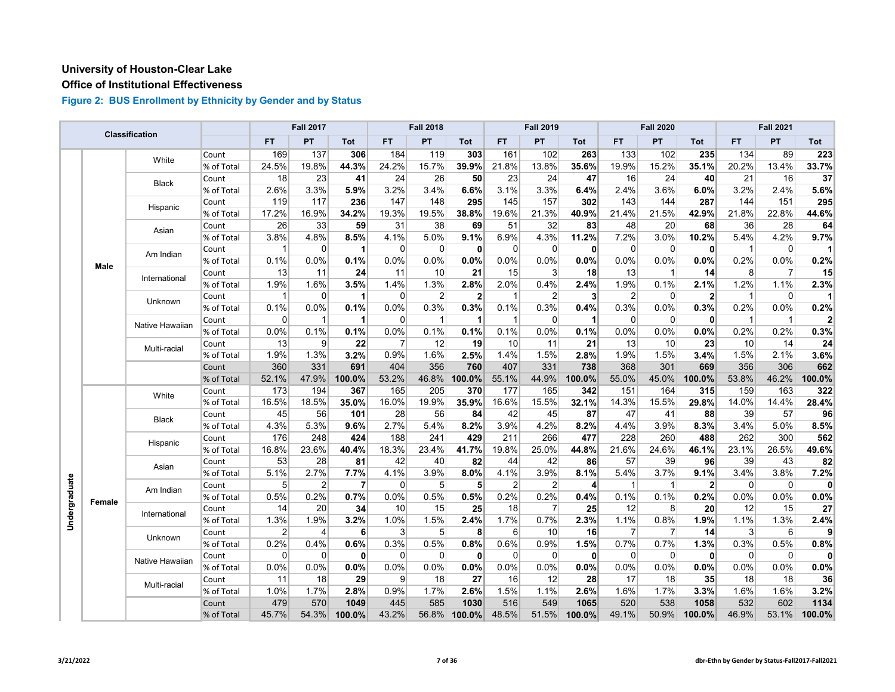**University of Houston-Clear Lake**

**Office of Institutional Effectiveness**

### Figure 2: BUS Enrollment by Ethnicity by Gender and by Status

| Classification | | | | Fall 2017 | | | Fall 2018 | | | Fall 2019 | | | Fall 2020 | | | Fall 2021 | | |
|---|---|---|---|---|---|---|---|---|---|---|---|---|---|---|---|---|---|---|
| | | | | FT | PT | Tot | FT | PT | Tot | FT | PT | Tot | FT | PT | Tot | FT | PT | Tot |
| Undergraduate | Male | White | Count | 169 | 137 | **306** | 184 | 119 | **303** | 161 | 102 | **263** | 133 | 102 | **235** | 134 | 89 | **223** |
| | | | % of Total | 24.5% | 19.8% | **44.3%** | 24.2% | 15.7% | **39.9%** | 21.8% | 13.8% | **35.6%** | 19.9% | 15.2% | **35.1%** | 20.2% | 13.4% | **33.7%** |
| | | Black | Count | 18 | 23 | **41** | 24 | 26 | **50** | 23 | 24 | **47** | 16 | 24 | **40** | 21 | 16 | **37** |
| | | | % of Total | 2.6% | 3.3% | **5.9%** | 3.2% | 3.4% | **6.6%** | 3.1% | 3.3% | **6.4%** | 2.4% | 3.6% | **6.0%** | 3.2% | 2.4% | **5.6%** |
| | | Hispanic | Count | 119 | 117 | **236** | 147 | 148 | **295** | 145 | 157 | **302** | 143 | 144 | **287** | 144 | 151 | **295** |
| | | | % of Total | 17.2% | 16.9% | **34.2%** | 19.3% | 19.5% | **38.8%** | 19.6% | 21.3% | **40.9%** | 21.4% | 21.5% | **42.9%** | 21.8% | 22.8% | **44.6%** |
| | | Asian | Count | 26 | 33 | **59** | 31 | 38 | **69** | 51 | 32 | **83** | 48 | 20 | **68** | 36 | 28 | **64** |
| | | | % of Total | 3.8% | 4.8% | **8.5%** | 4.1% | 5.0% | **9.1%** | 6.9% | 4.3% | **11.2%** | 7.2% | 3.0% | **10.2%** | 5.4% | 4.2% | **9.7%** |
| | | Am Indian | Count | 1 | 0 | **1** | 0 | 0 | **0** | 0 | 0 | **0** | 0 | 0 | **0** | 1 | 0 | **1** |
| | | | % of Total | 0.1% | 0.0% | **0.1%** | 0.0% | 0.0% | **0.0%** | 0.0% | 0.0% | **0.0%** | 0.0% | 0.0% | **0.0%** | 0.2% | 0.0% | **0.2%** |
| | | International | Count | 13 | 11 | **24** | 11 | 10 | **21** | 15 | 3 | **18** | 13 | 1 | **14** | 8 | 7 | **15** |
| | | | % of Total | 1.9% | 1.6% | **3.5%** | 1.4% | 1.3% | **2.8%** | 2.0% | 0.4% | **2.4%** | 1.9% | 0.1% | **2.1%** | 1.2% | 1.1% | **2.3%** |
| | | Unknown | Count | 1 | 0 | **1** | 0 | 2 | **2** | 1 | 2 | **3** | 2 | 0 | **2** | 1 | 0 | **1** |
| | | | % of Total | 0.1% | 0.0% | **0.1%** | 0.0% | 0.3% | **0.3%** | 0.1% | 0.3% | **0.4%** | 0.3% | 0.0% | **0.3%** | 0.2% | 0.0% | **0.2%** |
| | | Native Hawaiian | Count | 0 | 1 | **1** | 0 | 1 | **1** | 1 | 0 | **1** | 0 | 0 | **0** | 1 | 1 | **2** |
| | | | % of Total | 0.0% | 0.1% | **0.1%** | 0.0% | 0.1% | **0.1%** | 0.1% | 0.0% | **0.1%** | 0.0% | 0.0% | **0.0%** | 0.2% | 0.2% | **0.3%** |
| | | Multi-racial | Count | 13 | 9 | **22** | 7 | 12 | **19** | 10 | 11 | **21** | 13 | 10 | **23** | 10 | 14 | **24** |
| | | | % of Total | 1.9% | 1.3% | **3.2%** | 0.9% | 1.6% | **2.5%** | 1.4% | 1.5% | **2.8%** | 1.9% | 1.5% | **3.4%** | 1.5% | 2.1% | **3.6%** |
| | | | Count | 360 | 331 | **691** | 404 | 356 | **760** | 407 | 331 | **738** | 368 | 301 | **669** | 356 | 306 | **662** |
| | | | % of Total | 52.1% | 47.9% | **100.0%** | 53.2% | 46.8% | **100.0%** | 55.1% | 44.9% | **100.0%** | 55.0% | 45.0% | **100.0%** | 53.8% | 46.2% | **100.0%** |
| | Female | White | Count | 173 | 194 | **367** | 165 | 205 | **370** | 177 | 165 | **342** | 151 | 164 | **315** | 159 | 163 | **322** |
| | | | % of Total | 16.5% | 18.5% | **35.0%** | 16.0% | 19.9% | **35.9%** | 16.6% | 15.5% | **32.1%** | 14.3% | 15.5% | **29.8%** | 14.0% | 14.4% | **28.4%** |
| | | Black | Count | 45 | 56 | **101** | 28 | 56 | **84** | 42 | 45 | **87** | 47 | 41 | **88** | 39 | 57 | **96** |
| | | | % of Total | 4.3% | 5.3% | **9.6%** | 2.7% | 5.4% | **8.2%** | 3.9% | 4.2% | **8.2%** | 4.4% | 3.9% | **8.3%** | 3.4% | 5.0% | **8.5%** |
| | | Hispanic | Count | 176 | 248 | **424** | 188 | 241 | **429** | 211 | 266 | **477** | 228 | 260 | **488** | 262 | 300 | **562** |
| | | | % of Total | 16.8% | 23.6% | **40.4%** | 18.3% | 23.4% | **41.7%** | 19.8% | 25.0% | **44.8%** | 21.6% | 24.6% | **46.1%** | 23.1% | 26.5% | **49.6%** |
| | | Asian | Count | 53 | 28 | **81** | 42 | 40 | **82** | 44 | 42 | **86** | 57 | 39 | **96** | 39 | 43 | **82** |
| | | | % of Total | 5.1% | 2.7% | **7.7%** | 4.1% | 3.9% | **8.0%** | 4.1% | 3.9% | **8.1%** | 5.4% | 3.7% | **9.1%** | 3.4% | 3.8% | **7.2%** |
| | | Am Indian | Count | 5 | 2 | **7** | 0 | 5 | **5** | 2 | 2 | **4** | 1 | 1 | **2** | 0 | 0 | **0** |
| | | | % of Total | 0.5% | 0.2% | **0.7%** | 0.0% | 0.5% | **0.5%** | 0.2% | 0.2% | **0.4%** | 0.1% | 0.1% | **0.2%** | 0.0% | 0.0% | **0.0%** |
| | | International | Count | 14 | 20 | **34** | 10 | 15 | **25** | 18 | 7 | **25** | 12 | 8 | **20** | 12 | 15 | **27** |
| | | | % of Total | 1.3% | 1.9% | **3.2%** | 1.0% | 1.5% | **2.4%** | 1.7% | 0.7% | **2.3%** | 1.1% | 0.8% | **1.9%** | 1.1% | 1.3% | **2.4%** |
| | | Unknown | Count | 2 | 4 | **6** | 3 | 5 | **8** | 6 | 10 | **16** | 7 | 7 | **14** | 3 | 6 | **9** |
| | | | % of Total | 0.2% | 0.4% | **0.6%** | 0.3% | 0.5% | **0.8%** | 0.6% | 0.9% | **1.5%** | 0.7% | 0.7% | **1.3%** | 0.3% | 0.5% | **0.8%** |
| | | Native Hawaiian | Count | 0 | 0 | **0** | 0 | 0 | **0** | 0 | 0 | **0** | 0 | 0 | **0** | 0 | 0 | **0** |
| | | | % of Total | 0.0% | 0.0% | **0.0%** | 0.0% | 0.0% | **0.0%** | 0.0% | 0.0% | **0.0%** | 0.0% | 0.0% | **0.0%** | 0.0% | 0.0% | **0.0%** |
| | | Multi-racial | Count | 11 | 18 | **29** | 9 | 18 | **27** | 16 | 12 | **28** | 17 | 18 | **35** | 18 | 18 | **36** |
| | | | % of Total | 1.0% | 1.7% | **2.8%** | 0.9% | 1.7% | **2.6%** | 1.5% | 1.1% | **2.6%** | 1.6% | 1.7% | **3.3%** | 1.6% | 1.6% | **3.2%** |
| | | | Count | 479 | 570 | **1049** | 445 | 585 | **1030** | 516 | 549 | **1065** | 520 | 538 | **1058** | 532 | 602 | **1134** |
| | | | % of Total | 45.7% | 54.3% | **100.0%** | 43.2% | 56.8% | **100.0%** | 48.5% | 51.5% | **100.0%** | 49.1% | 50.9% | **100.0%** | 46.9% | 53.1% | **100.0%** |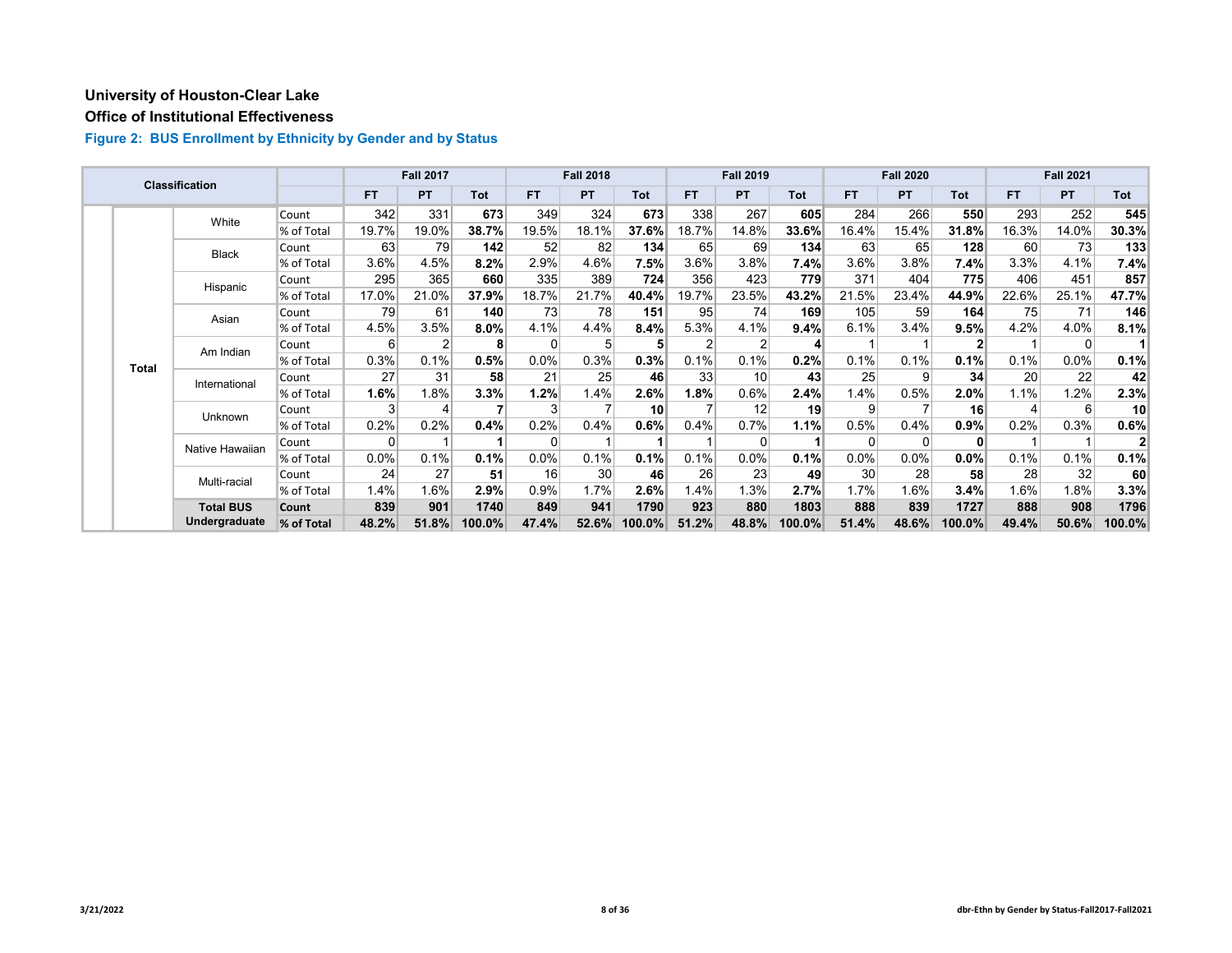## University of Houston-Clear Lake

## Office of Institutional Effectiveness

### Figure 2: BUS Enrollment by Ethnicity by Gender and by Status

| Classification | | | | Fall 2017 | | | Fall 2018 | | | Fall 2019 | | | Fall 2020 | | | Fall 2021 | | |
|---|---|---|---|---|---|---|---|---|---|---|---|---|---|---|---|---|---|---|
| | | | | FT | PT | Tot | FT | PT | Tot | FT | PT | Tot | FT | PT | Tot | FT | PT | Tot |
| | Total | White | Count | 342 | 331 | **673** | 349 | 324 | **673** | 338 | 267 | **605** | 284 | 266 | **550** | 293 | 252 | **545** |
| | | | % of Total | 19.7% | 19.0% | **38.7%** | 19.5% | 18.1% | **37.6%** | 18.7% | 14.8% | **33.6%** | 16.4% | 15.4% | **31.8%** | 16.3% | 14.0% | **30.3%** |
| | | Black | Count | 63 | 79 | **142** | 52 | 82 | **134** | 65 | 69 | **134** | 63 | 65 | **128** | 60 | 73 | **133** |
| | | | % of Total | 3.6% | 4.5% | **8.2%** | 2.9% | 4.6% | **7.5%** | 3.6% | 3.8% | **7.4%** | 3.6% | 3.8% | **7.4%** | 3.3% | 4.1% | **7.4%** |
| | | Hispanic | Count | 295 | 365 | **660** | 335 | 389 | **724** | 356 | 423 | **779** | 371 | 404 | **775** | 406 | 451 | **857** |
| | | | % of Total | 17.0% | 21.0% | **37.9%** | 18.7% | 21.7% | **40.4%** | 19.7% | 23.5% | **43.2%** | 21.5% | 23.4% | **44.9%** | 22.6% | 25.1% | **47.7%** |
| | | Asian | Count | 79 | 61 | **140** | 73 | 78 | **151** | 95 | 74 | **169** | 105 | 59 | **164** | 75 | 71 | **146** |
| | | | % of Total | 4.5% | 3.5% | **8.0%** | 4.1% | 4.4% | **8.4%** | 5.3% | 4.1% | **9.4%** | 6.1% | 3.4% | **9.5%** | 4.2% | 4.0% | **8.1%** |
| | | Am Indian | Count | 6 | 2 | **8** | 0 | 5 | **5** | 2 | 2 | **4** | 1 | 1 | **2** | 1 | 0 | **1** |
| | | | % of Total | 0.3% | 0.1% | **0.5%** | 0.0% | 0.3% | **0.3%** | 0.1% | 0.1% | **0.2%** | 0.1% | 0.1% | **0.1%** | 0.1% | 0.0% | **0.1%** |
| | | International | Count | 27 | 31 | **58** | 21 | 25 | **46** | 33 | 10 | **43** | 25 | 9 | **34** | 20 | 22 | **42** |
| | | | % of Total | **1.6%** | 1.8% | **3.3%** | **1.2%** | 1.4% | **2.6%** | **1.8%** | 0.6% | **2.4%** | 1.4% | 0.5% | **2.0%** | 1.1% | 1.2% | **2.3%** |
| | | Unknown | Count | 3 | 4 | **7** | 3 | 7 | **10** | 7 | 12 | **19** | 9 | 7 | **16** | 4 | 6 | **10** |
| | | | % of Total | 0.2% | 0.2% | **0.4%** | 0.2% | 0.4% | **0.6%** | 0.4% | 0.7% | **1.1%** | 0.5% | 0.4% | **0.9%** | 0.2% | 0.3% | **0.6%** |
| | | Native Hawaiian | Count | 0 | 1 | **1** | 0 | 1 | **1** | 1 | 0 | **1** | 0 | 0 | **0** | 1 | 1 | **2** |
| | | | % of Total | 0.0% | 0.1% | **0.1%** | 0.0% | 0.1% | **0.1%** | 0.1% | 0.0% | **0.1%** | 0.0% | 0.0% | **0.0%** | 0.1% | 0.1% | **0.1%** |
| | | Multi-racial | Count | 24 | 27 | **51** | 16 | 30 | **46** | 26 | 23 | **49** | 30 | 28 | **58** | 28 | 32 | **60** |
| | | | % of Total | 1.4% | 1.6% | **2.9%** | 0.9% | 1.7% | **2.6%** | 1.4% | 1.3% | **2.7%** | 1.7% | 1.6% | **3.4%** | 1.6% | 1.8% | **3.3%** |
| | | **Total BUS Undergraduate** | **Count** | **839** | **901** | **1740** | **849** | **941** | **1790** | **923** | **880** | **1803** | **888** | **839** | **1727** | **888** | **908** | **1796** |
| | | | **% of Total** | **48.2%** | **51.8%** | **100.0%** | **47.4%** | **52.6%** | **100.0%** | **51.2%** | **48.8%** | **100.0%** | **51.4%** | **48.6%** | **100.0%** | **49.4%** | **50.6%** | **100.0%** |

3/21/2022 dbr-Ethn by Gender by Status-Fall2017-Fall2021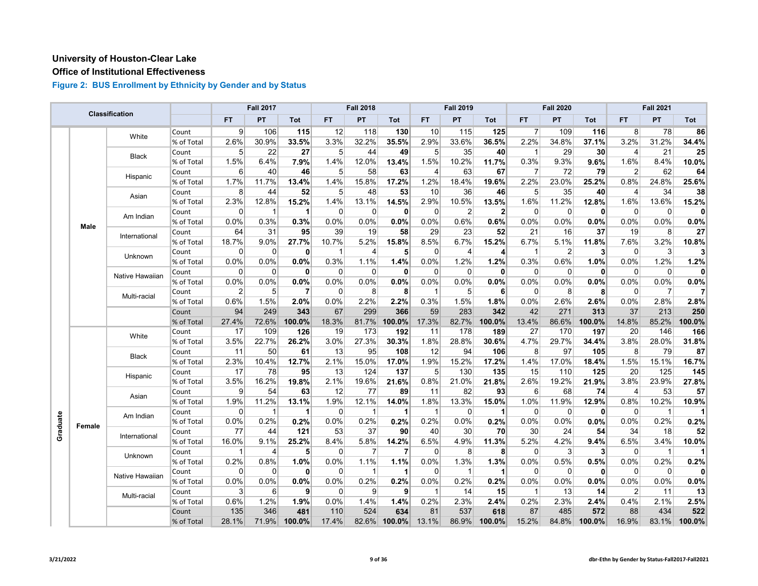**University of Houston-Clear Lake**

**Office of Institutional Effectiveness**

### Figure 2: BUS Enrollment by Ethnicity by Gender and by Status

| Classification | | | | Fall 2017 | | | Fall 2018 | | | Fall 2019 | | | Fall 2020 | | | Fall 2021 | | |
|---|---|---|---|---|---|---|---|---|---|---|---|---|---|---|---|---|---|---|
| | | | | FT | PT | Tot | FT | PT | Tot | FT | PT | Tot | FT | PT | Tot | FT | PT | Tot |
| Graduate | Male | White | Count | 9 | 106 | **115** | 12 | 118 | **130** | 10 | 115 | **125** | 7 | 109 | **116** | 8 | 78 | **86** |
| | | | % of Total | 2.6% | 30.9% | **33.5%** | 3.3% | 32.2% | **35.5%** | 2.9% | 33.6% | **36.5%** | 2.2% | 34.8% | **37.1%** | 3.2% | 31.2% | **34.4%** |
| | | Black | Count | 5 | 22 | **27** | 5 | 44 | **49** | 5 | 35 | **40** | 1 | 29 | **30** | 4 | 21 | **25** |
| | | | % of Total | 1.5% | 6.4% | **7.9%** | 1.4% | 12.0% | **13.4%** | 1.5% | 10.2% | **11.7%** | 0.3% | 9.3% | **9.6%** | 1.6% | 8.4% | **10.0%** |
| | | Hispanic | Count | 6 | 40 | **46** | 5 | 58 | **63** | 4 | 63 | **67** | 7 | 72 | **79** | 2 | 62 | **64** |
| | | | % of Total | 1.7% | 11.7% | **13.4%** | 1.4% | 15.8% | **17.2%** | 1.2% | 18.4% | **19.6%** | 2.2% | 23.0% | **25.2%** | 0.8% | 24.8% | **25.6%** |
| | | Asian | Count | 8 | 44 | **52** | 5 | 48 | **53** | 10 | 36 | **46** | 5 | 35 | **40** | 4 | 34 | **38** |
| | | | % of Total | 2.3% | 12.8% | **15.2%** | 1.4% | 13.1% | **14.5%** | 2.9% | 10.5% | **13.5%** | 1.6% | 11.2% | **12.8%** | 1.6% | 13.6% | **15.2%** |
| | | Am Indian | Count | 0 | 1 | **1** | 0 | 0 | **0** | 0 | 2 | **2** | 0 | 0 | **0** | 0 | 0 | **0** |
| | | | % of Total | 0.0% | 0.3% | **0.3%** | 0.0% | 0.0% | **0.0%** | 0.0% | 0.6% | **0.6%** | 0.0% | 0.0% | **0.0%** | 0.0% | 0.0% | **0.0%** |
| | | International | Count | 64 | 31 | **95** | 39 | 19 | **58** | 29 | 23 | **52** | 21 | 16 | **37** | 19 | 8 | **27** |
| | | | % of Total | 18.7% | 9.0% | **27.7%** | 10.7% | 5.2% | **15.8%** | 8.5% | 6.7% | **15.2%** | 6.7% | 5.1% | **11.8%** | 7.6% | 3.2% | **10.8%** |
| | | Unknown | Count | 0 | 0 | **0** | 1 | 4 | **5** | 0 | 4 | **4** | 1 | 2 | **3** | 0 | 3 | **3** |
| | | | % of Total | 0.0% | 0.0% | **0.0%** | 0.3% | 1.1% | **1.4%** | 0.0% | 1.2% | **1.2%** | 0.3% | 0.6% | **1.0%** | 0.0% | 1.2% | **1.2%** |
| | | Native Hawaiian | Count | 0 | 0 | **0** | 0 | 0 | **0** | 0 | 0 | **0** | 0 | 0 | **0** | 0 | 0 | **0** |
| | | | % of Total | 0.0% | 0.0% | **0.0%** | 0.0% | 0.0% | **0.0%** | 0.0% | 0.0% | **0.0%** | 0.0% | 0.0% | **0.0%** | 0.0% | 0.0% | **0.0%** |
| | | Multi-racial | Count | 2 | 5 | **7** | 0 | 8 | **8** | 1 | 5 | **6** | 0 | 8 | **8** | 0 | 7 | **7** |
| | | | % of Total | 0.6% | 1.5% | **2.0%** | 0.0% | 2.2% | **2.2%** | 0.3% | 1.5% | **1.8%** | 0.0% | 2.6% | **2.6%** | 0.0% | 2.8% | **2.8%** |
| | | | Count | 94 | 249 | **343** | 67 | 299 | **366** | 59 | 283 | **342** | 42 | 271 | **313** | 37 | 213 | **250** |
| | | | % of Total | 27.4% | 72.6% | **100.0%** | 18.3% | 81.7% | **100.0%** | 17.3% | 82.7% | **100.0%** | 13.4% | 86.6% | **100.0%** | 14.8% | 85.2% | **100.0%** |
| | Female | White | Count | 17 | 109 | **126** | 19 | 173 | **192** | 11 | 178 | **189** | 27 | 170 | **197** | 20 | 146 | **166** |
| | | | % of Total | 3.5% | 22.7% | **26.2%** | 3.0% | 27.3% | **30.3%** | 1.8% | 28.8% | **30.6%** | 4.7% | 29.7% | **34.4%** | 3.8% | 28.0% | **31.8%** |
| | | Black | Count | 11 | 50 | **61** | 13 | 95 | **108** | 12 | 94 | **106** | 8 | 97 | **105** | 8 | 79 | **87** |
| | | | % of Total | 2.3% | 10.4% | **12.7%** | 2.1% | 15.0% | **17.0%** | 1.9% | 15.2% | **17.2%** | 1.4% | 17.0% | **18.4%** | 1.5% | 15.1% | **16.7%** |
| | | Hispanic | Count | 17 | 78 | **95** | 13 | 124 | **137** | 5 | 130 | **135** | 15 | 110 | **125** | 20 | 125 | **145** |
| | | | % of Total | 3.5% | 16.2% | **19.8%** | 2.1% | 19.6% | **21.6%** | 0.8% | 21.0% | **21.8%** | 2.6% | 19.2% | **21.9%** | 3.8% | 23.9% | **27.8%** |
| | | Asian | Count | 9 | 54 | **63** | 12 | 77 | **89** | 11 | 82 | **93** | 6 | 68 | **74** | 4 | 53 | **57** |
| | | | % of Total | 1.9% | 11.2% | **13.1%** | 1.9% | 12.1% | **14.0%** | 1.8% | 13.3% | **15.0%** | 1.0% | 11.9% | **12.9%** | 0.8% | 10.2% | **10.9%** |
| | | Am Indian | Count | 0 | 1 | **1** | 0 | 1 | **1** | 1 | 0 | **1** | 0 | 0 | **0** | 0 | 1 | **1** |
| | | | % of Total | 0.0% | 0.2% | **0.2%** | 0.0% | 0.2% | **0.2%** | 0.2% | 0.0% | **0.2%** | 0.0% | 0.0% | **0.0%** | 0.0% | 0.2% | **0.2%** |
| | | International | Count | 77 | 44 | **121** | 53 | 37 | **90** | 40 | 30 | **70** | 30 | 24 | **54** | 34 | 18 | **52** |
| | | | % of Total | 16.0% | 9.1% | **25.2%** | 8.4% | 5.8% | **14.2%** | 6.5% | 4.9% | **11.3%** | 5.2% | 4.2% | **9.4%** | 6.5% | 3.4% | **10.0%** |
| | | Unknown | Count | 1 | 4 | **5** | 0 | 7 | **7** | 0 | 8 | **8** | 0 | 3 | **3** | 0 | 1 | **1** |
| | | | % of Total | 0.2% | 0.8% | **1.0%** | 0.0% | 1.1% | **1.1%** | 0.0% | 1.3% | **1.3%** | 0.0% | 0.5% | **0.5%** | 0.0% | 0.2% | **0.2%** |
| | | Native Hawaiian | Count | 0 | 0 | **0** | 0 | 1 | **1** | 0 | 1 | **1** | 0 | 0 | **0** | 0 | 0 | **0** |
| | | | % of Total | 0.0% | 0.0% | **0.0%** | 0.0% | 0.2% | **0.2%** | 0.0% | 0.2% | **0.2%** | 0.0% | 0.0% | **0.0%** | 0.0% | 0.0% | **0.0%** |
| | | Multi-racial | Count | 3 | 6 | **9** | 0 | 9 | **9** | 1 | 14 | **15** | 1 | 13 | **14** | 2 | 11 | **13** |
| | | | % of Total | 0.6% | 1.2% | **1.9%** | 0.0% | 1.4% | **1.4%** | 0.2% | 2.3% | **2.4%** | 0.2% | 2.3% | **2.4%** | 0.4% | 2.1% | **2.5%** |
| | | | Count | 135 | 346 | **481** | 110 | 524 | **634** | 81 | 537 | **618** | 87 | 485 | **572** | 88 | 434 | **522** |
| | | | % of Total | 28.1% | 71.9% | **100.0%** | 17.4% | 82.6% | **100.0%** | 13.1% | 86.9% | **100.0%** | 15.2% | 84.8% | **100.0%** | 16.9% | 83.1% | **100.0%** |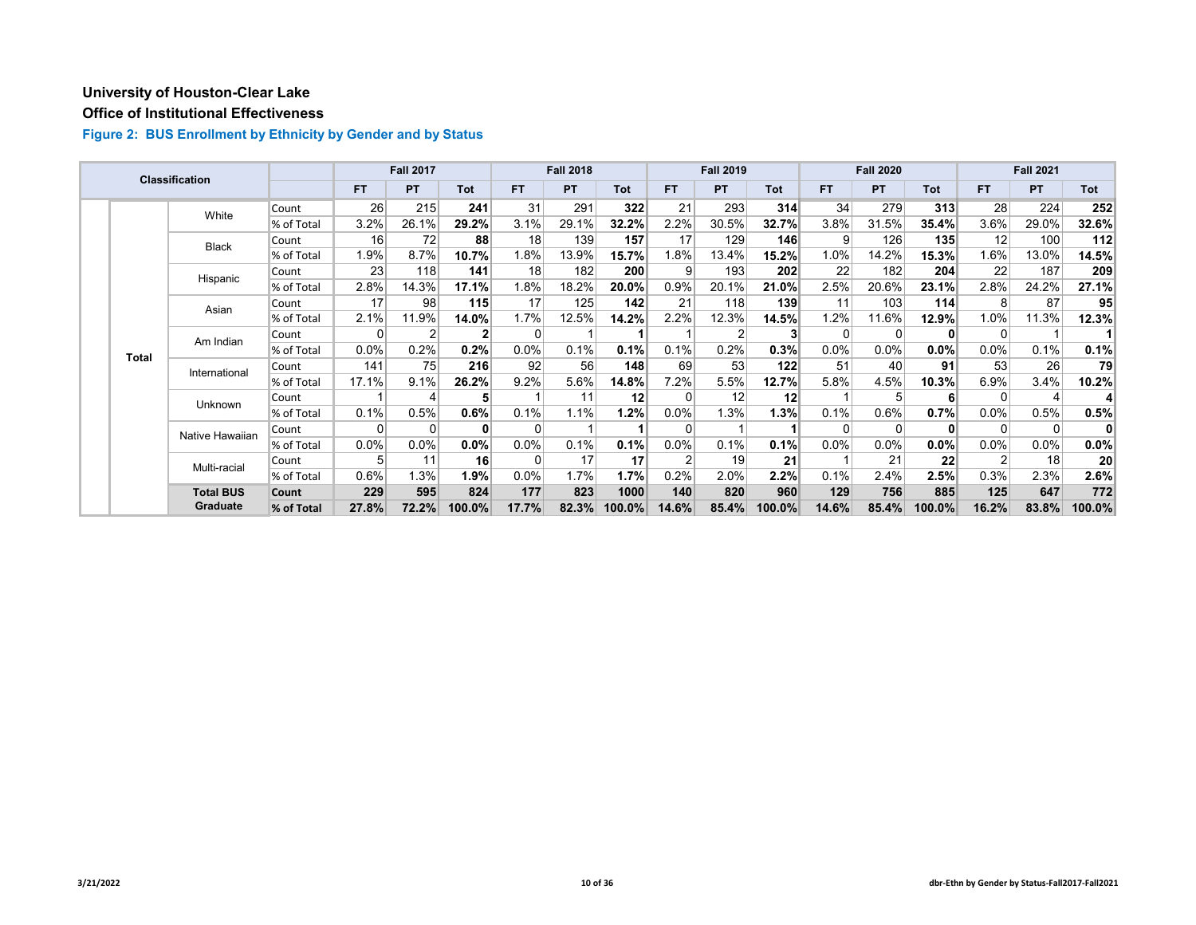**University of Houston-Clear Lake**

**Office of Institutional Effectiveness**

### Figure 2: BUS Enrollment by Ethnicity by Gender and by Status

| Classification | | | | Fall 2017 | | | Fall 2018 | | | Fall 2019 | | | Fall 2020 | | | Fall 2021 | | |
|---|---|---|---|---|---|---|---|---|---|---|---|---|---|---|---|---|---|---|
| | | | | FT | PT | Tot | FT | PT | Tot | FT | PT | Tot | FT | PT | Tot | FT | PT | Tot |
| | Total | White | Count | 26 | 215 | **241** | 31 | 291 | **322** | 21 | 293 | **314** | 34 | 279 | **313** | 28 | 224 | **252** |
| | | | % of Total | 3.2% | 26.1% | **29.2%** | 3.1% | 29.1% | **32.2%** | 2.2% | 30.5% | **32.7%** | 3.8% | 31.5% | **35.4%** | 3.6% | 29.0% | **32.6%** |
| | | Black | Count | 16 | 72 | **88** | 18 | 139 | **157** | 17 | 129 | **146** | 9 | 126 | **135** | 12 | 100 | **112** |
| | | | % of Total | 1.9% | 8.7% | **10.7%** | 1.8% | 13.9% | **15.7%** | 1.8% | 13.4% | **15.2%** | 1.0% | 14.2% | **15.3%** | 1.6% | 13.0% | **14.5%** |
| | | Hispanic | Count | 23 | 118 | **141** | 18 | 182 | **200** | 9 | 193 | **202** | 22 | 182 | **204** | 22 | 187 | **209** |
| | | | % of Total | 2.8% | 14.3% | **17.1%** | 1.8% | 18.2% | **20.0%** | 0.9% | 20.1% | **21.0%** | 2.5% | 20.6% | **23.1%** | 2.8% | 24.2% | **27.1%** |
| | | Asian | Count | 17 | 98 | **115** | 17 | 125 | **142** | 21 | 118 | **139** | 11 | 103 | **114** | 8 | 87 | **95** |
| | | | % of Total | 2.1% | 11.9% | **14.0%** | 1.7% | 12.5% | **14.2%** | 2.2% | 12.3% | **14.5%** | 1.2% | 11.6% | **12.9%** | 1.0% | 11.3% | **12.3%** |
| | | Am Indian | Count | 0 | 2 | **2** | 0 | 1 | **1** | 1 | 2 | **3** | 0 | 0 | **0** | 0 | 1 | **1** |
| | | | % of Total | 0.0% | 0.2% | **0.2%** | 0.0% | 0.1% | **0.1%** | 0.1% | 0.2% | **0.3%** | 0.0% | 0.0% | **0.0%** | 0.0% | 0.1% | **0.1%** |
| | | International | Count | 141 | 75 | **216** | 92 | 56 | **148** | 69 | 53 | **122** | 51 | 40 | **91** | 53 | 26 | **79** |
| | | | % of Total | 17.1% | 9.1% | **26.2%** | 9.2% | 5.6% | **14.8%** | 7.2% | 5.5% | **12.7%** | 5.8% | 4.5% | **10.3%** | 6.9% | 3.4% | **10.2%** |
| | | Unknown | Count | 1 | 4 | **5** | 1 | 11 | **12** | 0 | 12 | **12** | 1 | 5 | **6** | 0 | 4 | **4** |
| | | | % of Total | 0.1% | 0.5% | **0.6%** | 0.1% | 1.1% | **1.2%** | 0.0% | 1.3% | **1.3%** | 0.1% | 0.6% | **0.7%** | 0.0% | 0.5% | **0.5%** |
| | | Native Hawaiian | Count | 0 | 0 | **0** | 0 | 1 | **1** | 0 | 1 | **1** | 0 | 0 | **0** | 0 | 0 | **0** |
| | | | % of Total | 0.0% | 0.0% | **0.0%** | 0.0% | 0.1% | **0.1%** | 0.0% | 0.1% | **0.1%** | 0.0% | 0.0% | **0.0%** | 0.0% | 0.0% | **0.0%** |
| | | Multi-racial | Count | 5 | 11 | **16** | 0 | 17 | **17** | 2 | 19 | **21** | 1 | 21 | **22** | 2 | 18 | **20** |
| | | | % of Total | 0.6% | 1.3% | **1.9%** | 0.0% | 1.7% | **1.7%** | 0.2% | 2.0% | **2.2%** | 0.1% | 2.4% | **2.5%** | 0.3% | 2.3% | **2.6%** |
| | | **Total BUS Graduate** | **Count** | **229** | **595** | **824** | **177** | **823** | **1000** | **140** | **820** | **960** | **129** | **756** | **885** | **125** | **647** | **772** |
| | | | **% of Total** | **27.8%** | **72.2%** | **100.0%** | **17.7%** | **82.3%** | **100.0%** | **14.6%** | **85.4%** | **100.0%** | **14.6%** | **85.4%** | **100.0%** | **16.2%** | **83.8%** | **100.0%** |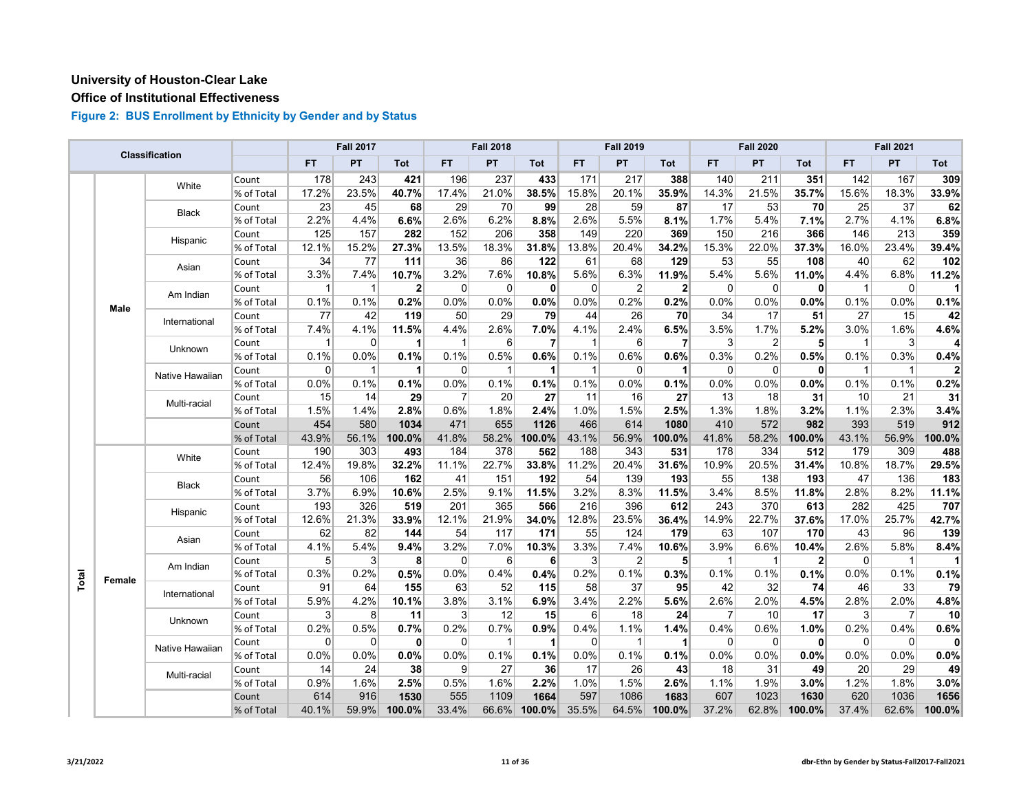**University of Houston-Clear Lake**

**Office of Institutional Effectiveness**

**Figure 2: BUS Enrollment by Ethnicity by Gender and by Status**

| Classification | | | | Fall 2017 | | | Fall 2018 | | | Fall 2019 | | | Fall 2020 | | | Fall 2021 | | |
|---|---|---|---|---|---|---|---|---|---|---|---|---|---|---|---|---|---|---|
| | | | | FT | PT | Tot | FT | PT | Tot | FT | PT | Tot | FT | PT | Tot | FT | PT | Tot |
| Total | Male | White | Count | 178 | 243 | **421** | 196 | 237 | **433** | 171 | 217 | **388** | 140 | 211 | **351** | 142 | 167 | **309** |
| | | | % of Total | 17.2% | 23.5% | **40.7%** | 17.4% | 21.0% | **38.5%** | 15.8% | 20.1% | **35.9%** | 14.3% | 21.5% | **35.7%** | 15.6% | 18.3% | **33.9%** |
| | | Black | Count | 23 | 45 | **68** | 29 | 70 | **99** | 28 | 59 | **87** | 17 | 53 | **70** | 25 | 37 | **62** |
| | | | % of Total | 2.2% | 4.4% | **6.6%** | 2.6% | 6.2% | **8.8%** | 2.6% | 5.5% | **8.1%** | 1.7% | 5.4% | **7.1%** | 2.7% | 4.1% | **6.8%** |
| | | Hispanic | Count | 125 | 157 | **282** | 152 | 206 | **358** | 149 | 220 | **369** | 150 | 216 | **366** | 146 | 213 | **359** |
| | | | % of Total | 12.1% | 15.2% | **27.3%** | 13.5% | 18.3% | **31.8%** | 13.8% | 20.4% | **34.2%** | 15.3% | 22.0% | **37.3%** | 16.0% | 23.4% | **39.4%** |
| | | Asian | Count | 34 | 77 | **111** | 36 | 86 | **122** | 61 | 68 | **129** | 53 | 55 | **108** | 40 | 62 | **102** |
| | | | % of Total | 3.3% | 7.4% | **10.7%** | 3.2% | 7.6% | **10.8%** | 5.6% | 6.3% | **11.9%** | 5.4% | 5.6% | **11.0%** | 4.4% | 6.8% | **11.2%** |
| | | Am Indian | Count | 1 | 1 | **2** | 0 | 0 | **0** | 0 | 2 | **2** | 0 | 0 | **0** | 1 | 0 | **1** |
| | | | % of Total | 0.1% | 0.1% | **0.2%** | 0.0% | 0.0% | **0.0%** | 0.0% | 0.2% | **0.2%** | 0.0% | 0.0% | **0.0%** | 0.1% | 0.0% | **0.1%** |
| | | International | Count | 77 | 42 | **119** | 50 | 29 | **79** | 44 | 26 | **70** | 34 | 17 | **51** | 27 | 15 | **42** |
| | | | % of Total | 7.4% | 4.1% | **11.5%** | 4.4% | 2.6% | **7.0%** | 4.1% | 2.4% | **6.5%** | 3.5% | 1.7% | **5.2%** | 3.0% | 1.6% | **4.6%** |
| | | Unknown | Count | 1 | 0 | **1** | 1 | 6 | **7** | 1 | 6 | **7** | 3 | 2 | **5** | 1 | 3 | **4** |
| | | | % of Total | 0.1% | 0.0% | **0.1%** | 0.1% | 0.5% | **0.6%** | 0.1% | 0.6% | **0.6%** | 0.3% | 0.2% | **0.5%** | 0.1% | 0.3% | **0.4%** |
| | | Native Hawaiian | Count | 0 | 1 | **1** | 0 | 1 | **1** | 1 | 0 | **1** | 0 | 0 | **0** | 1 | 1 | **2** |
| | | | % of Total | 0.0% | 0.1% | **0.1%** | 0.0% | 0.1% | **0.1%** | 0.1% | 0.0% | **0.1%** | 0.0% | 0.0% | **0.0%** | 0.1% | 0.1% | **0.2%** |
| | | Multi-racial | Count | 15 | 14 | **29** | 7 | 20 | **27** | 11 | 16 | **27** | 13 | 18 | **31** | 10 | 21 | **31** |
| | | | % of Total | 1.5% | 1.4% | **2.8%** | 0.6% | 1.8% | **2.4%** | 1.0% | 1.5% | **2.5%** | 1.3% | 1.8% | **3.2%** | 1.1% | 2.3% | **3.4%** |
| | | | Count | 454 | 580 | **1034** | 471 | 655 | **1126** | 466 | 614 | **1080** | 410 | 572 | **982** | 393 | 519 | **912** |
| | | | % of Total | 43.9% | 56.1% | **100.0%** | 41.8% | 58.2% | **100.0%** | 43.1% | 56.9% | **100.0%** | 41.8% | 58.2% | **100.0%** | 43.1% | 56.9% | **100.0%** |
| | Female | White | Count | 190 | 303 | **493** | 184 | 378 | **562** | 188 | 343 | **531** | 178 | 334 | **512** | 179 | 309 | **488** |
| | | | % of Total | 12.4% | 19.8% | **32.2%** | 11.1% | 22.7% | **33.8%** | 11.2% | 20.4% | **31.6%** | 10.9% | 20.5% | **31.4%** | 10.8% | 18.7% | **29.5%** |
| | | Black | Count | 56 | 106 | **162** | 41 | 151 | **192** | 54 | 139 | **193** | 55 | 138 | **193** | 47 | 136 | **183** |
| | | | % of Total | 3.7% | 6.9% | **10.6%** | 2.5% | 9.1% | **11.5%** | 3.2% | 8.3% | **11.5%** | 3.4% | 8.5% | **11.8%** | 2.8% | 8.2% | **11.1%** |
| | | Hispanic | Count | 193 | 326 | **519** | 201 | 365 | **566** | 216 | 396 | **612** | 243 | 370 | **613** | 282 | 425 | **707** |
| | | | % of Total | 12.6% | 21.3% | **33.9%** | 12.1% | 21.9% | **34.0%** | 12.8% | 23.5% | **36.4%** | 14.9% | 22.7% | **37.6%** | 17.0% | 25.7% | **42.7%** |
| | | Asian | Count | 62 | 82 | **144** | 54 | 117 | **171** | 55 | 124 | **179** | 63 | 107 | **170** | 43 | 96 | **139** |
| | | | % of Total | 4.1% | 5.4% | **9.4%** | 3.2% | 7.0% | **10.3%** | 3.3% | 7.4% | **10.6%** | 3.9% | 6.6% | **10.4%** | 2.6% | 5.8% | **8.4%** |
| | | Am Indian | Count | 5 | 3 | **8** | 0 | 6 | **6** | 3 | 2 | **5** | 1 | 1 | **2** | 0 | 1 | **1** |
| | | | % of Total | 0.3% | 0.2% | **0.5%** | 0.0% | 0.4% | **0.4%** | 0.2% | 0.1% | **0.3%** | 0.1% | 0.1% | **0.1%** | 0.0% | 0.1% | **0.1%** |
| | | International | Count | 91 | 64 | **155** | 63 | 52 | **115** | 58 | 37 | **95** | 42 | 32 | **74** | 46 | 33 | **79** |
| | | | % of Total | 5.9% | 4.2% | **10.1%** | 3.8% | 3.1% | **6.9%** | 3.4% | 2.2% | **5.6%** | 2.6% | 2.0% | **4.5%** | 2.8% | 2.0% | **4.8%** |
| | | Unknown | Count | 3 | 8 | **11** | 3 | 12 | **15** | 6 | 18 | **24** | 7 | 10 | **17** | 3 | 7 | **10** |
| | | | % of Total | 0.2% | 0.5% | **0.7%** | 0.2% | 0.7% | **0.9%** | 0.4% | 1.1% | **1.4%** | 0.4% | 0.6% | **1.0%** | 0.2% | 0.4% | **0.6%** |
| | | Native Hawaiian | Count | 0 | 0 | **0** | 0 | 1 | **1** | 0 | 1 | **1** | 0 | 0 | **0** | 0 | 0 | **0** |
| | | | % of Total | 0.0% | 0.0% | **0.0%** | 0.0% | 0.1% | **0.1%** | 0.0% | 0.1% | **0.1%** | 0.0% | 0.0% | **0.0%** | 0.0% | 0.0% | **0.0%** |
| | | Multi-racial | Count | 14 | 24 | **38** | 9 | 27 | **36** | 17 | 26 | **43** | 18 | 31 | **49** | 20 | 29 | **49** |
| | | | % of Total | 0.9% | 1.6% | **2.5%** | 0.5% | 1.6% | **2.2%** | 1.0% | 1.5% | **2.6%** | 1.1% | 1.9% | **3.0%** | 1.2% | 1.8% | **3.0%** |
| | | | Count | 614 | 916 | **1530** | 555 | 1109 | **1664** | 597 | 1086 | **1683** | 607 | 1023 | **1630** | 620 | 1036 | **1656** |
| | | | % of Total | 40.1% | 59.9% | **100.0%** | 33.4% | 66.6% | **100.0%** | 35.5% | 64.5% | **100.0%** | 37.2% | 62.8% | **100.0%** | 37.4% | 62.6% | **100.0%** |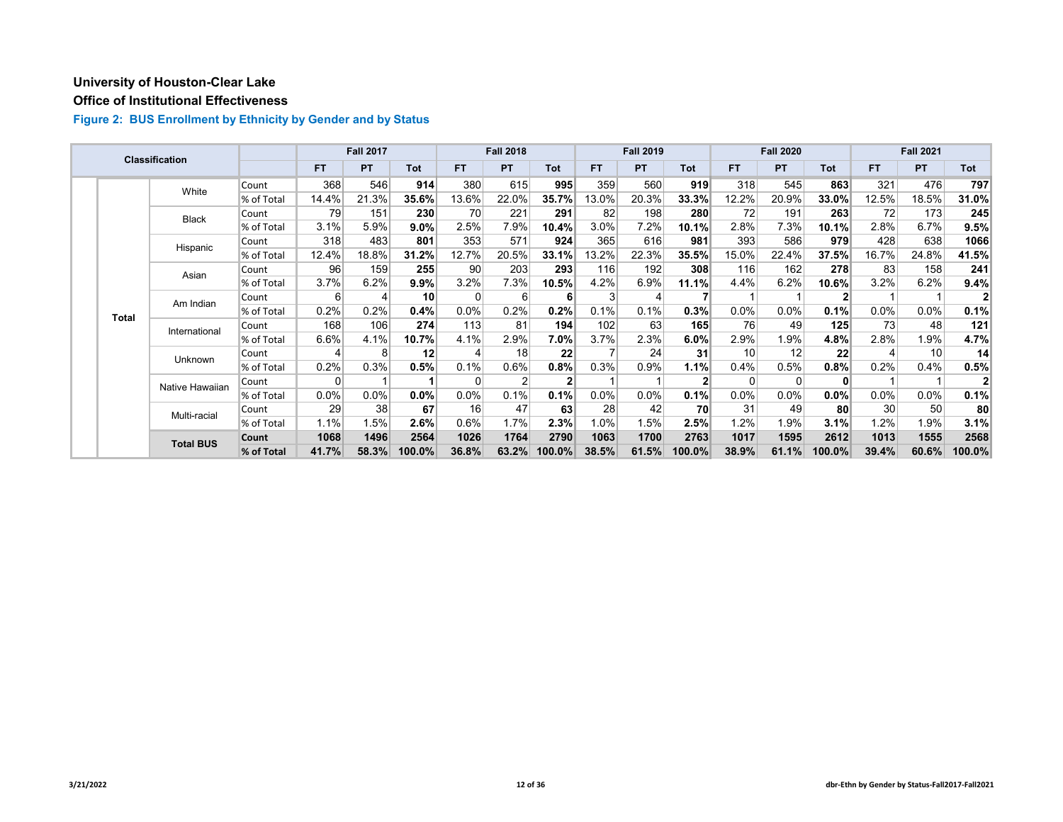**University of Houston-Clear Lake**

**Office of Institutional Effectiveness**

### Figure 2: BUS Enrollment by Ethnicity by Gender and by Status

| Classification | | | | Fall 2017 | | | Fall 2018 | | | Fall 2019 | | | Fall 2020 | | | Fall 2021 | | |
|---|---|---|---|---|---|---|---|---|---|---|---|---|---|---|---|---|---|---|
| | | | | FT | PT | Tot | FT | PT | Tot | FT | PT | Tot | FT | PT | Tot | FT | PT | Tot |
| | Total | White | Count | 368 | 546 | **914** | 380 | 615 | **995** | 359 | 560 | **919** | 318 | 545 | **863** | 321 | 476 | **797** |
| | | | % of Total | 14.4% | 21.3% | **35.6%** | 13.6% | 22.0% | **35.7%** | 13.0% | 20.3% | **33.3%** | 12.2% | 20.9% | **33.0%** | 12.5% | 18.5% | **31.0%** |
| | | Black | Count | 79 | 151 | **230** | 70 | 221 | **291** | 82 | 198 | **280** | 72 | 191 | **263** | 72 | 173 | **245** |
| | | | % of Total | 3.1% | 5.9% | **9.0%** | 2.5% | 7.9% | **10.4%** | 3.0% | 7.2% | **10.1%** | 2.8% | 7.3% | **10.1%** | 2.8% | 6.7% | **9.5%** |
| | | Hispanic | Count | 318 | 483 | **801** | 353 | 571 | **924** | 365 | 616 | **981** | 393 | 586 | **979** | 428 | 638 | **1066** |
| | | | % of Total | 12.4% | 18.8% | **31.2%** | 12.7% | 20.5% | **33.1%** | 13.2% | 22.3% | **35.5%** | 15.0% | 22.4% | **37.5%** | 16.7% | 24.8% | **41.5%** |
| | | Asian | Count | 96 | 159 | **255** | 90 | 203 | **293** | 116 | 192 | **308** | 116 | 162 | **278** | 83 | 158 | **241** |
| | | | % of Total | 3.7% | 6.2% | **9.9%** | 3.2% | 7.3% | **10.5%** | 4.2% | 6.9% | **11.1%** | 4.4% | 6.2% | **10.6%** | 3.2% | 6.2% | **9.4%** |
| | | Am Indian | Count | 6 | 4 | **10** | 0 | 6 | **6** | 3 | 4 | **7** | 1 | 1 | **2** | 1 | 1 | **2** |
| | | | % of Total | 0.2% | 0.2% | **0.4%** | 0.0% | 0.2% | **0.2%** | 0.1% | 0.1% | **0.3%** | 0.0% | 0.0% | **0.1%** | 0.0% | 0.0% | **0.1%** |
| | | International | Count | 168 | 106 | **274** | 113 | 81 | **194** | 102 | 63 | **165** | 76 | 49 | **125** | 73 | 48 | **121** |
| | | | % of Total | 6.6% | 4.1% | **10.7%** | 4.1% | 2.9% | **7.0%** | 3.7% | 2.3% | **6.0%** | 2.9% | 1.9% | **4.8%** | 2.8% | 1.9% | **4.7%** |
| | | Unknown | Count | 4 | 8 | **12** | 4 | 18 | **22** | 7 | 24 | **31** | 10 | 12 | **22** | 4 | 10 | **14** |
| | | | % of Total | 0.2% | 0.3% | **0.5%** | 0.1% | 0.6% | **0.8%** | 0.3% | 0.9% | **1.1%** | 0.4% | 0.5% | **0.8%** | 0.2% | 0.4% | **0.5%** |
| | | Native Hawaiian | Count | 0 | 1 | **1** | 0 | 2 | **2** | 1 | 1 | **2** | 0 | 0 | **0** | 1 | 1 | **2** |
| | | | % of Total | 0.0% | 0.0% | **0.0%** | 0.0% | 0.1% | **0.1%** | 0.0% | 0.0% | **0.1%** | 0.0% | 0.0% | **0.0%** | 0.0% | 0.0% | **0.1%** |
| | | Multi-racial | Count | 29 | 38 | **67** | 16 | 47 | **63** | 28 | 42 | **70** | 31 | 49 | **80** | 30 | 50 | **80** |
| | | | % of Total | 1.1% | 1.5% | **2.6%** | 0.6% | 1.7% | **2.3%** | 1.0% | 1.5% | **2.5%** | 1.2% | 1.9% | **3.1%** | 1.2% | 1.9% | **3.1%** |
| | | **Total BUS** | **Count** | **1068** | **1496** | **2564** | **1026** | **1764** | **2790** | **1063** | **1700** | **2763** | **1017** | **1595** | **2612** | **1013** | **1555** | **2568** |
| | | | **% of Total** | **41.7%** | **58.3%** | **100.0%** | **36.8%** | **63.2%** | **100.0%** | **38.5%** | **61.5%** | **100.0%** | **38.9%** | **61.1%** | **100.0%** | **39.4%** | **60.6%** | **100.0%** |

3/21/2022

dbr-Ethn by Gender by Status-Fall2017-Fall2021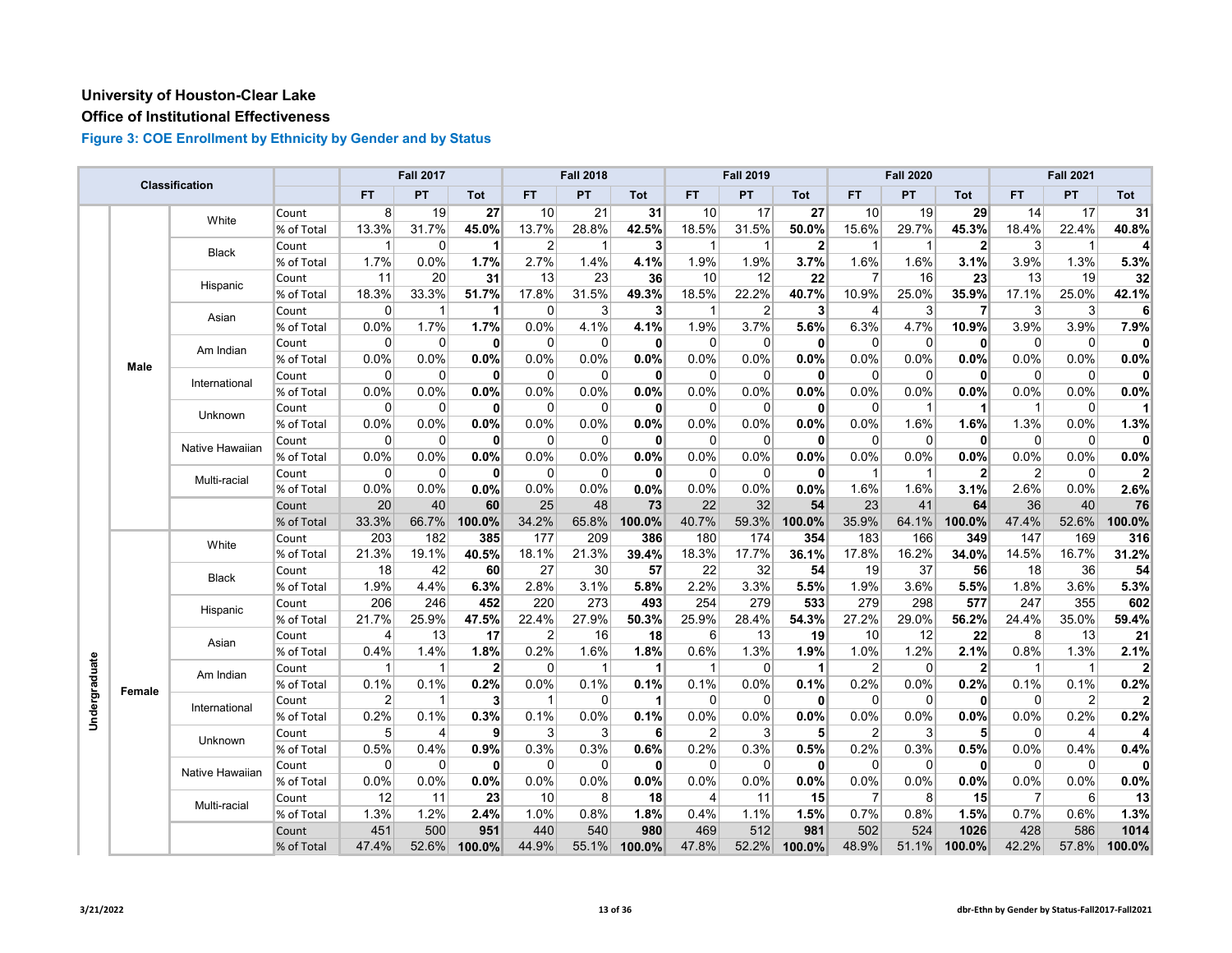**University of Houston-Clear Lake**

**Office of Institutional Effectiveness**

### Figure 3: COE Enrollment by Ethnicity by Gender and by Status

| Classification | | | | Fall 2017 | | | Fall 2018 | | | Fall 2019 | | | Fall 2020 | | | Fall 2021 | | |
|---|---|---|---|---|---|---|---|---|---|---|---|---|---|---|---|---|---|---|
| | | | | FT | PT | Tot | FT | PT | Tot | FT | PT | Tot | FT | PT | Tot | FT | PT | Tot |
| Undergraduate | Male | White | Count | 8 | 19 | **27** | 10 | 21 | **31** | 10 | 17 | **27** | 10 | 19 | **29** | 14 | 17 | **31** |
| | | | % of Total | 13.3% | 31.7% | **45.0%** | 13.7% | 28.8% | **42.5%** | 18.5% | 31.5% | **50.0%** | 15.6% | 29.7% | **45.3%** | 18.4% | 22.4% | **40.8%** |
| | | Black | Count | 1 | 0 | **1** | 2 | 1 | **3** | 1 | 1 | **2** | 1 | 1 | **2** | 3 | 1 | **4** |
| | | | % of Total | 1.7% | 0.0% | **1.7%** | 2.7% | 1.4% | **4.1%** | 1.9% | 1.9% | **3.7%** | 1.6% | 1.6% | **3.1%** | 3.9% | 1.3% | **5.3%** |
| | | Hispanic | Count | 11 | 20 | **31** | 13 | 23 | **36** | 10 | 12 | **22** | 7 | 16 | **23** | 13 | 19 | **32** |
| | | | % of Total | 18.3% | 33.3% | **51.7%** | 17.8% | 31.5% | **49.3%** | 18.5% | 22.2% | **40.7%** | 10.9% | 25.0% | **35.9%** | 17.1% | 25.0% | **42.1%** |
| | | Asian | Count | 0 | 1 | **1** | 0 | 3 | **3** | 1 | 2 | **3** | 4 | 3 | **7** | 3 | 3 | **6** |
| | | | % of Total | 0.0% | 1.7% | **1.7%** | 0.0% | 4.1% | **4.1%** | 1.9% | 3.7% | **5.6%** | 6.3% | 4.7% | **10.9%** | 3.9% | 3.9% | **7.9%** |
| | | Am Indian | Count | 0 | 0 | **0** | 0 | 0 | **0** | 0 | 0 | **0** | 0 | 0 | **0** | 0 | 0 | **0** |
| | | | % of Total | 0.0% | 0.0% | **0.0%** | 0.0% | 0.0% | **0.0%** | 0.0% | 0.0% | **0.0%** | 0.0% | 0.0% | **0.0%** | 0.0% | 0.0% | **0.0%** |
| | | International | Count | 0 | 0 | **0** | 0 | 0 | **0** | 0 | 0 | **0** | 0 | 0 | **0** | 0 | 0 | **0** |
| | | | % of Total | 0.0% | 0.0% | **0.0%** | 0.0% | 0.0% | **0.0%** | 0.0% | 0.0% | **0.0%** | 0.0% | 0.0% | **0.0%** | 0.0% | 0.0% | **0.0%** |
| | | Unknown | Count | 0 | 0 | **0** | 0 | 0 | **0** | 0 | 0 | **0** | 0 | 1 | **1** | 1 | 0 | **1** |
| | | | % of Total | 0.0% | 0.0% | **0.0%** | 0.0% | 0.0% | **0.0%** | 0.0% | 0.0% | **0.0%** | 0.0% | 1.6% | **1.6%** | 1.3% | 0.0% | **1.3%** |
| | | Native Hawaiian | Count | 0 | 0 | **0** | 0 | 0 | **0** | 0 | 0 | **0** | 0 | 0 | **0** | 0 | 0 | **0** |
| | | | % of Total | 0.0% | 0.0% | **0.0%** | 0.0% | 0.0% | **0.0%** | 0.0% | 0.0% | **0.0%** | 0.0% | 0.0% | **0.0%** | 0.0% | 0.0% | **0.0%** |
| | | Multi-racial | Count | 0 | 0 | **0** | 0 | 0 | **0** | 0 | 0 | **0** | 1 | 1 | **2** | 2 | 0 | **2** |
| | | | % of Total | 0.0% | 0.0% | **0.0%** | 0.0% | 0.0% | **0.0%** | 0.0% | 0.0% | **0.0%** | 1.6% | 1.6% | **3.1%** | 2.6% | 0.0% | **2.6%** |
| | | | Count | 20 | 40 | **60** | 25 | 48 | **73** | 22 | 32 | **54** | 23 | 41 | **64** | 36 | 40 | **76** |
| | | | % of Total | 33.3% | 66.7% | **100.0%** | 34.2% | 65.8% | **100.0%** | 40.7% | 59.3% | **100.0%** | 35.9% | 64.1% | **100.0%** | 47.4% | 52.6% | **100.0%** |
| | Female | White | Count | 203 | 182 | **385** | 177 | 209 | **386** | 180 | 174 | **354** | 183 | 166 | **349** | 147 | 169 | **316** |
| | | | % of Total | 21.3% | 19.1% | **40.5%** | 18.1% | 21.3% | **39.4%** | 18.3% | 17.7% | **36.1%** | 17.8% | 16.2% | **34.0%** | 14.5% | 16.7% | **31.2%** |
| | | Black | Count | 18 | 42 | **60** | 27 | 30 | **57** | 22 | 32 | **54** | 19 | 37 | **56** | 18 | 36 | **54** |
| | | | % of Total | 1.9% | 4.4% | **6.3%** | 2.8% | 3.1% | **5.8%** | 2.2% | 3.3% | **5.5%** | 1.9% | 3.6% | **5.5%** | 1.8% | 3.6% | **5.3%** |
| | | Hispanic | Count | 206 | 246 | **452** | 220 | 273 | **493** | 254 | 279 | **533** | 279 | 298 | **577** | 247 | 355 | **602** |
| | | | % of Total | 21.7% | 25.9% | **47.5%** | 22.4% | 27.9% | **50.3%** | 25.9% | 28.4% | **54.3%** | 27.2% | 29.0% | **56.2%** | 24.4% | 35.0% | **59.4%** |
| | | Asian | Count | 4 | 13 | **17** | 2 | 16 | **18** | 6 | 13 | **19** | 10 | 12 | **22** | 8 | 13 | **21** |
| | | | % of Total | 0.4% | 1.4% | **1.8%** | 0.2% | 1.6% | **1.8%** | 0.6% | 1.3% | **1.9%** | 1.0% | 1.2% | **2.1%** | 0.8% | 1.3% | **2.1%** |
| | | Am Indian | Count | 1 | 1 | **2** | 0 | 1 | **1** | 1 | 0 | **1** | 2 | 0 | **2** | 1 | 1 | **2** |
| | | | % of Total | 0.1% | 0.1% | **0.2%** | 0.0% | 0.1% | **0.1%** | 0.1% | 0.0% | **0.1%** | 0.2% | 0.0% | **0.2%** | 0.1% | 0.1% | **0.2%** |
| | | International | Count | 2 | 1 | **3** | 1 | 0 | **1** | 0 | 0 | **0** | 0 | 0 | **0** | 0 | 2 | **2** |
| | | | % of Total | 0.2% | 0.1% | **0.3%** | 0.1% | 0.0% | **0.1%** | 0.0% | 0.0% | **0.0%** | 0.0% | 0.0% | **0.0%** | 0.0% | 0.2% | **0.2%** |
| | | Unknown | Count | 5 | 4 | **9** | 3 | 3 | **6** | 2 | 3 | **5** | 2 | 3 | **5** | 0 | 4 | **4** |
| | | | % of Total | 0.5% | 0.4% | **0.9%** | 0.3% | 0.3% | **0.6%** | 0.2% | 0.3% | **0.5%** | 0.2% | 0.3% | **0.5%** | 0.0% | 0.4% | **0.4%** |
| | | Native Hawaiian | Count | 0 | 0 | **0** | 0 | 0 | **0** | 0 | 0 | **0** | 0 | 0 | **0** | 0 | 0 | **0** |
| | | | % of Total | 0.0% | 0.0% | **0.0%** | 0.0% | 0.0% | **0.0%** | 0.0% | 0.0% | **0.0%** | 0.0% | 0.0% | **0.0%** | 0.0% | 0.0% | **0.0%** |
| | | Multi-racial | Count | 12 | 11 | **23** | 10 | 8 | **18** | 4 | 11 | **15** | 7 | 8 | **15** | 7 | 6 | **13** |
| | | | % of Total | 1.3% | 1.2% | **2.4%** | 1.0% | 0.8% | **1.8%** | 0.4% | 1.1% | **1.5%** | 0.7% | 0.8% | **1.5%** | 0.7% | 0.6% | **1.3%** |
| | | | Count | 451 | 500 | **951** | 440 | 540 | **980** | 469 | 512 | **981** | 502 | 524 | **1026** | 428 | 586 | **1014** |
| | | | % of Total | 47.4% | 52.6% | **100.0%** | 44.9% | 55.1% | **100.0%** | 47.8% | 52.2% | **100.0%** | 48.9% | 51.1% | **100.0%** | 42.2% | 57.8% | **100.0%** |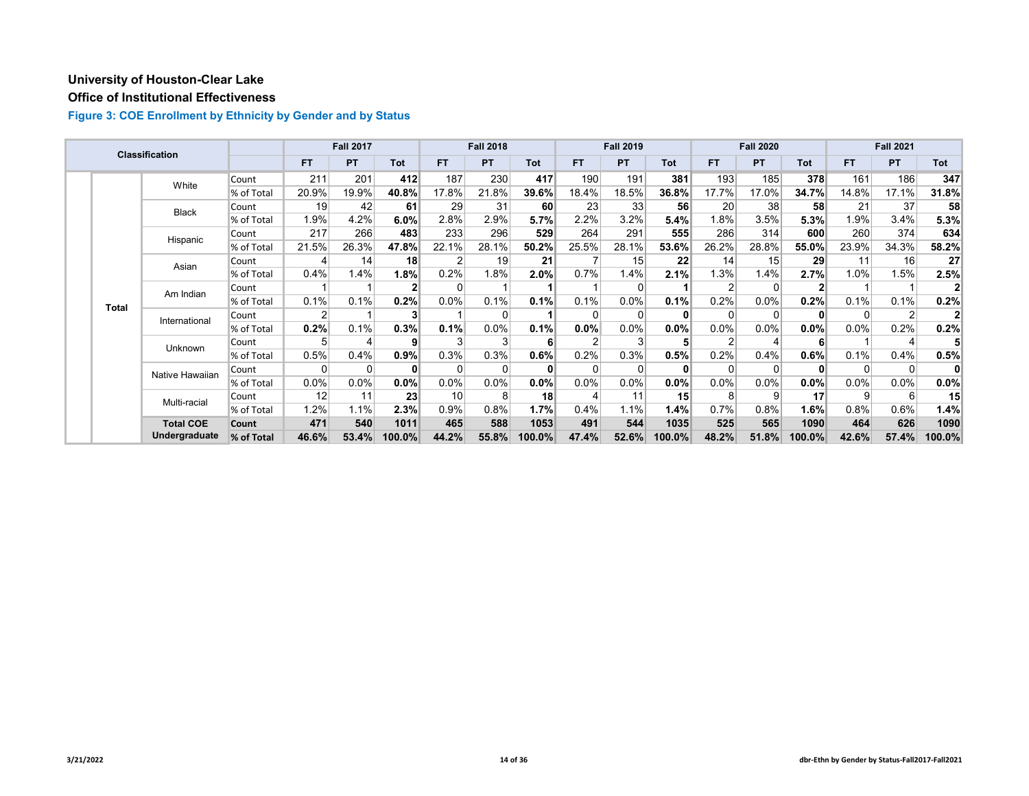# University of Houston-Clear Lake

## Office of Institutional Effectiveness

### Figure 3: COE Enrollment by Ethnicity by Gender and by Status

| Classification | | | | Fall 2017 | | | Fall 2018 | | | Fall 2019 | | | Fall 2020 | | | Fall 2021 | | |
|---|---|---|---|---|---|---|---|---|---|---|---|---|---|---|---|---|---|---|
| | | | | FT | PT | Tot | FT | PT | Tot | FT | PT | Tot | FT | PT | Tot | FT | PT | Tot |
| | Total | White | Count | 211 | 201 | **412** | 187 | 230 | **417** | 190 | 191 | **381** | 193 | 185 | **378** | 161 | 186 | **347** |
| | | | % of Total | 20.9% | 19.9% | **40.8%** | 17.8% | 21.8% | **39.6%** | 18.4% | 18.5% | **36.8%** | 17.7% | 17.0% | **34.7%** | 14.8% | 17.1% | **31.8%** |
| | | Black | Count | 19 | 42 | **61** | 29 | 31 | **60** | 23 | 33 | **56** | 20 | 38 | **58** | 21 | 37 | **58** |
| | | | % of Total | 1.9% | 4.2% | **6.0%** | 2.8% | 2.9% | **5.7%** | 2.2% | 3.2% | **5.4%** | 1.8% | 3.5% | **5.3%** | 1.9% | 3.4% | **5.3%** |
| | | Hispanic | Count | 217 | 266 | **483** | 233 | 296 | **529** | 264 | 291 | **555** | 286 | 314 | **600** | 260 | 374 | **634** |
| | | | % of Total | 21.5% | 26.3% | **47.8%** | 22.1% | 28.1% | **50.2%** | 25.5% | 28.1% | **53.6%** | 26.2% | 28.8% | **55.0%** | 23.9% | 34.3% | **58.2%** |
| | | Asian | Count | 4 | 14 | **18** | 2 | 19 | **21** | 7 | 15 | **22** | 14 | 15 | **29** | 11 | 16 | **27** |
| | | | % of Total | 0.4% | 1.4% | **1.8%** | 0.2% | 1.8% | **2.0%** | 0.7% | 1.4% | **2.1%** | 1.3% | 1.4% | **2.7%** | 1.0% | 1.5% | **2.5%** |
| | | Am Indian | Count | 1 | 1 | **2** | 0 | 1 | **1** | 1 | 0 | **1** | 2 | 0 | **2** | 1 | 1 | **2** |
| | | | % of Total | 0.1% | 0.1% | **0.2%** | 0.0% | 0.1% | **0.1%** | 0.1% | 0.0% | **0.1%** | 0.2% | 0.0% | **0.2%** | 0.1% | 0.1% | **0.2%** |
| | | International | Count | 2 | 1 | **3** | 1 | 0 | **1** | 0 | 0 | **0** | 0 | 0 | **0** | 0 | 2 | **2** |
| | | | % of Total | **0.2%** | 0.1% | **0.3%** | **0.1%** | 0.0% | **0.1%** | **0.0%** | 0.0% | **0.0%** | 0.0% | 0.0% | **0.0%** | 0.0% | 0.2% | **0.2%** |
| | | Unknown | Count | 5 | 4 | **9** | 3 | 3 | **6** | 2 | 3 | **5** | 2 | 4 | **6** | 1 | 4 | **5** |
| | | | % of Total | 0.5% | 0.4% | **0.9%** | 0.3% | 0.3% | **0.6%** | 0.2% | 0.3% | **0.5%** | 0.2% | 0.4% | **0.6%** | 0.1% | 0.4% | **0.5%** |
| | | Native Hawaiian | Count | 0 | 0 | **0** | 0 | 0 | **0** | 0 | 0 | **0** | 0 | 0 | **0** | 0 | 0 | **0** |
| | | | % of Total | 0.0% | 0.0% | **0.0%** | 0.0% | 0.0% | **0.0%** | 0.0% | 0.0% | **0.0%** | 0.0% | 0.0% | **0.0%** | 0.0% | 0.0% | **0.0%** |
| | | Multi-racial | Count | 12 | 11 | **23** | 10 | 8 | **18** | 4 | 11 | **15** | 8 | 9 | **17** | 9 | 6 | **15** |
| | | | % of Total | 1.2% | 1.1% | **2.3%** | 0.9% | 0.8% | **1.7%** | 0.4% | 1.1% | **1.4%** | 0.7% | 0.8% | **1.6%** | 0.8% | 0.6% | **1.4%** |
| | | **Total COE Undergraduate** | **Count** | **471** | **540** | **1011** | **465** | **588** | **1053** | **491** | **544** | **1035** | **525** | **565** | **1090** | **464** | **626** | **1090** |
| | | | **% of Total** | **46.6%** | **53.4%** | **100.0%** | **44.2%** | **55.8%** | **100.0%** | **47.4%** | **52.6%** | **100.0%** | **48.2%** | **51.8%** | **100.0%** | **42.6%** | **57.4%** | **100.0%** |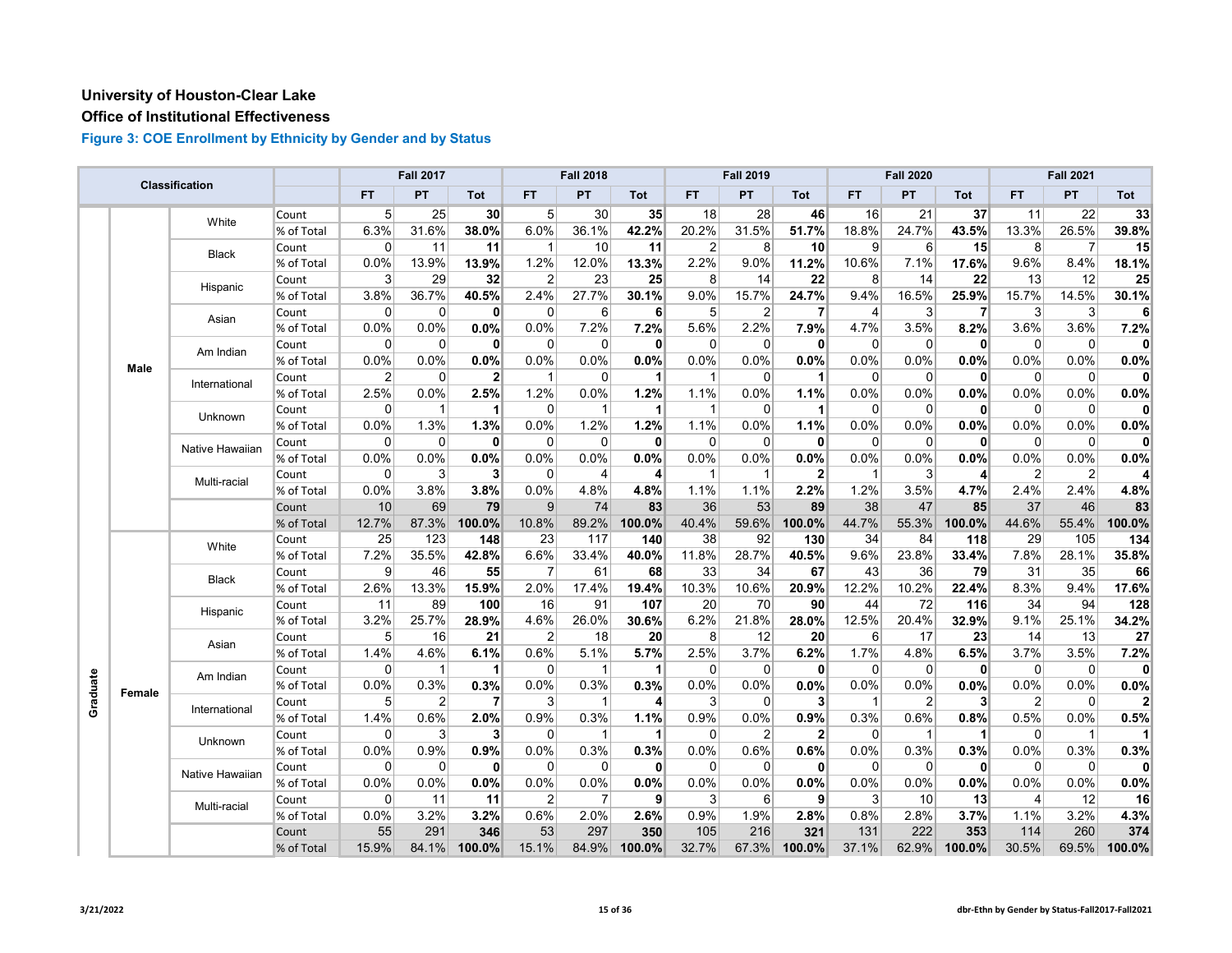# University of Houston-Clear Lake

## Office of Institutional Effectiveness

### Figure 3: COE Enrollment by Ethnicity by Gender and by Status

| Classification | | | | Fall 2017 | | | Fall 2018 | | | Fall 2019 | | | Fall 2020 | | | Fall 2021 | | |
|---|---|---|---|---|---|---|---|---|---|---|---|---|---|---|---|---|---|---|
| | | | | FT | PT | Tot | FT | PT | Tot | FT | PT | Tot | FT | PT | Tot | FT | PT | Tot |
| Graduate | Male | White | Count | 5 | 25 | **30** | 5 | 30 | **35** | 18 | 28 | **46** | 16 | 21 | **37** | 11 | 22 | **33** |
| | | | % of Total | 6.3% | 31.6% | **38.0%** | 6.0% | 36.1% | **42.2%** | 20.2% | 31.5% | **51.7%** | 18.8% | 24.7% | **43.5%** | 13.3% | 26.5% | **39.8%** |
| | | Black | Count | 0 | 11 | **11** | 1 | 10 | **11** | 2 | 8 | **10** | 9 | 6 | **15** | 8 | 7 | **15** |
| | | | % of Total | 0.0% | 13.9% | **13.9%** | 1.2% | 12.0% | **13.3%** | 2.2% | 9.0% | **11.2%** | 10.6% | 7.1% | **17.6%** | 9.6% | 8.4% | **18.1%** |
| | | Hispanic | Count | 3 | 29 | **32** | 2 | 23 | **25** | 8 | 14 | **22** | 8 | 14 | **22** | 13 | 12 | **25** |
| | | | % of Total | 3.8% | 36.7% | **40.5%** | 2.4% | 27.7% | **30.1%** | 9.0% | 15.7% | **24.7%** | 9.4% | 16.5% | **25.9%** | 15.7% | 14.5% | **30.1%** |
| | | Asian | Count | 0 | 0 | **0** | 0 | 6 | **6** | 5 | 2 | **7** | 4 | 3 | **7** | 3 | 3 | **6** |
| | | | % of Total | 0.0% | 0.0% | **0.0%** | 0.0% | 7.2% | **7.2%** | 5.6% | 2.2% | **7.9%** | 4.7% | 3.5% | **8.2%** | 3.6% | 3.6% | **7.2%** |
| | | Am Indian | Count | 0 | 0 | **0** | 0 | 0 | **0** | 0 | 0 | **0** | 0 | 0 | **0** | 0 | 0 | **0** |
| | | | % of Total | 0.0% | 0.0% | **0.0%** | 0.0% | 0.0% | **0.0%** | 0.0% | 0.0% | **0.0%** | 0.0% | 0.0% | **0.0%** | 0.0% | 0.0% | **0.0%** |
| | | International | Count | 2 | 0 | **2** | 1 | 0 | **1** | 1 | 0 | **1** | 0 | 0 | **0** | 0 | 0 | **0** |
| | | | % of Total | 2.5% | 0.0% | **2.5%** | 1.2% | 0.0% | **1.2%** | 1.1% | 0.0% | **1.1%** | 0.0% | 0.0% | **0.0%** | 0.0% | 0.0% | **0.0%** |
| | | Unknown | Count | 0 | 1 | **1** | 0 | 1 | **1** | 1 | 0 | **1** | 0 | 0 | **0** | 0 | 0 | **0** |
| | | | % of Total | 0.0% | 1.3% | **1.3%** | 0.0% | 1.2% | **1.2%** | 1.1% | 0.0% | **1.1%** | 0.0% | 0.0% | **0.0%** | 0.0% | 0.0% | **0.0%** |
| | | Native Hawaiian | Count | 0 | 0 | **0** | 0 | 0 | **0** | 0 | 0 | **0** | 0 | 0 | **0** | 0 | 0 | **0** |
| | | | % of Total | 0.0% | 0.0% | **0.0%** | 0.0% | 0.0% | **0.0%** | 0.0% | 0.0% | **0.0%** | 0.0% | 0.0% | **0.0%** | 0.0% | 0.0% | **0.0%** |
| | | Multi-racial | Count | 0 | 3 | **3** | 0 | 4 | **4** | 1 | 1 | **2** | 1 | 3 | **4** | 2 | 2 | **4** |
| | | | % of Total | 0.0% | 3.8% | **3.8%** | 0.0% | 4.8% | **4.8%** | 1.1% | 1.1% | **2.2%** | 1.2% | 3.5% | **4.7%** | 2.4% | 2.4% | **4.8%** |
| | | | Count | 10 | 69 | **79** | 9 | 74 | **83** | 36 | 53 | **89** | 38 | 47 | **85** | 37 | 46 | **83** |
| | | | % of Total | 12.7% | 87.3% | **100.0%** | 10.8% | 89.2% | **100.0%** | 40.4% | 59.6% | **100.0%** | 44.7% | 55.3% | **100.0%** | 44.6% | 55.4% | **100.0%** |
| | Female | White | Count | 25 | 123 | **148** | 23 | 117 | **140** | 38 | 92 | **130** | 34 | 84 | **118** | 29 | 105 | **134** |
| | | | % of Total | 7.2% | 35.5% | **42.8%** | 6.6% | 33.4% | **40.0%** | 11.8% | 28.7% | **40.5%** | 9.6% | 23.8% | **33.4%** | 7.8% | 28.1% | **35.8%** |
| | | Black | Count | 9 | 46 | **55** | 7 | 61 | **68** | 33 | 34 | **67** | 43 | 36 | **79** | 31 | 35 | **66** |
| | | | % of Total | 2.6% | 13.3% | **15.9%** | 2.0% | 17.4% | **19.4%** | 10.3% | 10.6% | **20.9%** | 12.2% | 10.2% | **22.4%** | 8.3% | 9.4% | **17.6%** |
| | | Hispanic | Count | 11 | 89 | **100** | 16 | 91 | **107** | 20 | 70 | **90** | 44 | 72 | **116** | 34 | 94 | **128** |
| | | | % of Total | 3.2% | 25.7% | **28.9%** | 4.6% | 26.0% | **30.6%** | 6.2% | 21.8% | **28.0%** | 12.5% | 20.4% | **32.9%** | 9.1% | 25.1% | **34.2%** |
| | | Asian | Count | 5 | 16 | **21** | 2 | 18 | **20** | 8 | 12 | **20** | 6 | 17 | **23** | 14 | 13 | **27** |
| | | | % of Total | 1.4% | 4.6% | **6.1%** | 0.6% | 5.1% | **5.7%** | 2.5% | 3.7% | **6.2%** | 1.7% | 4.8% | **6.5%** | 3.7% | 3.5% | **7.2%** |
| | | Am Indian | Count | 0 | 1 | **1** | 0 | 1 | **1** | 0 | 0 | **0** | 0 | 0 | **0** | 0 | 0 | **0** |
| | | | % of Total | 0.0% | 0.3% | **0.3%** | 0.0% | 0.3% | **0.3%** | 0.0% | 0.0% | **0.0%** | 0.0% | 0.0% | **0.0%** | 0.0% | 0.0% | **0.0%** |
| | | International | Count | 5 | 2 | **7** | 3 | 1 | **4** | 3 | 0 | **3** | 1 | 2 | **3** | 2 | 0 | **2** |
| | | | % of Total | 1.4% | 0.6% | **2.0%** | 0.9% | 0.3% | **1.1%** | 0.9% | 0.0% | **0.9%** | 0.3% | 0.6% | **0.8%** | 0.5% | 0.0% | **0.5%** |
| | | Unknown | Count | 0 | 3 | **3** | 0 | 1 | **1** | 0 | 2 | **2** | 0 | 1 | **1** | 0 | 1 | **1** |
| | | | % of Total | 0.0% | 0.9% | **0.9%** | 0.0% | 0.3% | **0.3%** | 0.0% | 0.6% | **0.6%** | 0.0% | 0.3% | **0.3%** | 0.0% | 0.3% | **0.3%** |
| | | Native Hawaiian | Count | 0 | 0 | **0** | 0 | 0 | **0** | 0 | 0 | **0** | 0 | 0 | **0** | 0 | 0 | **0** |
| | | | % of Total | 0.0% | 0.0% | **0.0%** | 0.0% | 0.0% | **0.0%** | 0.0% | 0.0% | **0.0%** | 0.0% | 0.0% | **0.0%** | 0.0% | 0.0% | **0.0%** |
| | | Multi-racial | Count | 0 | 11 | **11** | 2 | 7 | **9** | 3 | 6 | **9** | 3 | 10 | **13** | 4 | 12 | **16** |
| | | | % of Total | 0.0% | 3.2% | **3.2%** | 0.6% | 2.0% | **2.6%** | 0.9% | 1.9% | **2.8%** | 0.8% | 2.8% | **3.7%** | 1.1% | 3.2% | **4.3%** |
| | | | Count | 55 | 291 | **346** | 53 | 297 | **350** | 105 | 216 | **321** | 131 | 222 | **353** | 114 | 260 | **374** |
| | | | % of Total | 15.9% | 84.1% | **100.0%** | 15.1% | 84.9% | **100.0%** | 32.7% | 67.3% | **100.0%** | 37.1% | 62.9% | **100.0%** | 30.5% | 69.5% | **100.0%** |

3/21/2022

dbr-Ethn by Gender by Status-Fall2017-Fall2021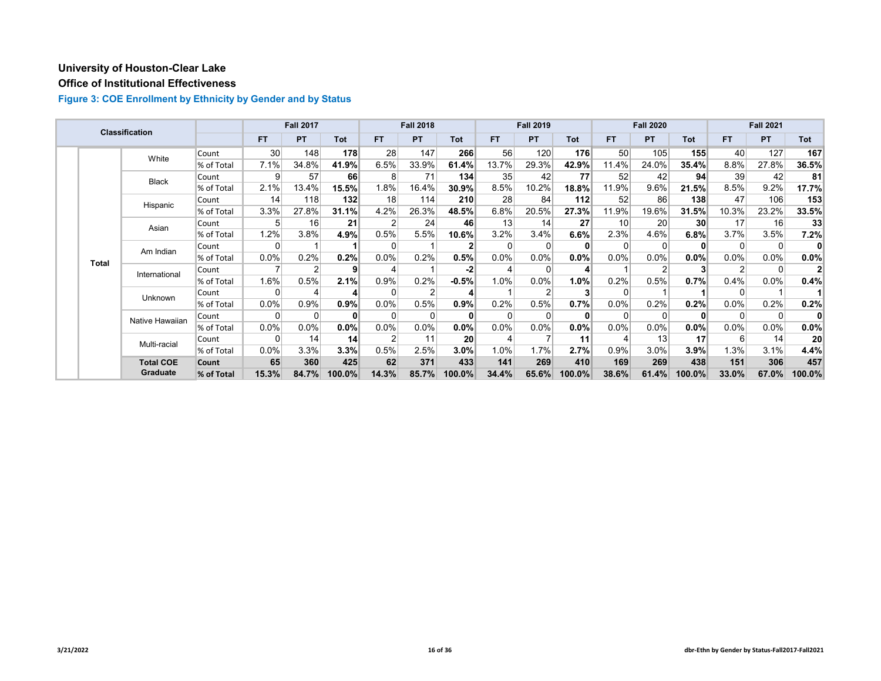# University of Houston-Clear Lake

## Office of Institutional Effectiveness

### Figure 3: COE Enrollment by Ethnicity by Gender and by Status

| Classification | | | Fall 2017 | | | Fall 2018 | | | Fall 2019 | | | Fall 2020 | | | Fall 2021 | | |
|---|---|---|---|---|---|---|---|---|---|---|---|---|---|---|---|---|---|
| | | | FT | PT | Tot | FT | PT | Tot | FT | PT | Tot | FT | PT | Tot | FT | PT | Tot |
| Total | White | Count | 30 | 148 | **178** | 28 | 147 | **266** | 56 | 120 | **176** | 50 | 105 | **155** | 40 | 127 | **167** |
| | | % of Total | 7.1% | 34.8% | **41.9%** | 6.5% | 33.9% | **61.4%** | 13.7% | 29.3% | **42.9%** | 11.4% | 24.0% | **35.4%** | 8.8% | 27.8% | **36.5%** |
| | Black | Count | 9 | 57 | **66** | 8 | 71 | **134** | 35 | 42 | **77** | 52 | 42 | **94** | 39 | 42 | **81** |
| | | % of Total | 2.1% | 13.4% | **15.5%** | 1.8% | 16.4% | **30.9%** | 8.5% | 10.2% | **18.8%** | 11.9% | 9.6% | **21.5%** | 8.5% | 9.2% | **17.7%** |
| | Hispanic | Count | 14 | 118 | **132** | 18 | 114 | **210** | 28 | 84 | **112** | 52 | 86 | **138** | 47 | 106 | **153** |
| | | % of Total | 3.3% | 27.8% | **31.1%** | 4.2% | 26.3% | **48.5%** | 6.8% | 20.5% | **27.3%** | 11.9% | 19.6% | **31.5%** | 10.3% | 23.2% | **33.5%** |
| | Asian | Count | 5 | 16 | **21** | 2 | 24 | **46** | 13 | 14 | **27** | 10 | 20 | **30** | 17 | 16 | **33** |
| | | % of Total | 1.2% | 3.8% | **4.9%** | 0.5% | 5.5% | **10.6%** | 3.2% | 3.4% | **6.6%** | 2.3% | 4.6% | **6.8%** | 3.7% | 3.5% | **7.2%** |
| | Am Indian | Count | 0 | 1 | **1** | 0 | 1 | **2** | 0 | 0 | **0** | 0 | 0 | **0** | 0 | 0 | **0** |
| | | % of Total | 0.0% | 0.2% | **0.2%** | 0.0% | 0.2% | **0.5%** | 0.0% | 0.0% | **0.0%** | 0.0% | 0.0% | **0.0%** | 0.0% | 0.0% | **0.0%** |
| | International | Count | 7 | 2 | **9** | 4 | 1 | **-2** | 4 | 0 | **4** | 1 | 2 | **3** | 2 | 0 | **2** |
| | | % of Total | 1.6% | 0.5% | **2.1%** | 0.9% | 0.2% | **-0.5%** | 1.0% | 0.0% | **1.0%** | 0.2% | 0.5% | **0.7%** | 0.4% | 0.0% | **0.4%** |
| | Unknown | Count | 0 | 4 | **4** | 0 | 2 | **4** | 1 | 2 | **3** | 0 | 1 | **1** | 0 | 1 | **1** |
| | | % of Total | 0.0% | 0.9% | **0.9%** | 0.0% | 0.5% | **0.9%** | 0.2% | 0.5% | **0.7%** | 0.0% | 0.2% | **0.2%** | 0.0% | 0.2% | **0.2%** |
| | Native Hawaiian | Count | 0 | 0 | **0** | 0 | 0 | **0** | 0 | 0 | **0** | 0 | 0 | **0** | 0 | 0 | **0** |
| | | % of Total | 0.0% | 0.0% | **0.0%** | 0.0% | 0.0% | **0.0%** | 0.0% | 0.0% | **0.0%** | 0.0% | 0.0% | **0.0%** | 0.0% | 0.0% | **0.0%** |
| | Multi-racial | Count | 0 | 14 | **14** | 2 | 11 | **20** | 4 | 7 | **11** | 4 | 13 | **17** | 6 | 14 | **20** |
| | | % of Total | 0.0% | 3.3% | **3.3%** | 0.5% | 2.5% | **3.0%** | 1.0% | 1.7% | **2.7%** | 0.9% | 3.0% | **3.9%** | 1.3% | 3.1% | **4.4%** |
| | **Total COE Graduate** | **Count** | **65** | **360** | **425** | **62** | **371** | **433** | **141** | **269** | **410** | **169** | **269** | **438** | **151** | **306** | **457** |
| | | **% of Total** | **15.3%** | **84.7%** | **100.0%** | **14.3%** | **85.7%** | **100.0%** | **34.4%** | **65.6%** | **100.0%** | **38.6%** | **61.4%** | **100.0%** | **33.0%** | **67.0%** | **100.0%** |

3/21/2022

dbr-Ethn by Gender by Status-Fall2017-Fall2021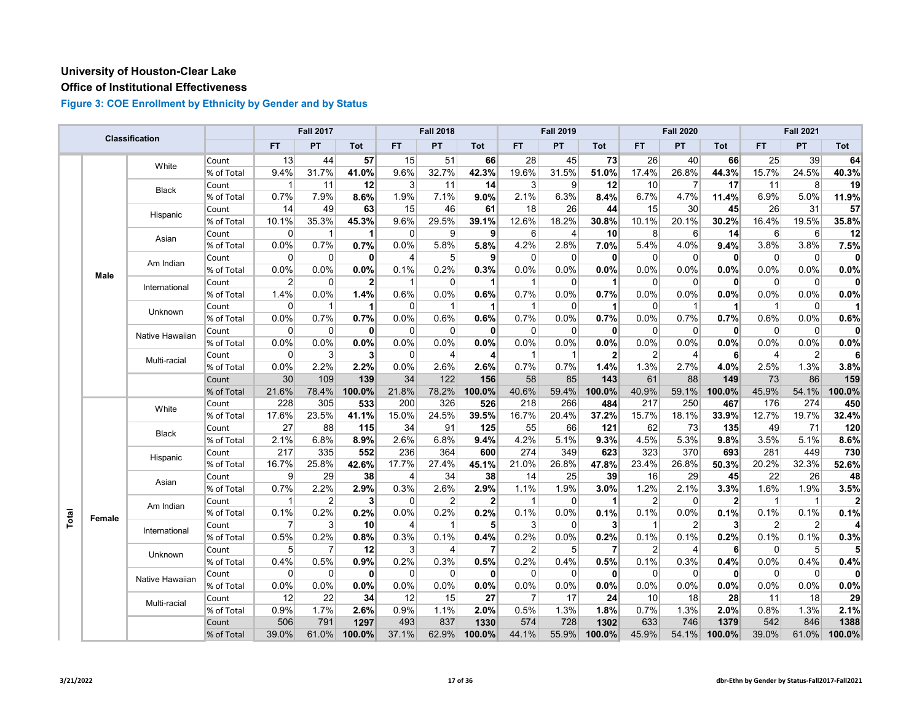**University of Houston-Clear Lake**

**Office of Institutional Effectiveness**

### Figure 3: COE Enrollment by Ethnicity by Gender and by Status

| Classification | | | | Fall 2017 | | | Fall 2018 | | | Fall 2019 | | | Fall 2020 | | | Fall 2021 | | |
|---|---|---|---|---|---|---|---|---|---|---|---|---|---|---|---|---|---|---|
| | | | | FT | PT | Tot | FT | PT | Tot | FT | PT | Tot | FT | PT | Tot | FT | PT | Tot |
| Total | Male | White | Count | 13 | 44 | **57** | 15 | 51 | **66** | 28 | 45 | **73** | 26 | 40 | **66** | 25 | 39 | **64** |
| | | | % of Total | 9.4% | 31.7% | **41.0%** | 9.6% | 32.7% | **42.3%** | 19.6% | 31.5% | **51.0%** | 17.4% | 26.8% | **44.3%** | 15.7% | 24.5% | **40.3%** |
| | | Black | Count | 1 | 11 | **12** | 3 | 11 | **14** | 3 | 9 | **12** | 10 | 7 | **17** | 11 | 8 | **19** |
| | | | % of Total | 0.7% | 7.9% | **8.6%** | 1.9% | 7.1% | **9.0%** | 2.1% | 6.3% | **8.4%** | 6.7% | 4.7% | **11.4%** | 6.9% | 5.0% | **11.9%** |
| | | Hispanic | Count | 14 | 49 | **63** | 15 | 46 | **61** | 18 | 26 | **44** | 15 | 30 | **45** | 26 | 31 | **57** |
| | | | % of Total | 10.1% | 35.3% | **45.3%** | 9.6% | 29.5% | **39.1%** | 12.6% | 18.2% | **30.8%** | 10.1% | 20.1% | **30.2%** | 16.4% | 19.5% | **35.8%** |
| | | Asian | Count | 0 | 1 | **1** | 0 | 9 | **9** | 6 | 4 | **10** | 8 | 6 | **14** | 6 | 6 | **12** |
| | | | % of Total | 0.0% | 0.7% | **0.7%** | 0.0% | 5.8% | **5.8%** | 4.2% | 2.8% | **7.0%** | 5.4% | 4.0% | **9.4%** | 3.8% | 3.8% | **7.5%** |
| | | Am Indian | Count | 0 | 0 | **0** | 4 | 5 | **9** | 0 | 0 | **0** | 0 | 0 | **0** | 0 | 0 | **0** |
| | | | % of Total | 0.0% | 0.0% | **0.0%** | 0.1% | 0.2% | **0.3%** | 0.0% | 0.0% | **0.0%** | 0.0% | 0.0% | **0.0%** | 0.0% | 0.0% | **0.0%** |
| | | International | Count | 2 | 0 | **2** | 1 | 0 | **1** | 1 | 0 | **1** | 0 | 0 | **0** | 0 | 0 | **0** |
| | | | % of Total | 1.4% | 0.0% | **1.4%** | 0.6% | 0.0% | **0.6%** | 0.7% | 0.0% | **0.7%** | 0.0% | 0.0% | **0.0%** | 0.0% | 0.0% | **0.0%** |
| | | Unknown | Count | 0 | 1 | **1** | 0 | 1 | **1** | 1 | 0 | **1** | 0 | 1 | **1** | 1 | 0 | **1** |
| | | | % of Total | 0.0% | 0.7% | **0.7%** | 0.0% | 0.6% | **0.6%** | 0.7% | 0.0% | **0.7%** | 0.0% | 0.7% | **0.7%** | 0.6% | 0.0% | **0.6%** |
| | | Native Hawaiian | Count | 0 | 0 | **0** | 0 | 0 | **0** | 0 | 0 | **0** | 0 | 0 | **0** | 0 | 0 | **0** |
| | | | % of Total | 0.0% | 0.0% | **0.0%** | 0.0% | 0.0% | **0.0%** | 0.0% | 0.0% | **0.0%** | 0.0% | 0.0% | **0.0%** | 0.0% | 0.0% | **0.0%** |
| | | Multi-racial | Count | 0 | 3 | **3** | 0 | 4 | **4** | 1 | 1 | **2** | 2 | 4 | **6** | 4 | 2 | **6** |
| | | | % of Total | 0.0% | 2.2% | **2.2%** | 0.0% | 2.6% | **2.6%** | 0.7% | 0.7% | **1.4%** | 1.3% | 2.7% | **4.0%** | 2.5% | 1.3% | **3.8%** |
| | | | Count | 30 | 109 | **139** | 34 | 122 | **156** | 58 | 85 | **143** | 61 | 88 | **149** | 73 | 86 | **159** |
| | | | % of Total | 21.6% | 78.4% | **100.0%** | 21.8% | 78.2% | **100.0%** | 40.6% | 59.4% | **100.0%** | 40.9% | 59.1% | **100.0%** | 45.9% | 54.1% | **100.0%** |
| | Female | White | Count | 228 | 305 | **533** | 200 | 326 | **526** | 218 | 266 | **484** | 217 | 250 | **467** | 176 | 274 | **450** |
| | | | % of Total | 17.6% | 23.5% | **41.1%** | 15.0% | 24.5% | **39.5%** | 16.7% | 20.4% | **37.2%** | 15.7% | 18.1% | **33.9%** | 12.7% | 19.7% | **32.4%** |
| | | Black | Count | 27 | 88 | **115** | 34 | 91 | **125** | 55 | 66 | **121** | 62 | 73 | **135** | 49 | 71 | **120** |
| | | | % of Total | 2.1% | 6.8% | **8.9%** | 2.6% | 6.8% | **9.4%** | 4.2% | 5.1% | **9.3%** | 4.5% | 5.3% | **9.8%** | 3.5% | 5.1% | **8.6%** |
| | | Hispanic | Count | 217 | 335 | **552** | 236 | 364 | **600** | 274 | 349 | **623** | 323 | 370 | **693** | 281 | 449 | **730** |
| | | | % of Total | 16.7% | 25.8% | **42.6%** | 17.7% | 27.4% | **45.1%** | 21.0% | 26.8% | **47.8%** | 23.4% | 26.8% | **50.3%** | 20.2% | 32.3% | **52.6%** |
| | | Asian | Count | 9 | 29 | **38** | 4 | 34 | **38** | 14 | 25 | **39** | 16 | 29 | **45** | 22 | 26 | **48** |
| | | | % of Total | 0.7% | 2.2% | **2.9%** | 0.3% | 2.6% | **2.9%** | 1.1% | 1.9% | **3.0%** | 1.2% | 2.1% | **3.3%** | 1.6% | 1.9% | **3.5%** |
| | | Am Indian | Count | 1 | 2 | **3** | 0 | 2 | **2** | 1 | 0 | **1** | 2 | 0 | **2** | 1 | 1 | **2** |
| | | | % of Total | 0.1% | 0.2% | **0.2%** | 0.0% | 0.2% | **0.2%** | 0.1% | 0.0% | **0.1%** | 0.1% | 0.0% | **0.1%** | 0.1% | 0.1% | **0.1%** |
| | | International | Count | 7 | 3 | **10** | 4 | 1 | **5** | 3 | 0 | **3** | 1 | 2 | **3** | 2 | 2 | **4** |
| | | | % of Total | 0.5% | 0.2% | **0.8%** | 0.3% | 0.1% | **0.4%** | 0.2% | 0.0% | **0.2%** | 0.1% | 0.1% | **0.2%** | 0.1% | 0.1% | **0.3%** |
| | | Unknown | Count | 5 | 7 | **12** | 3 | 4 | **7** | 2 | 5 | **7** | 2 | 4 | **6** | 0 | 5 | **5** |
| | | | % of Total | 0.4% | 0.5% | **0.9%** | 0.2% | 0.3% | **0.5%** | 0.2% | 0.4% | **0.5%** | 0.1% | 0.3% | **0.4%** | 0.0% | 0.4% | **0.4%** |
| | | Native Hawaiian | Count | 0 | 0 | **0** | 0 | 0 | **0** | 0 | 0 | **0** | 0 | 0 | **0** | 0 | 0 | **0** |
| | | | % of Total | 0.0% | 0.0% | **0.0%** | 0.0% | 0.0% | **0.0%** | 0.0% | 0.0% | **0.0%** | 0.0% | 0.0% | **0.0%** | 0.0% | 0.0% | **0.0%** |
| | | Multi-racial | Count | 12 | 22 | **34** | 12 | 15 | **27** | 7 | 17 | **24** | 10 | 18 | **28** | 11 | 18 | **29** |
| | | | % of Total | 0.9% | 1.7% | **2.6%** | 0.9% | 1.1% | **2.0%** | 0.5% | 1.3% | **1.8%** | 0.7% | 1.3% | **2.0%** | 0.8% | 1.3% | **2.1%** |
| | | | Count | 506 | 791 | **1297** | 493 | 837 | **1330** | 574 | 728 | **1302** | 633 | 746 | **1379** | 542 | 846 | **1388** |
| | | | % of Total | 39.0% | 61.0% | **100.0%** | 37.1% | 62.9% | **100.0%** | 44.1% | 55.9% | **100.0%** | 45.9% | 54.1% | **100.0%** | 39.0% | 61.0% | **100.0%** |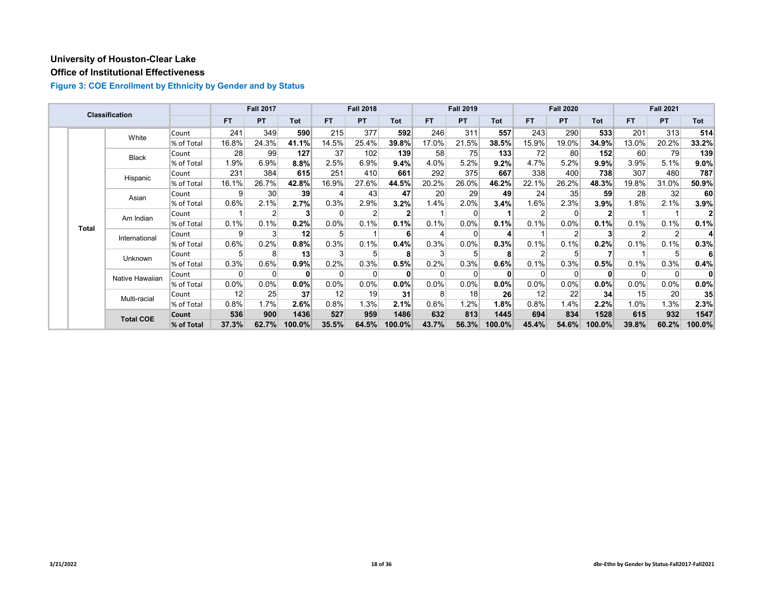## University of Houston-Clear Lake

## Office of Institutional Effectiveness

### Figure 3: COE Enrollment by Ethnicity by Gender and by Status

| Classification | | | | Fall 2017 | | | Fall 2018 | | | Fall 2019 | | | Fall 2020 | | | Fall 2021 | | |
|---|---|---|---|---|---|---|---|---|---|---|---|---|---|---|---|---|---|---|
| | | | | FT | PT | Tot | FT | PT | Tot | FT | PT | Tot | FT | PT | Tot | FT | PT | Tot |
| | Total | White | Count | 241 | 349 | **590** | 215 | 377 | **592** | 246 | 311 | **557** | 243 | 290 | **533** | 201 | 313 | **514** |
| | | | % of Total | 16.8% | 24.3% | **41.1%** | 14.5% | 25.4% | **39.8%** | 17.0% | 21.5% | **38.5%** | 15.9% | 19.0% | **34.9%** | 13.0% | 20.2% | **33.2%** |
| | | Black | Count | 28 | 99 | **127** | 37 | 102 | **139** | 58 | 75 | **133** | 72 | 80 | **152** | 60 | 79 | **139** |
| | | | % of Total | 1.9% | 6.9% | **8.8%** | 2.5% | 6.9% | **9.4%** | 4.0% | 5.2% | **9.2%** | 4.7% | 5.2% | **9.9%** | 3.9% | 5.1% | **9.0%** |
| | | Hispanic | Count | 231 | 384 | **615** | 251 | 410 | **661** | 292 | 375 | **667** | 338 | 400 | **738** | 307 | 480 | **787** |
| | | | % of Total | 16.1% | 26.7% | **42.8%** | 16.9% | 27.6% | **44.5%** | 20.2% | 26.0% | **46.2%** | 22.1% | 26.2% | **48.3%** | 19.8% | 31.0% | **50.9%** |
| | | Asian | Count | 9 | 30 | **39** | 4 | 43 | **47** | 20 | 29 | **49** | 24 | 35 | **59** | 28 | 32 | **60** |
| | | | % of Total | 0.6% | 2.1% | **2.7%** | 0.3% | 2.9% | **3.2%** | 1.4% | 2.0% | **3.4%** | 1.6% | 2.3% | **3.9%** | 1.8% | 2.1% | **3.9%** |
| | | Am Indian | Count | 1 | 2 | **3** | 0 | 2 | **2** | 1 | 0 | **1** | 2 | 0 | **2** | 1 | 1 | **2** |
| | | | % of Total | 0.1% | 0.1% | **0.2%** | 0.0% | 0.1% | **0.1%** | 0.1% | 0.0% | **0.1%** | 0.1% | 0.0% | **0.1%** | 0.1% | 0.1% | **0.1%** |
| | | International | Count | 9 | 3 | **12** | 5 | 1 | **6** | 4 | 0 | **4** | 1 | 2 | **3** | 2 | 2 | **4** |
| | | | % of Total | 0.6% | 0.2% | **0.8%** | 0.3% | 0.1% | **0.4%** | 0.3% | 0.0% | **0.3%** | 0.1% | 0.1% | **0.2%** | 0.1% | 0.1% | **0.3%** |
| | | Unknown | Count | 5 | 8 | **13** | 3 | 5 | **8** | 3 | 5 | **8** | 2 | 5 | **7** | 1 | 5 | **6** |
| | | | % of Total | 0.3% | 0.6% | **0.9%** | 0.2% | 0.3% | **0.5%** | 0.2% | 0.3% | **0.6%** | 0.1% | 0.3% | **0.5%** | 0.1% | 0.3% | **0.4%** |
| | | Native Hawaiian | Count | 0 | 0 | **0** | 0 | 0 | **0** | 0 | 0 | **0** | 0 | 0 | **0** | 0 | 0 | **0** |
| | | | % of Total | 0.0% | 0.0% | **0.0%** | 0.0% | 0.0% | **0.0%** | 0.0% | 0.0% | **0.0%** | 0.0% | 0.0% | **0.0%** | 0.0% | 0.0% | **0.0%** |
| | | Multi-racial | Count | 12 | 25 | **37** | 12 | 19 | **31** | 8 | 18 | **26** | 12 | 22 | **34** | 15 | 20 | **35** |
| | | | % of Total | 0.8% | 1.7% | **2.6%** | 0.8% | 1.3% | **2.1%** | 0.6% | 1.2% | **1.8%** | 0.8% | 1.4% | **2.2%** | 1.0% | 1.3% | **2.3%** |
| | | **Total COE** | **Count** | **536** | **900** | **1436** | **527** | **959** | **1486** | **632** | **813** | **1445** | **694** | **834** | **1528** | **615** | **932** | **1547** |
| | | | **% of Total** | **37.3%** | **62.7%** | **100.0%** | **35.5%** | **64.5%** | **100.0%** | **43.7%** | **56.3%** | **100.0%** | **45.4%** | **54.6%** | **100.0%** | **39.8%** | **60.2%** | **100.0%** |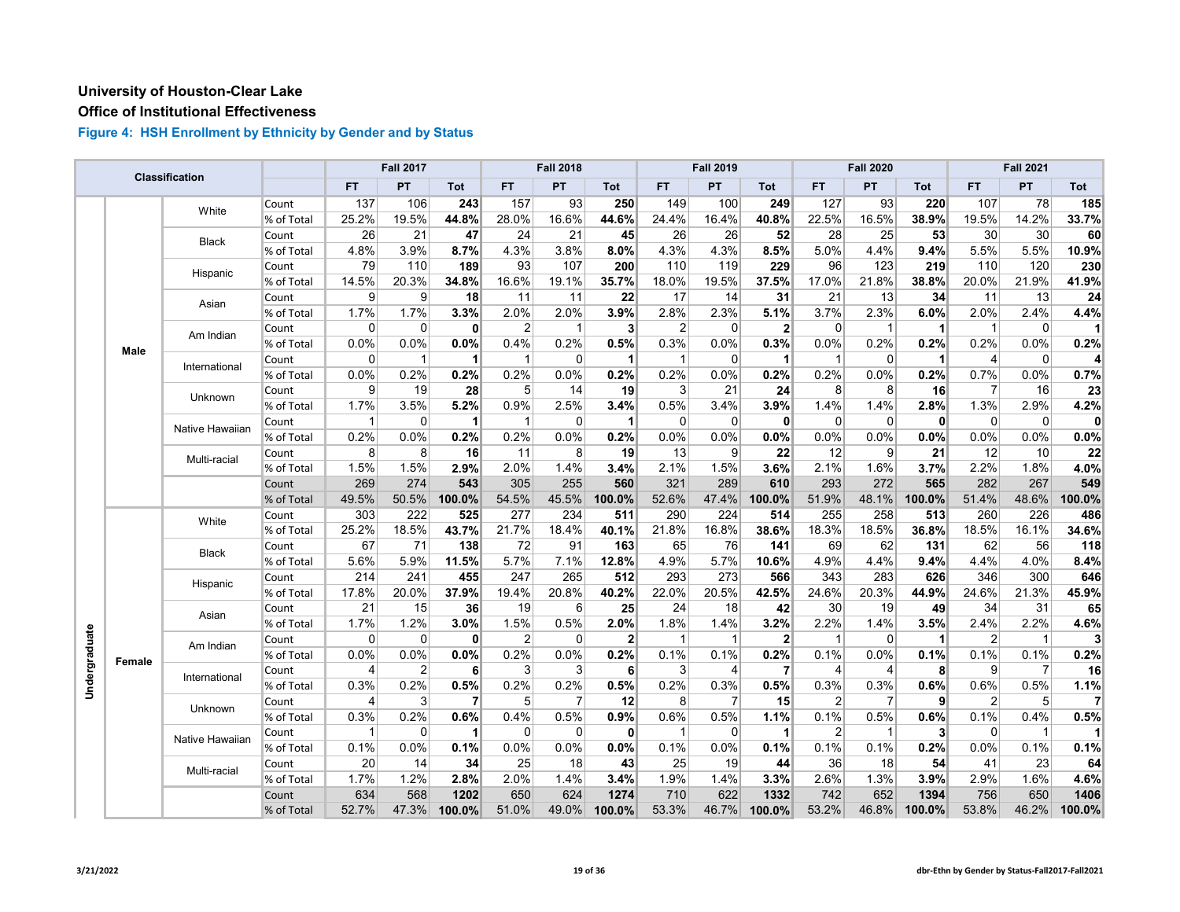# University of Houston-Clear Lake

## Office of Institutional Effectiveness

### Figure 4: HSH Enrollment by Ethnicity by Gender and by Status

| Classification | | | | Fall 2017 | | | Fall 2018 | | | Fall 2019 | | | Fall 2020 | | | Fall 2021 | | |
|---|---|---|---|---|---|---|---|---|---|---|---|---|---|---|---|---|---|---|
| | | | | FT | PT | Tot | FT | PT | Tot | FT | PT | Tot | FT | PT | Tot | FT | PT | Tot |
| Undergraduate | Male | White | Count | 137 | 106 | **243** | 157 | 93 | **250** | 149 | 100 | **249** | 127 | 93 | **220** | 107 | 78 | **185** |
| | | | % of Total | 25.2% | 19.5% | **44.8%** | 28.0% | 16.6% | **44.6%** | 24.4% | 16.4% | **40.8%** | 22.5% | 16.5% | **38.9%** | 19.5% | 14.2% | **33.7%** |
| | | Black | Count | 26 | 21 | **47** | 24 | 21 | **45** | 26 | 26 | **52** | 28 | 25 | **53** | 30 | 30 | **60** |
| | | | % of Total | 4.8% | 3.9% | **8.7%** | 4.3% | 3.8% | **8.0%** | 4.3% | 4.3% | **8.5%** | 5.0% | 4.4% | **9.4%** | 5.5% | 5.5% | **10.9%** |
| | | Hispanic | Count | 79 | 110 | **189** | 93 | 107 | **200** | 110 | 119 | **229** | 96 | 123 | **219** | 110 | 120 | **230** |
| | | | % of Total | 14.5% | 20.3% | **34.8%** | 16.6% | 19.1% | **35.7%** | 18.0% | 19.5% | **37.5%** | 17.0% | 21.8% | **38.8%** | 20.0% | 21.9% | **41.9%** |
| | | Asian | Count | 9 | 9 | **18** | 11 | 11 | **22** | 17 | 14 | **31** | 21 | 13 | **34** | 11 | 13 | **24** |
| | | | % of Total | 1.7% | 1.7% | **3.3%** | 2.0% | 2.0% | **3.9%** | 2.8% | 2.3% | **5.1%** | 3.7% | 2.3% | **6.0%** | 2.0% | 2.4% | **4.4%** |
| | | Am Indian | Count | 0 | 0 | **0** | 2 | 1 | **3** | 2 | 0 | **2** | 0 | 1 | **1** | 1 | 0 | **1** |
| | | | % of Total | 0.0% | 0.0% | **0.0%** | 0.4% | 0.2% | **0.5%** | 0.3% | 0.0% | **0.3%** | 0.0% | 0.2% | **0.2%** | 0.2% | 0.0% | **0.2%** |
| | | International | Count | 0 | 1 | **1** | 1 | 0 | **1** | 1 | 0 | **1** | 1 | 0 | **1** | 4 | 0 | **4** |
| | | | % of Total | 0.0% | 0.2% | **0.2%** | 0.2% | 0.0% | **0.2%** | 0.2% | 0.0% | **0.2%** | 0.2% | 0.0% | **0.2%** | 0.7% | 0.0% | **0.7%** |
| | | Unknown | Count | 9 | 19 | **28** | 5 | 14 | **19** | 3 | 21 | **24** | 8 | 8 | **16** | 7 | 16 | **23** |
| | | | % of Total | 1.7% | 3.5% | **5.2%** | 0.9% | 2.5% | **3.4%** | 0.5% | 3.4% | **3.9%** | 1.4% | 1.4% | **2.8%** | 1.3% | 2.9% | **4.2%** |
| | | Native Hawaiian | Count | 1 | 0 | **1** | 1 | 0 | **1** | 0 | 0 | **0** | 0 | 0 | **0** | 0 | 0 | **0** |
| | | | % of Total | 0.2% | 0.0% | **0.2%** | 0.2% | 0.0% | **0.2%** | 0.0% | 0.0% | **0.0%** | 0.0% | 0.0% | **0.0%** | 0.0% | 0.0% | **0.0%** |
| | | Multi-racial | Count | 8 | 8 | **16** | 11 | 8 | **19** | 13 | 9 | **22** | 12 | 9 | **21** | 12 | 10 | **22** |
| | | | % of Total | 1.5% | 1.5% | **2.9%** | 2.0% | 1.4% | **3.4%** | 2.1% | 1.5% | **3.6%** | 2.1% | 1.6% | **3.7%** | 2.2% | 1.8% | **4.0%** |
| | | | Count | 269 | 274 | **543** | 305 | 255 | **560** | 321 | 289 | **610** | 293 | 272 | **565** | 282 | 267 | **549** |
| | | | % of Total | 49.5% | 50.5% | **100.0%** | 54.5% | 45.5% | **100.0%** | 52.6% | 47.4% | **100.0%** | 51.9% | 48.1% | **100.0%** | 51.4% | 48.6% | **100.0%** |
| | Female | White | Count | 303 | 222 | **525** | 277 | 234 | **511** | 290 | 224 | **514** | 255 | 258 | **513** | 260 | 226 | **486** |
| | | | % of Total | 25.2% | 18.5% | **43.7%** | 21.7% | 18.4% | **40.1%** | 21.8% | 16.8% | **38.6%** | 18.3% | 18.5% | **36.8%** | 18.5% | 16.1% | **34.6%** |
| | | Black | Count | 67 | 71 | **138** | 72 | 91 | **163** | 65 | 76 | **141** | 69 | 62 | **131** | 62 | 56 | **118** |
| | | | % of Total | 5.6% | 5.9% | **11.5%** | 5.7% | 7.1% | **12.8%** | 4.9% | 5.7% | **10.6%** | 4.9% | 4.4% | **9.4%** | 4.4% | 4.0% | **8.4%** |
| | | Hispanic | Count | 214 | 241 | **455** | 247 | 265 | **512** | 293 | 273 | **566** | 343 | 283 | **626** | 346 | 300 | **646** |
| | | | % of Total | 17.8% | 20.0% | **37.9%** | 19.4% | 20.8% | **40.2%** | 22.0% | 20.5% | **42.5%** | 24.6% | 20.3% | **44.9%** | 24.6% | 21.3% | **45.9%** |
| | | Asian | Count | 21 | 15 | **36** | 19 | 6 | **25** | 24 | 18 | **42** | 30 | 19 | **49** | 34 | 31 | **65** |
| | | | % of Total | 1.7% | 1.2% | **3.0%** | 1.5% | 0.5% | **2.0%** | 1.8% | 1.4% | **3.2%** | 2.2% | 1.4% | **3.5%** | 2.4% | 2.2% | **4.6%** |
| | | Am Indian | Count | 0 | 0 | **0** | 2 | 0 | **2** | 1 | 1 | **2** | 1 | 0 | **1** | 2 | 1 | **3** |
| | | | % of Total | 0.0% | 0.0% | **0.0%** | 0.2% | 0.0% | **0.2%** | 0.1% | 0.1% | **0.2%** | 0.1% | 0.0% | **0.1%** | 0.1% | 0.1% | **0.2%** |
| | | International | Count | 4 | 2 | **6** | 3 | 3 | **6** | 3 | 4 | **7** | 4 | 4 | **8** | 9 | 7 | **16** |
| | | | % of Total | 0.3% | 0.2% | **0.5%** | 0.2% | 0.2% | **0.5%** | 0.2% | 0.3% | **0.5%** | 0.3% | 0.3% | **0.6%** | 0.6% | 0.5% | **1.1%** |
| | | Unknown | Count | 4 | 3 | **7** | 5 | 7 | **12** | 8 | 7 | **15** | 2 | 7 | **9** | 2 | 5 | **7** |
| | | | % of Total | 0.3% | 0.2% | **0.6%** | 0.4% | 0.5% | **0.9%** | 0.6% | 0.5% | **1.1%** | 0.1% | 0.5% | **0.6%** | 0.1% | 0.4% | **0.5%** |
| | | Native Hawaiian | Count | 1 | 0 | **1** | 0 | 0 | **0** | 1 | 0 | **1** | 2 | 1 | **3** | 0 | 1 | **1** |
| | | | % of Total | 0.1% | 0.0% | **0.1%** | 0.0% | 0.0% | **0.0%** | 0.1% | 0.0% | **0.1%** | 0.1% | 0.1% | **0.2%** | 0.0% | 0.1% | **0.1%** |
| | | Multi-racial | Count | 20 | 14 | **34** | 25 | 18 | **43** | 25 | 19 | **44** | 36 | 18 | **54** | 41 | 23 | **64** |
| | | | % of Total | 1.7% | 1.2% | **2.8%** | 2.0% | 1.4% | **3.4%** | 1.9% | 1.4% | **3.3%** | 2.6% | 1.3% | **3.9%** | 2.9% | 1.6% | **4.6%** |
| | | | Count | 634 | 568 | **1202** | 650 | 624 | **1274** | 710 | 622 | **1332** | 742 | 652 | **1394** | 756 | 650 | **1406** |
| | | | % of Total | 52.7% | 47.3% | **100.0%** | 51.0% | 49.0% | **100.0%** | 53.3% | 46.7% | **100.0%** | 53.2% | 46.8% | **100.0%** | 53.8% | 46.2% | **100.0%** |

3/21/2022

dbr-Ethn by Gender by Status-Fall2017-Fall2021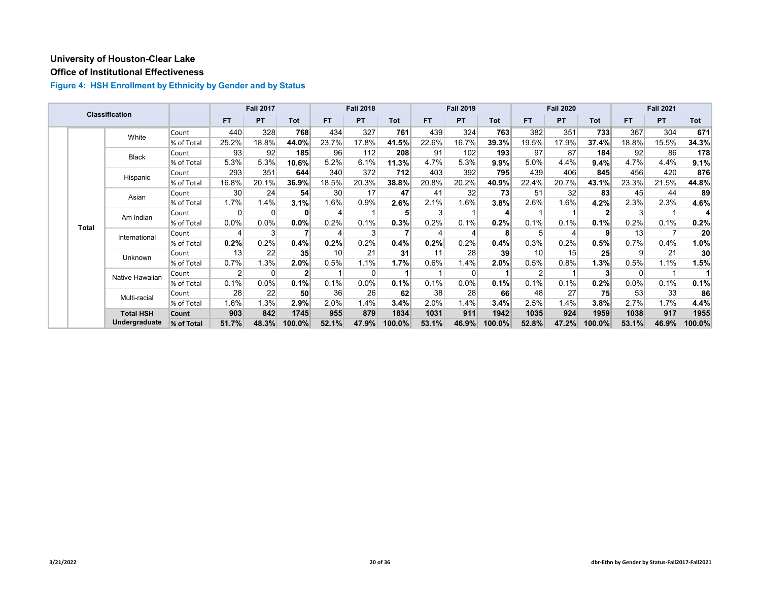# University of Houston-Clear Lake

## Office of Institutional Effectiveness

### Figure 4: HSH Enrollment by Ethnicity by Gender and by Status

| Classification | | | | Fall 2017 | | | Fall 2018 | | | Fall 2019 | | | Fall 2020 | | | Fall 2021 | | |
|---|---|---|---|---|---|---|---|---|---|---|---|---|---|---|---|---|---|---|
| | | | | FT | PT | Tot | FT | PT | Tot | FT | PT | Tot | FT | PT | Tot | FT | PT | Tot |
| Total | | White | Count | 440 | 328 | **768** | 434 | 327 | **761** | 439 | 324 | **763** | 382 | 351 | **733** | 367 | 304 | **671** |
| | | | % of Total | 25.2% | 18.8% | **44.0%** | 23.7% | 17.8% | **41.5%** | 22.6% | 16.7% | **39.3%** | 19.5% | 17.9% | **37.4%** | 18.8% | 15.5% | **34.3%** |
| | | Black | Count | 93 | 92 | **185** | 96 | 112 | **208** | 91 | 102 | **193** | 97 | 87 | **184** | 92 | 86 | **178** |
| | | | % of Total | 5.3% | 5.3% | **10.6%** | 5.2% | 6.1% | **11.3%** | 4.7% | 5.3% | **9.9%** | 5.0% | 4.4% | **9.4%** | 4.7% | 4.4% | **9.1%** |
| | | Hispanic | Count | 293 | 351 | **644** | 340 | 372 | **712** | 403 | 392 | **795** | 439 | 406 | **845** | 456 | 420 | **876** |
| | | | % of Total | 16.8% | 20.1% | **36.9%** | 18.5% | 20.3% | **38.8%** | 20.8% | 20.2% | **40.9%** | 22.4% | 20.7% | **43.1%** | 23.3% | 21.5% | **44.8%** |
| | | Asian | Count | 30 | 24 | **54** | 30 | 17 | **47** | 41 | 32 | **73** | 51 | 32 | **83** | 45 | 44 | **89** |
| | | | % of Total | 1.7% | 1.4% | **3.1%** | 1.6% | 0.9% | **2.6%** | 2.1% | 1.6% | **3.8%** | 2.6% | 1.6% | **4.2%** | 2.3% | 2.3% | **4.6%** |
| | | Am Indian | Count | 0 | 0 | **0** | 4 | 1 | **5** | 3 | 1 | **4** | 1 | 1 | **2** | 3 | 1 | **4** |
| | | | % of Total | 0.0% | 0.0% | **0.0%** | 0.2% | 0.1% | **0.3%** | 0.2% | 0.1% | **0.2%** | 0.1% | 0.1% | **0.1%** | 0.2% | 0.1% | **0.2%** |
| | | International | Count | 4 | 3 | **7** | 4 | 3 | **7** | 4 | 4 | **8** | 5 | 4 | **9** | 13 | 7 | **20** |
| | | | % of Total | **0.2%** | 0.2% | **0.4%** | **0.2%** | 0.2% | **0.4%** | **0.2%** | 0.2% | **0.4%** | 0.3% | 0.2% | **0.5%** | 0.7% | 0.4% | **1.0%** |
| | | Unknown | Count | 13 | 22 | **35** | 10 | 21 | **31** | 11 | 28 | **39** | 10 | 15 | **25** | 9 | 21 | **30** |
| | | | % of Total | 0.7% | 1.3% | **2.0%** | 0.5% | 1.1% | **1.7%** | 0.6% | 1.4% | **2.0%** | 0.5% | 0.8% | **1.3%** | 0.5% | 1.1% | **1.5%** |
| | | Native Hawaiian | Count | 2 | 0 | **2** | 1 | 0 | **1** | 1 | 0 | **1** | 2 | 1 | **3** | 0 | 1 | **1** |
| | | | % of Total | 0.1% | 0.0% | **0.1%** | 0.1% | 0.0% | **0.1%** | 0.1% | 0.0% | **0.1%** | 0.1% | 0.1% | **0.2%** | 0.0% | 0.1% | **0.1%** |
| | | Multi-racial | Count | 28 | 22 | **50** | 36 | 26 | **62** | 38 | 28 | **66** | 48 | 27 | **75** | 53 | 33 | **86** |
| | | | % of Total | 1.6% | 1.3% | **2.9%** | 2.0% | 1.4% | **3.4%** | 2.0% | 1.4% | **3.4%** | 2.5% | 1.4% | **3.8%** | 2.7% | 1.7% | **4.4%** |
| | | **Total HSH Undergraduate** | **Count** | **903** | **842** | **1745** | **955** | **879** | **1834** | **1031** | **911** | **1942** | **1035** | **924** | **1959** | **1038** | **917** | **1955** |
| | | | **% of Total** | **51.7%** | **48.3%** | **100.0%** | **52.1%** | **47.9%** | **100.0%** | **53.1%** | **46.9%** | **100.0%** | **52.8%** | **47.2%** | **100.0%** | **53.1%** | **46.9%** | **100.0%** |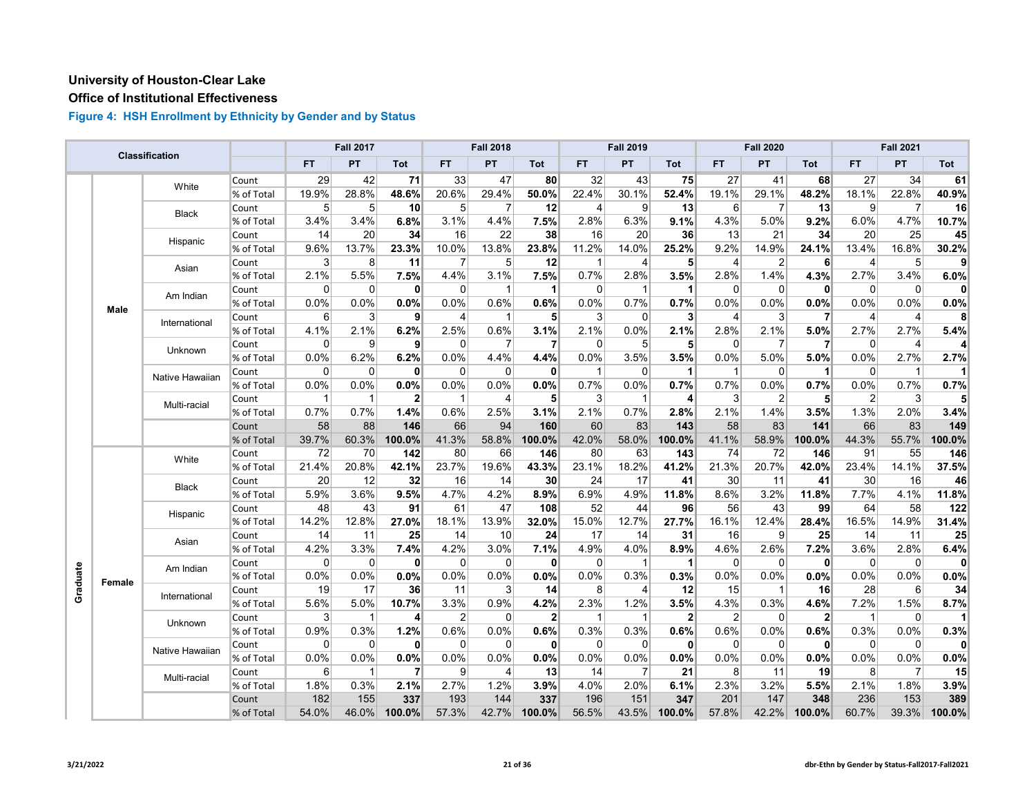## University of Houston-Clear Lake

## Office of Institutional Effectiveness

### Figure 4: HSH Enrollment by Ethnicity by Gender and by Status

| Classification | | | | Fall 2017 | | | Fall 2018 | | | Fall 2019 | | | Fall 2020 | | | Fall 2021 | | |
|---|---|---|---|---|---|---|---|---|---|---|---|---|---|---|---|---|---|---|
| | | | | FT | PT | Tot | FT | PT | Tot | FT | PT | Tot | FT | PT | Tot | FT | PT | Tot |
| Graduate | Male | White | Count | 29 | 42 | **71** | 33 | 47 | **80** | 32 | 43 | **75** | 27 | 41 | **68** | 27 | 34 | **61** |
| | | | % of Total | 19.9% | 28.8% | **48.6%** | 20.6% | 29.4% | **50.0%** | 22.4% | 30.1% | **52.4%** | 19.1% | 29.1% | **48.2%** | 18.1% | 22.8% | **40.9%** |
| | | Black | Count | 5 | 5 | **10** | 5 | 7 | **12** | 4 | 9 | **13** | 6 | 7 | **13** | 9 | 7 | **16** |
| | | | % of Total | 3.4% | 3.4% | **6.8%** | 3.1% | 4.4% | **7.5%** | 2.8% | 6.3% | **9.1%** | 4.3% | 5.0% | **9.2%** | 6.0% | 4.7% | **10.7%** |
| | | Hispanic | Count | 14 | 20 | **34** | 16 | 22 | **38** | 16 | 20 | **36** | 13 | 21 | **34** | 20 | 25 | **45** |
| | | | % of Total | 9.6% | 13.7% | **23.3%** | 10.0% | 13.8% | **23.8%** | 11.2% | 14.0% | **25.2%** | 9.2% | 14.9% | **24.1%** | 13.4% | 16.8% | **30.2%** |
| | | Asian | Count | 3 | 8 | **11** | 7 | 5 | **12** | 1 | 4 | **5** | 4 | 2 | **6** | 4 | 5 | **9** |
| | | | % of Total | 2.1% | 5.5% | **7.5%** | 4.4% | 3.1% | **7.5%** | 0.7% | 2.8% | **3.5%** | 2.8% | 1.4% | **4.3%** | 2.7% | 3.4% | **6.0%** |
| | | Am Indian | Count | 0 | 0 | **0** | 0 | 1 | **1** | 0 | 1 | **1** | 0 | 0 | **0** | 0 | 0 | **0** |
| | | | % of Total | 0.0% | 0.0% | **0.0%** | 0.0% | 0.6% | **0.6%** | 0.0% | 0.7% | **0.7%** | 0.0% | 0.0% | **0.0%** | 0.0% | 0.0% | **0.0%** |
| | | International | Count | 6 | 3 | **9** | 4 | 1 | **5** | 3 | 0 | **3** | 4 | 3 | **7** | 4 | 4 | **8** |
| | | | % of Total | 4.1% | 2.1% | **6.2%** | 2.5% | 0.6% | **3.1%** | 2.1% | 0.0% | **2.1%** | 2.8% | 2.1% | **5.0%** | 2.7% | 2.7% | **5.4%** |
| | | Unknown | Count | 0 | 9 | **9** | 0 | 7 | **7** | 0 | 5 | **5** | 0 | 7 | **7** | 0 | 4 | **4** |
| | | | % of Total | 0.0% | 6.2% | **6.2%** | 0.0% | 4.4% | **4.4%** | 0.0% | 3.5% | **3.5%** | 0.0% | 5.0% | **5.0%** | 0.0% | 2.7% | **2.7%** |
| | | Native Hawaiian | Count | 0 | 0 | **0** | 0 | 0 | **0** | 1 | 0 | **1** | 1 | 0 | **1** | 0 | 1 | **1** |
| | | | % of Total | 0.0% | 0.0% | **0.0%** | 0.0% | 0.0% | **0.0%** | 0.7% | 0.0% | **0.7%** | 0.7% | 0.0% | **0.7%** | 0.0% | 0.7% | **0.7%** |
| | | Multi-racial | Count | 1 | 1 | **2** | 1 | 4 | **5** | 3 | 1 | **4** | 3 | 2 | **5** | 2 | 3 | **5** |
| | | | % of Total | 0.7% | 0.7% | **1.4%** | 0.6% | 2.5% | **3.1%** | 2.1% | 0.7% | **2.8%** | 2.1% | 1.4% | **3.5%** | 1.3% | 2.0% | **3.4%** |
| | | | Count | 58 | 88 | **146** | 66 | 94 | **160** | 60 | 83 | **143** | 58 | 83 | **141** | 66 | 83 | **149** |
| | | | % of Total | 39.7% | 60.3% | **100.0%** | 41.3% | 58.8% | **100.0%** | 42.0% | 58.0% | **100.0%** | 41.1% | 58.9% | **100.0%** | 44.3% | 55.7% | **100.0%** |
| | Female | White | Count | 72 | 70 | **142** | 80 | 66 | **146** | 80 | 63 | **143** | 74 | 72 | **146** | 91 | 55 | **146** |
| | | | % of Total | 21.4% | 20.8% | **42.1%** | 23.7% | 19.6% | **43.3%** | 23.1% | 18.2% | **41.2%** | 21.3% | 20.7% | **42.0%** | 23.4% | 14.1% | **37.5%** |
| | | Black | Count | 20 | 12 | **32** | 16 | 14 | **30** | 24 | 17 | **41** | 30 | 11 | **41** | 30 | 16 | **46** |
| | | | % of Total | 5.9% | 3.6% | **9.5%** | 4.7% | 4.2% | **8.9%** | 6.9% | 4.9% | **11.8%** | 8.6% | 3.2% | **11.8%** | 7.7% | 4.1% | **11.8%** |
| | | Hispanic | Count | 48 | 43 | **91** | 61 | 47 | **108** | 52 | 44 | **96** | 56 | 43 | **99** | 64 | 58 | **122** |
| | | | % of Total | 14.2% | 12.8% | **27.0%** | 18.1% | 13.9% | **32.0%** | 15.0% | 12.7% | **27.7%** | 16.1% | 12.4% | **28.4%** | 16.5% | 14.9% | **31.4%** |
| | | Asian | Count | 14 | 11 | **25** | 14 | 10 | **24** | 17 | 14 | **31** | 16 | 9 | **25** | 14 | 11 | **25** |
| | | | % of Total | 4.2% | 3.3% | **7.4%** | 4.2% | 3.0% | **7.1%** | 4.9% | 4.0% | **8.9%** | 4.6% | 2.6% | **7.2%** | 3.6% | 2.8% | **6.4%** |
| | | Am Indian | Count | 0 | 0 | **0** | 0 | 0 | **0** | 0 | 1 | **1** | 0 | 0 | **0** | 0 | 0 | **0** |
| | | | % of Total | 0.0% | 0.0% | **0.0%** | 0.0% | 0.0% | **0.0%** | 0.0% | 0.3% | **0.3%** | 0.0% | 0.0% | **0.0%** | 0.0% | 0.0% | **0.0%** |
| | | International | Count | 19 | 17 | **36** | 11 | 3 | **14** | 8 | 4 | **12** | 15 | 1 | **16** | 28 | 6 | **34** |
| | | | % of Total | 5.6% | 5.0% | **10.7%** | 3.3% | 0.9% | **4.2%** | 2.3% | 1.2% | **3.5%** | 4.3% | 0.3% | **4.6%** | 7.2% | 1.5% | **8.7%** |
| | | Unknown | Count | 3 | 1 | **4** | 2 | 0 | **2** | 1 | 1 | **2** | 2 | 0 | **2** | 1 | 0 | **1** |
| | | | % of Total | 0.9% | 0.3% | **1.2%** | 0.6% | 0.0% | **0.6%** | 0.3% | 0.3% | **0.6%** | 0.6% | 0.0% | **0.6%** | 0.3% | 0.0% | **0.3%** |
| | | Native Hawaiian | Count | 0 | 0 | **0** | 0 | 0 | **0** | 0 | 0 | **0** | 0 | 0 | **0** | 0 | 0 | **0** |
| | | | % of Total | 0.0% | 0.0% | **0.0%** | 0.0% | 0.0% | **0.0%** | 0.0% | 0.0% | **0.0%** | 0.0% | 0.0% | **0.0%** | 0.0% | 0.0% | **0.0%** |
| | | Multi-racial | Count | 6 | 1 | **7** | 9 | 4 | **13** | 14 | 7 | **21** | 8 | 11 | **19** | 8 | 7 | **15** |
| | | | % of Total | 1.8% | 0.3% | **2.1%** | 2.7% | 1.2% | **3.9%** | 4.0% | 2.0% | **6.1%** | 2.3% | 3.2% | **5.5%** | 2.1% | 1.8% | **3.9%** |
| | | | Count | 182 | 155 | **337** | 193 | 144 | **337** | 196 | 151 | **347** | 201 | 147 | **348** | 236 | 153 | **389** |
| | | | % of Total | 54.0% | 46.0% | **100.0%** | 57.3% | 42.7% | **100.0%** | 56.5% | 43.5% | **100.0%** | 57.8% | 42.2% | **100.0%** | 60.7% | 39.3% | **100.0%** |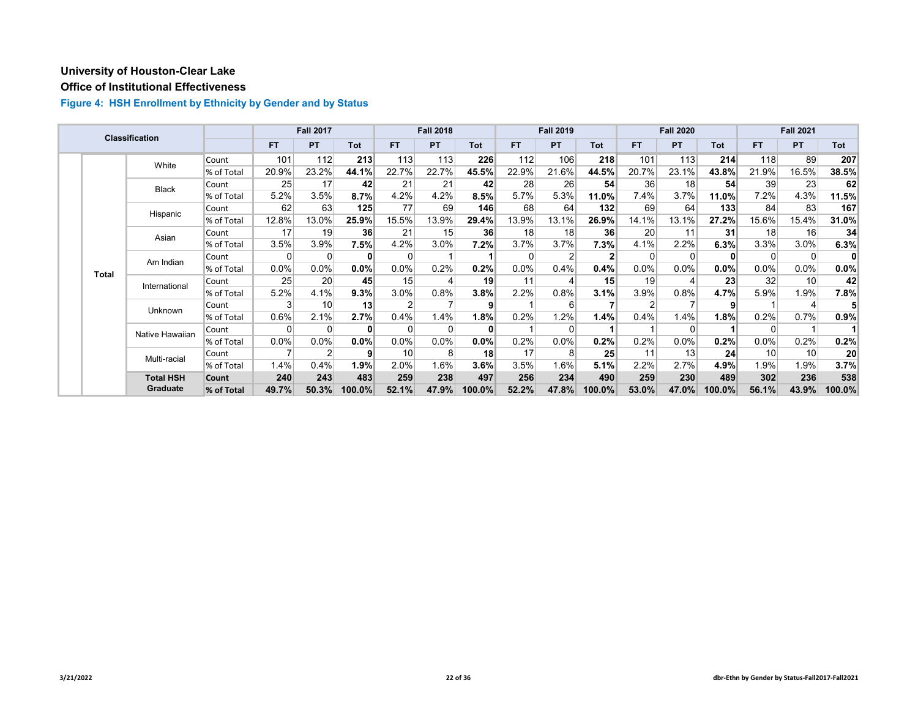# University of Houston-Clear Lake

## Office of Institutional Effectiveness

### Figure 4: HSH Enrollment by Ethnicity by Gender and by Status

| Classification | | | Fall 2017 | | | Fall 2018 | | | Fall 2019 | | | Fall 2020 | | | Fall 2021 | | |
|---|---|---|---|---|---|---|---|---|---|---|---|---|---|---|---|---|---|
| | | | FT | PT | Tot | FT | PT | Tot | FT | PT | Tot | FT | PT | Tot | FT | PT | Tot |
| Total | White | Count | 101 | 112 | **213** | 113 | 113 | **226** | 112 | 106 | **218** | 101 | 113 | **214** | 118 | 89 | **207** |
| | | % of Total | 20.9% | 23.2% | **44.1%** | 22.7% | 22.7% | **45.5%** | 22.9% | 21.6% | **44.5%** | 20.7% | 23.1% | **43.8%** | 21.9% | 16.5% | **38.5%** |
| | Black | Count | 25 | 17 | **42** | 21 | 21 | **42** | 28 | 26 | **54** | 36 | 18 | **54** | 39 | 23 | **62** |
| | | % of Total | 5.2% | 3.5% | **8.7%** | 4.2% | 4.2% | **8.5%** | 5.7% | 5.3% | **11.0%** | 7.4% | 3.7% | **11.0%** | 7.2% | 4.3% | **11.5%** |
| | Hispanic | Count | 62 | 63 | **125** | 77 | 69 | **146** | 68 | 64 | **132** | 69 | 64 | **133** | 84 | 83 | **167** |
| | | % of Total | 12.8% | 13.0% | **25.9%** | 15.5% | 13.9% | **29.4%** | 13.9% | 13.1% | **26.9%** | 14.1% | 13.1% | **27.2%** | 15.6% | 15.4% | **31.0%** |
| | Asian | Count | 17 | 19 | **36** | 21 | 15 | **36** | 18 | 18 | **36** | 20 | 11 | **31** | 18 | 16 | **34** |
| | | % of Total | 3.5% | 3.9% | **7.5%** | 4.2% | 3.0% | **7.2%** | 3.7% | 3.7% | **7.3%** | 4.1% | 2.2% | **6.3%** | 3.3% | 3.0% | **6.3%** |
| | Am Indian | Count | 0 | 0 | **0** | 0 | 1 | **1** | 0 | 2 | **2** | 0 | 0 | **0** | 0 | 0 | **0** |
| | | % of Total | 0.0% | 0.0% | **0.0%** | 0.0% | 0.2% | **0.2%** | 0.0% | 0.4% | **0.4%** | 0.0% | 0.0% | **0.0%** | 0.0% | 0.0% | **0.0%** |
| | International | Count | 25 | 20 | **45** | 15 | 4 | **19** | 11 | 4 | **15** | 19 | 4 | **23** | 32 | 10 | **42** |
| | | % of Total | 5.2% | 4.1% | **9.3%** | 3.0% | 0.8% | **3.8%** | 2.2% | 0.8% | **3.1%** | 3.9% | 0.8% | **4.7%** | 5.9% | 1.9% | **7.8%** |
| | Unknown | Count | 3 | 10 | **13** | 2 | 7 | **9** | 1 | 6 | **7** | 2 | 7 | **9** | 1 | 4 | **5** |
| | | % of Total | 0.6% | 2.1% | **2.7%** | 0.4% | 1.4% | **1.8%** | 0.2% | 1.2% | **1.4%** | 0.4% | 1.4% | **1.8%** | 0.2% | 0.7% | **0.9%** |
| | Native Hawaiian | Count | 0 | 0 | **0** | 0 | 0 | **0** | 1 | 0 | **1** | 1 | 0 | **1** | 0 | 1 | **1** |
| | | % of Total | 0.0% | 0.0% | **0.0%** | 0.0% | 0.0% | **0.0%** | 0.2% | 0.0% | **0.2%** | 0.2% | 0.0% | **0.2%** | 0.0% | 0.2% | **0.2%** |
| | Multi-racial | Count | 7 | 2 | **9** | 10 | 8 | **18** | 17 | 8 | **25** | 11 | 13 | **24** | 10 | 10 | **20** |
| | | % of Total | 1.4% | 0.4% | **1.9%** | 2.0% | 1.6% | **3.6%** | 3.5% | 1.6% | **5.1%** | 2.2% | 2.7% | **4.9%** | 1.9% | 1.9% | **3.7%** |
| | **Total HSH Graduate** | **Count** | **240** | **243** | **483** | **259** | **238** | **497** | **256** | **234** | **490** | **259** | **230** | **489** | **302** | **236** | **538** |
| | | **% of Total** | **49.7%** | **50.3%** | **100.0%** | **52.1%** | **47.9%** | **100.0%** | **52.2%** | **47.8%** | **100.0%** | **53.0%** | **47.0%** | **100.0%** | **56.1%** | **43.9%** | **100.0%** |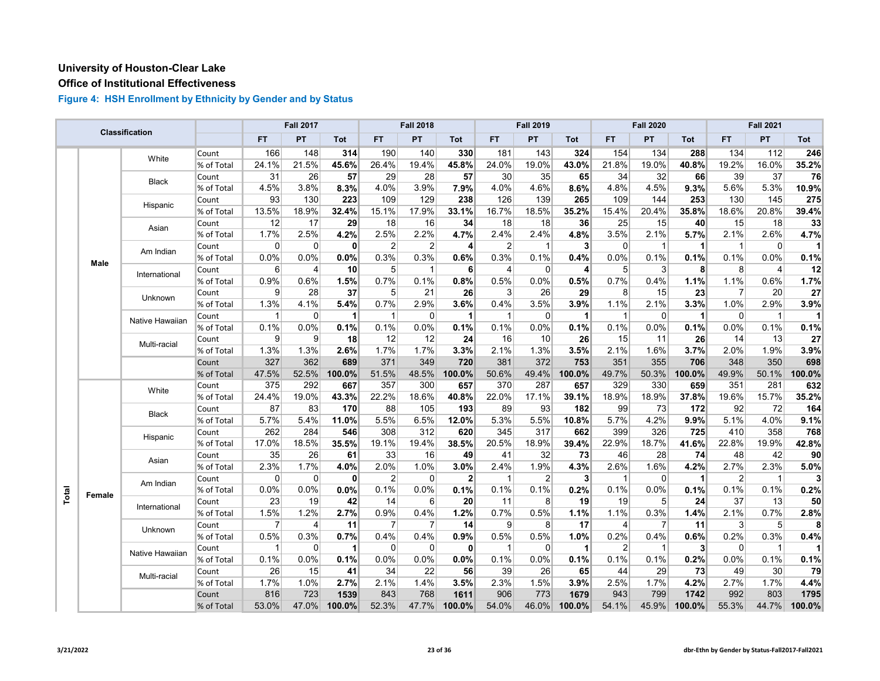## University of Houston-Clear Lake

## Office of Institutional Effectiveness

### Figure 4: HSH Enrollment by Ethnicity by Gender and by Status

| Classification | | | | Fall 2017 | | | Fall 2018 | | | Fall 2019 | | | Fall 2020 | | | Fall 2021 | | |
|---|---|---|---|---|---|---|---|---|---|---|---|---|---|---|---|---|---|---|
| | | | | FT | PT | Tot | FT | PT | Tot | FT | PT | Tot | FT | PT | Tot | FT | PT | Tot |
| Total | Male | White | Count | 166 | 148 | **314** | 190 | 140 | **330** | 181 | 143 | **324** | 154 | 134 | **288** | 134 | 112 | **246** |
| | | | % of Total | 24.1% | 21.5% | **45.6%** | 26.4% | 19.4% | **45.8%** | 24.0% | 19.0% | **43.0%** | 21.8% | 19.0% | **40.8%** | 19.2% | 16.0% | **35.2%** |
| | | Black | Count | 31 | 26 | **57** | 29 | 28 | **57** | 30 | 35 | **65** | 34 | 32 | **66** | 39 | 37 | **76** |
| | | | % of Total | 4.5% | 3.8% | **8.3%** | 4.0% | 3.9% | **7.9%** | 4.0% | 4.6% | **8.6%** | 4.8% | 4.5% | **9.3%** | 5.6% | 5.3% | **10.9%** |
| | | Hispanic | Count | 93 | 130 | **223** | 109 | 129 | **238** | 126 | 139 | **265** | 109 | 144 | **253** | 130 | 145 | **275** |
| | | | % of Total | 13.5% | 18.9% | **32.4%** | 15.1% | 17.9% | **33.1%** | 16.7% | 18.5% | **35.2%** | 15.4% | 20.4% | **35.8%** | 18.6% | 20.8% | **39.4%** |
| | | Asian | Count | 12 | 17 | **29** | 18 | 16 | **34** | 18 | 18 | **36** | 25 | 15 | **40** | 15 | 18 | **33** |
| | | | % of Total | 1.7% | 2.5% | **4.2%** | 2.5% | 2.2% | **4.7%** | 2.4% | 2.4% | **4.8%** | 3.5% | 2.1% | **5.7%** | 2.1% | 2.6% | **4.7%** |
| | | Am Indian | Count | 0 | 0 | **0** | 2 | 2 | **4** | 2 | 1 | **3** | 0 | 1 | **1** | 1 | 0 | **1** |
| | | | % of Total | 0.0% | 0.0% | **0.0%** | 0.3% | 0.3% | **0.6%** | 0.3% | 0.1% | **0.4%** | 0.0% | 0.1% | **0.1%** | 0.1% | 0.0% | **0.1%** |
| | | International | Count | 6 | 4 | **10** | 5 | 1 | **6** | 4 | 0 | **4** | 5 | 3 | **8** | 8 | 4 | **12** |
| | | | % of Total | 0.9% | 0.6% | **1.5%** | 0.7% | 0.1% | **0.8%** | 0.5% | 0.0% | **0.5%** | 0.7% | 0.4% | **1.1%** | 1.1% | 0.6% | **1.7%** |
| | | Unknown | Count | 9 | 28 | **37** | 5 | 21 | **26** | 3 | 26 | **29** | 8 | 15 | **23** | 7 | 20 | **27** |
| | | | % of Total | 1.3% | 4.1% | **5.4%** | 0.7% | 2.9% | **3.6%** | 0.4% | 3.5% | **3.9%** | 1.1% | 2.1% | **3.3%** | 1.0% | 2.9% | **3.9%** |
| | | Native Hawaiian | Count | 1 | 0 | **1** | 1 | 0 | **1** | 1 | 0 | **1** | 1 | 0 | **1** | 0 | 1 | **1** |
| | | | % of Total | 0.1% | 0.0% | **0.1%** | 0.1% | 0.0% | **0.1%** | 0.1% | 0.0% | **0.1%** | 0.1% | 0.0% | **0.1%** | 0.0% | 0.1% | **0.1%** |
| | | Multi-racial | Count | 9 | 9 | **18** | 12 | 12 | **24** | 16 | 10 | **26** | 15 | 11 | **26** | 14 | 13 | **27** |
| | | | % of Total | 1.3% | 1.3% | **2.6%** | 1.7% | 1.7% | **3.3%** | 2.1% | 1.3% | **3.5%** | 2.1% | 1.6% | **3.7%** | 2.0% | 1.9% | **3.9%** |
| | | | Count | 327 | 362 | **689** | 371 | 349 | **720** | 381 | 372 | **753** | 351 | 355 | **706** | 348 | 350 | **698** |
| | | | % of Total | 47.5% | 52.5% | **100.0%** | 51.5% | 48.5% | **100.0%** | 50.6% | 49.4% | **100.0%** | 49.7% | 50.3% | **100.0%** | 49.9% | 50.1% | **100.0%** |
| | Female | White | Count | 375 | 292 | **667** | 357 | 300 | **657** | 370 | 287 | **657** | 329 | 330 | **659** | 351 | 281 | **632** |
| | | | % of Total | 24.4% | 19.0% | **43.3%** | 22.2% | 18.6% | **40.8%** | 22.0% | 17.1% | **39.1%** | 18.9% | 18.9% | **37.8%** | 19.6% | 15.7% | **35.2%** |
| | | Black | Count | 87 | 83 | **170** | 88 | 105 | **193** | 89 | 93 | **182** | 99 | 73 | **172** | 92 | 72 | **164** |
| | | | % of Total | 5.7% | 5.4% | **11.0%** | 5.5% | 6.5% | **12.0%** | 5.3% | 5.5% | **10.8%** | 5.7% | 4.2% | **9.9%** | 5.1% | 4.0% | **9.1%** |
| | | Hispanic | Count | 262 | 284 | **546** | 308 | 312 | **620** | 345 | 317 | **662** | 399 | 326 | **725** | 410 | 358 | **768** |
| | | | % of Total | 17.0% | 18.5% | **35.5%** | 19.1% | 19.4% | **38.5%** | 20.5% | 18.9% | **39.4%** | 22.9% | 18.7% | **41.6%** | 22.8% | 19.9% | **42.8%** |
| | | Asian | Count | 35 | 26 | **61** | 33 | 16 | **49** | 41 | 32 | **73** | 46 | 28 | **74** | 48 | 42 | **90** |
| | | | % of Total | 2.3% | 1.7% | **4.0%** | 2.0% | 1.0% | **3.0%** | 2.4% | 1.9% | **4.3%** | 2.6% | 1.6% | **4.2%** | 2.7% | 2.3% | **5.0%** |
| | | Am Indian | Count | 0 | 0 | **0** | 2 | 0 | **2** | 1 | 2 | **3** | 1 | 0 | **1** | 2 | 1 | **3** |
| | | | % of Total | 0.0% | 0.0% | **0.0%** | 0.1% | 0.0% | **0.1%** | 0.1% | 0.1% | **0.2%** | 0.1% | 0.0% | **0.1%** | 0.1% | 0.1% | **0.2%** |
| | | International | Count | 23 | 19 | **42** | 14 | 6 | **20** | 11 | 8 | **19** | 19 | 5 | **24** | 37 | 13 | **50** |
| | | | % of Total | 1.5% | 1.2% | **2.7%** | 0.9% | 0.4% | **1.2%** | 0.7% | 0.5% | **1.1%** | 1.1% | 0.3% | **1.4%** | 2.1% | 0.7% | **2.8%** |
| | | Unknown | Count | 7 | 4 | **11** | 7 | 7 | **14** | 9 | 8 | **17** | 4 | 7 | **11** | 3 | 5 | **8** |
| | | | % of Total | 0.5% | 0.3% | **0.7%** | 0.4% | 0.4% | **0.9%** | 0.5% | 0.5% | **1.0%** | 0.2% | 0.4% | **0.6%** | 0.2% | 0.3% | **0.4%** |
| | | Native Hawaiian | Count | 1 | 0 | **1** | 0 | 0 | **0** | 1 | 0 | **1** | 2 | 1 | **3** | 0 | 1 | **1** |
| | | | % of Total | 0.1% | 0.0% | **0.1%** | 0.0% | 0.0% | **0.0%** | 0.1% | 0.0% | **0.1%** | 0.1% | 0.1% | **0.2%** | 0.0% | 0.1% | **0.1%** |
| | | Multi-racial | Count | 26 | 15 | **41** | 34 | 22 | **56** | 39 | 26 | **65** | 44 | 29 | **73** | 49 | 30 | **79** |
| | | | % of Total | 1.7% | 1.0% | **2.7%** | 2.1% | 1.4% | **3.5%** | 2.3% | 1.5% | **3.9%** | 2.5% | 1.7% | **4.2%** | 2.7% | 1.7% | **4.4%** |
| | | | Count | 816 | 723 | **1539** | 843 | 768 | **1611** | 906 | 773 | **1679** | 943 | 799 | **1742** | 992 | 803 | **1795** |
| | | | % of Total | 53.0% | 47.0% | **100.0%** | 52.3% | 47.7% | **100.0%** | 54.0% | 46.0% | **100.0%** | 54.1% | 45.9% | **100.0%** | 55.3% | 44.7% | **100.0%** |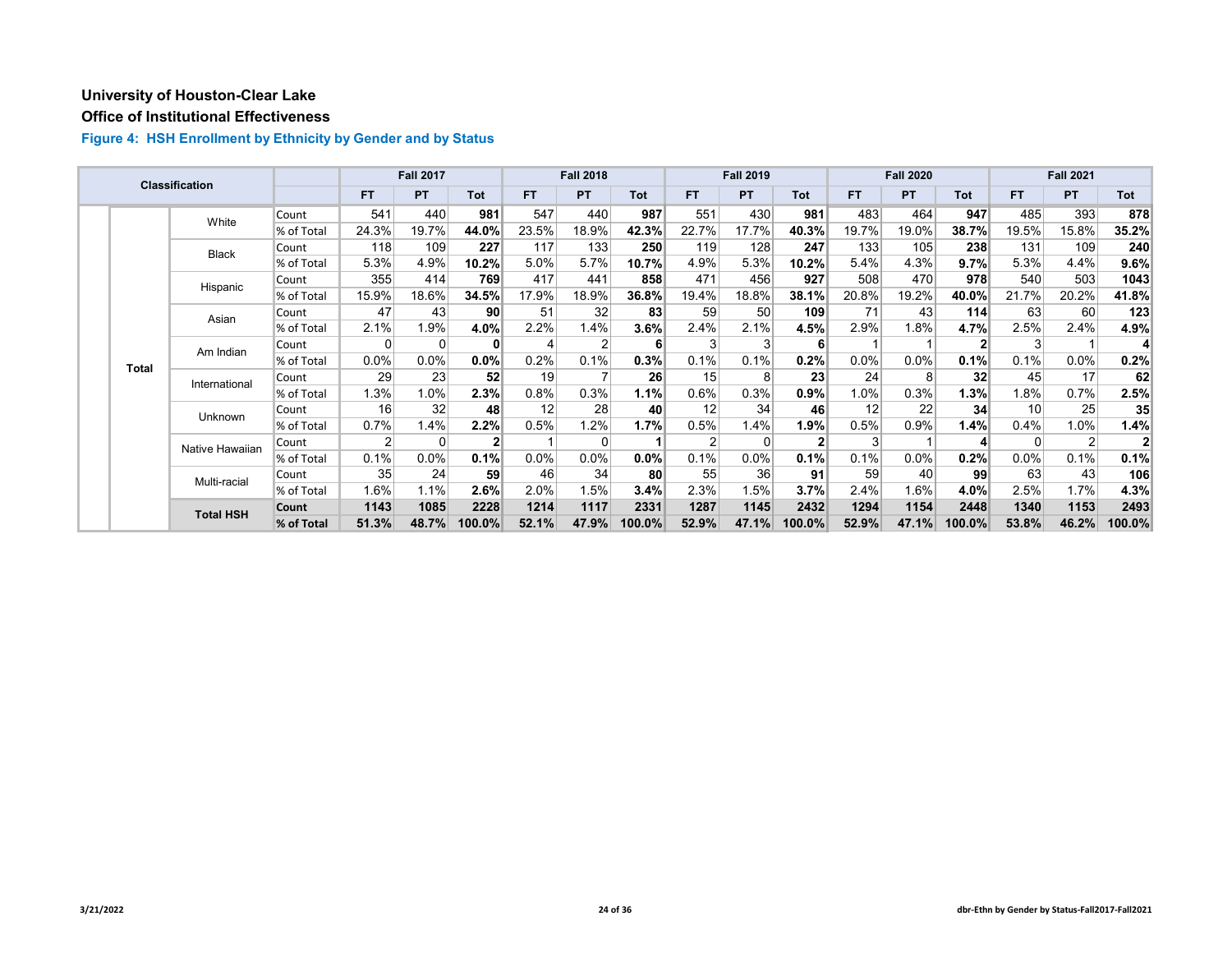# University of Houston-Clear Lake

## Office of Institutional Effectiveness

### Figure 4: HSH Enrollment by Ethnicity by Gender and by Status

| Classification | | | | Fall 2017 | | | Fall 2018 | | | Fall 2019 | | | Fall 2020 | | | Fall 2021 | | |
|---|---|---|---|---|---|---|---|---|---|---|---|---|---|---|---|---|---|---|
| | | | | FT | PT | Tot | FT | PT | Tot | FT | PT | Tot | FT | PT | Tot | FT | PT | Tot |
| | Total | White | Count | 541 | 440 | **981** | 547 | 440 | **987** | 551 | 430 | **981** | 483 | 464 | **947** | 485 | 393 | **878** |
| | | | % of Total | 24.3% | 19.7% | **44.0%** | 23.5% | 18.9% | **42.3%** | 22.7% | 17.7% | **40.3%** | 19.7% | 19.0% | **38.7%** | 19.5% | 15.8% | **35.2%** |
| | | Black | Count | 118 | 109 | **227** | 117 | 133 | **250** | 119 | 128 | **247** | 133 | 105 | **238** | 131 | 109 | **240** |
| | | | % of Total | 5.3% | 4.9% | **10.2%** | 5.0% | 5.7% | **10.7%** | 4.9% | 5.3% | **10.2%** | 5.4% | 4.3% | **9.7%** | 5.3% | 4.4% | **9.6%** |
| | | Hispanic | Count | 355 | 414 | **769** | 417 | 441 | **858** | 471 | 456 | **927** | 508 | 470 | **978** | 540 | 503 | **1043** |
| | | | % of Total | 15.9% | 18.6% | **34.5%** | 17.9% | 18.9% | **36.8%** | 19.4% | 18.8% | **38.1%** | 20.8% | 19.2% | **40.0%** | 21.7% | 20.2% | **41.8%** |
| | | Asian | Count | 47 | 43 | **90** | 51 | 32 | **83** | 59 | 50 | **109** | 71 | 43 | **114** | 63 | 60 | **123** |
| | | | % of Total | 2.1% | 1.9% | **4.0%** | 2.2% | 1.4% | **3.6%** | 2.4% | 2.1% | **4.5%** | 2.9% | 1.8% | **4.7%** | 2.5% | 2.4% | **4.9%** |
| | | Am Indian | Count | 0 | 0 | **0** | 4 | 2 | **6** | 3 | 3 | **6** | 1 | 1 | **2** | 3 | 1 | **4** |
| | | | % of Total | 0.0% | 0.0% | **0.0%** | 0.2% | 0.1% | **0.3%** | 0.1% | 0.1% | **0.2%** | 0.0% | 0.0% | **0.1%** | 0.1% | 0.0% | **0.2%** |
| | | International | Count | 29 | 23 | **52** | 19 | 7 | **26** | 15 | 8 | **23** | 24 | 8 | **32** | 45 | 17 | **62** |
| | | | % of Total | 1.3% | 1.0% | **2.3%** | 0.8% | 0.3% | **1.1%** | 0.6% | 0.3% | **0.9%** | 1.0% | 0.3% | **1.3%** | 1.8% | 0.7% | **2.5%** |
| | | Unknown | Count | 16 | 32 | **48** | 12 | 28 | **40** | 12 | 34 | **46** | 12 | 22 | **34** | 10 | 25 | **35** |
| | | | % of Total | 0.7% | 1.4% | **2.2%** | 0.5% | 1.2% | **1.7%** | 0.5% | 1.4% | **1.9%** | 0.5% | 0.9% | **1.4%** | 0.4% | 1.0% | **1.4%** |
| | | Native Hawaiian | Count | 2 | 0 | **2** | 1 | 0 | **1** | 2 | 0 | **2** | 3 | 1 | **4** | 0 | 2 | **2** |
| | | | % of Total | 0.1% | 0.0% | **0.1%** | 0.0% | 0.0% | **0.0%** | 0.1% | 0.0% | **0.1%** | 0.1% | 0.0% | **0.2%** | 0.0% | 0.1% | **0.1%** |
| | | Multi-racial | Count | 35 | 24 | **59** | 46 | 34 | **80** | 55 | 36 | **91** | 59 | 40 | **99** | 63 | 43 | **106** |
| | | | % of Total | 1.6% | 1.1% | **2.6%** | 2.0% | 1.5% | **3.4%** | 2.3% | 1.5% | **3.7%** | 2.4% | 1.6% | **4.0%** | 2.5% | 1.7% | **4.3%** |
| | | **Total HSH** | **Count** | **1143** | **1085** | **2228** | **1214** | **1117** | **2331** | **1287** | **1145** | **2432** | **1294** | **1154** | **2448** | **1340** | **1153** | **2493** |
| | | | **% of Total** | **51.3%** | **48.7%** | **100.0%** | **52.1%** | **47.9%** | **100.0%** | **52.9%** | **47.1%** | **100.0%** | **52.9%** | **47.1%** | **100.0%** | **53.8%** | **46.2%** | **100.0%** |

3/21/2022

dbr-Ethn by Gender by Status-Fall2017-Fall2021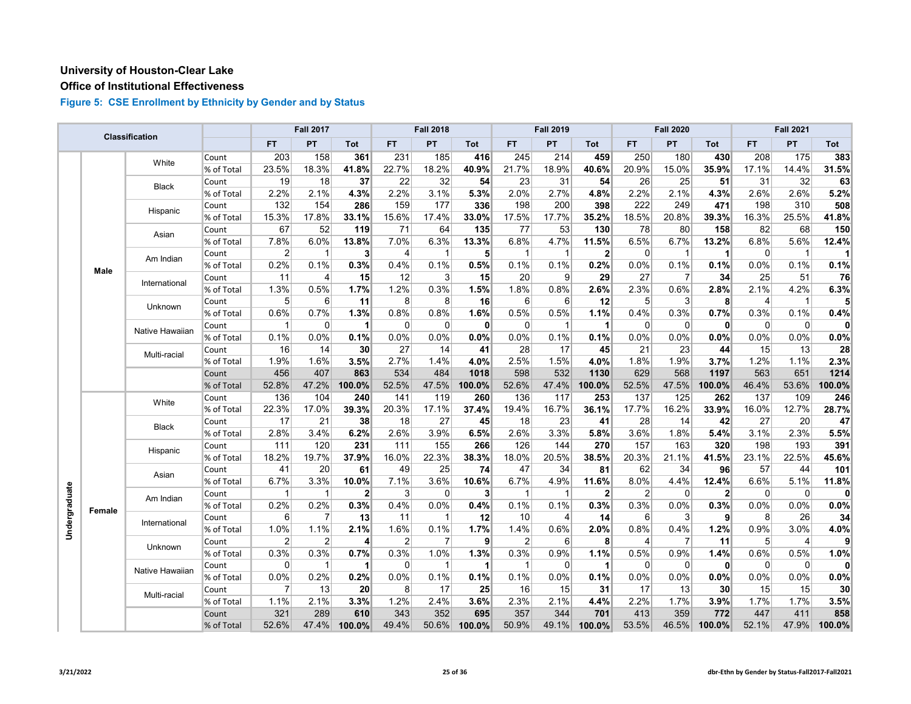**University of Houston-Clear Lake**

**Office of Institutional Effectiveness**

### Figure 5: CSE Enrollment by Ethnicity by Gender and by Status

| Classification | | | | Fall 2017 | | | Fall 2018 | | | Fall 2019 | | | Fall 2020 | | | Fall 2021 | | |
|---|---|---|---|---|---|---|---|---|---|---|---|---|---|---|---|---|---|---|
| | | | | FT | PT | Tot | FT | PT | Tot | FT | PT | Tot | FT | PT | Tot | FT | PT | Tot |
| Undergraduate | Male | White | Count | 203 | 158 | **361** | 231 | 185 | **416** | 245 | 214 | **459** | 250 | 180 | **430** | 208 | 175 | **383** |
| | | | % of Total | 23.5% | 18.3% | **41.8%** | 22.7% | 18.2% | **40.9%** | 21.7% | 18.9% | **40.6%** | 20.9% | 15.0% | **35.9%** | 17.1% | 14.4% | **31.5%** |
| | | Black | Count | 19 | 18 | **37** | 22 | 32 | **54** | 23 | 31 | **54** | 26 | 25 | **51** | 31 | 32 | **63** |
| | | | % of Total | 2.2% | 2.1% | **4.3%** | 2.2% | 3.1% | **5.3%** | 2.0% | 2.7% | **4.8%** | 2.2% | 2.1% | **4.3%** | 2.6% | 2.6% | **5.2%** |
| | | Hispanic | Count | 132 | 154 | **286** | 159 | 177 | **336** | 198 | 200 | **398** | 222 | 249 | **471** | 198 | 310 | **508** |
| | | | % of Total | 15.3% | 17.8% | **33.1%** | 15.6% | 17.4% | **33.0%** | 17.5% | 17.7% | **35.2%** | 18.5% | 20.8% | **39.3%** | 16.3% | 25.5% | **41.8%** |
| | | Asian | Count | 67 | 52 | **119** | 71 | 64 | **135** | 77 | 53 | **130** | 78 | 80 | **158** | 82 | 68 | **150** |
| | | | % of Total | 7.8% | 6.0% | **13.8%** | 7.0% | 6.3% | **13.3%** | 6.8% | 4.7% | **11.5%** | 6.5% | 6.7% | **13.2%** | 6.8% | 5.6% | **12.4%** |
| | | Am Indian | Count | 2 | 1 | **3** | 4 | 1 | **5** | 1 | 1 | **2** | 0 | 1 | **1** | 0 | 1 | **1** |
| | | | % of Total | 0.2% | 0.1% | **0.3%** | 0.4% | 0.1% | **0.5%** | 0.1% | 0.1% | **0.2%** | 0.0% | 0.1% | **0.1%** | 0.0% | 0.1% | **0.1%** |
| | | International | Count | 11 | 4 | **15** | 12 | 3 | **15** | 20 | 9 | **29** | 27 | 7 | **34** | 25 | 51 | **76** |
| | | | % of Total | 1.3% | 0.5% | **1.7%** | 1.2% | 0.3% | **1.5%** | 1.8% | 0.8% | **2.6%** | 2.3% | 0.6% | **2.8%** | 2.1% | 4.2% | **6.3%** |
| | | Unknown | Count | 5 | 6 | **11** | 8 | 8 | **16** | 6 | 6 | **12** | 5 | 3 | **8** | 4 | 1 | **5** |
| | | | % of Total | 0.6% | 0.7% | **1.3%** | 0.8% | 0.8% | **1.6%** | 0.5% | 0.5% | **1.1%** | 0.4% | 0.3% | **0.7%** | 0.3% | 0.1% | **0.4%** |
| | | Native Hawaiian | Count | 1 | 0 | **1** | 0 | 0 | **0** | 0 | 1 | **1** | 0 | 0 | **0** | 0 | 0 | **0** |
| | | | % of Total | 0.1% | 0.0% | **0.1%** | 0.0% | 0.0% | **0.0%** | 0.0% | 0.1% | **0.1%** | 0.0% | 0.0% | **0.0%** | 0.0% | 0.0% | **0.0%** |
| | | Multi-racial | Count | 16 | 14 | **30** | 27 | 14 | **41** | 28 | 17 | **45** | 21 | 23 | **44** | 15 | 13 | **28** |
| | | | % of Total | 1.9% | 1.6% | **3.5%** | 2.7% | 1.4% | **4.0%** | 2.5% | 1.5% | **4.0%** | 1.8% | 1.9% | **3.7%** | 1.2% | 1.1% | **2.3%** |
| | | | Count | 456 | 407 | **863** | 534 | 484 | **1018** | 598 | 532 | **1130** | 629 | 568 | **1197** | 563 | 651 | **1214** |
| | | | % of Total | 52.8% | 47.2% | **100.0%** | 52.5% | 47.5% | **100.0%** | 52.6% | 47.4% | **100.0%** | 52.5% | 47.5% | **100.0%** | 46.4% | 53.6% | **100.0%** |
| | Female | White | Count | 136 | 104 | **240** | 141 | 119 | **260** | 136 | 117 | **253** | 137 | 125 | **262** | 137 | 109 | **246** |
| | | | % of Total | 22.3% | 17.0% | **39.3%** | 20.3% | 17.1% | **37.4%** | 19.4% | 16.7% | **36.1%** | 17.7% | 16.2% | **33.9%** | 16.0% | 12.7% | **28.7%** |
| | | Black | Count | 17 | 21 | **38** | 18 | 27 | **45** | 18 | 23 | **41** | 28 | 14 | **42** | 27 | 20 | **47** |
| | | | % of Total | 2.8% | 3.4% | **6.2%** | 2.6% | 3.9% | **6.5%** | 2.6% | 3.3% | **5.8%** | 3.6% | 1.8% | **5.4%** | 3.1% | 2.3% | **5.5%** |
| | | Hispanic | Count | 111 | 120 | **231** | 111 | 155 | **266** | 126 | 144 | **270** | 157 | 163 | **320** | 198 | 193 | **391** |
| | | | % of Total | 18.2% | 19.7% | **37.9%** | 16.0% | 22.3% | **38.3%** | 18.0% | 20.5% | **38.5%** | 20.3% | 21.1% | **41.5%** | 23.1% | 22.5% | **45.6%** |
| | | Asian | Count | 41 | 20 | **61** | 49 | 25 | **74** | 47 | 34 | **81** | 62 | 34 | **96** | 57 | 44 | **101** |
| | | | % of Total | 6.7% | 3.3% | **10.0%** | 7.1% | 3.6% | **10.6%** | 6.7% | 4.9% | **11.6%** | 8.0% | 4.4% | **12.4%** | 6.6% | 5.1% | **11.8%** |
| | | Am Indian | Count | 1 | 1 | **2** | 3 | 0 | **3** | 1 | 1 | **2** | 2 | 0 | **2** | 0 | 0 | **0** |
| | | | % of Total | 0.2% | 0.2% | **0.3%** | 0.4% | 0.0% | **0.4%** | 0.1% | 0.1% | **0.3%** | 0.3% | 0.0% | **0.3%** | 0.0% | 0.0% | **0.0%** |
| | | International | Count | 6 | 7 | **13** | 11 | 1 | **12** | 10 | 4 | **14** | 6 | 3 | **9** | 8 | 26 | **34** |
| | | | % of Total | 1.0% | 1.1% | **2.1%** | 1.6% | 0.1% | **1.7%** | 1.4% | 0.6% | **2.0%** | 0.8% | 0.4% | **1.2%** | 0.9% | 3.0% | **4.0%** |
| | | Unknown | Count | 2 | 2 | **4** | 2 | 7 | **9** | 2 | 6 | **8** | 4 | 7 | **11** | 5 | 4 | **9** |
| | | | % of Total | 0.3% | 0.3% | **0.7%** | 0.3% | 1.0% | **1.3%** | 0.3% | 0.9% | **1.1%** | 0.5% | 0.9% | **1.4%** | 0.6% | 0.5% | **1.0%** |
| | | Native Hawaiian | Count | 0 | 1 | **1** | 0 | 1 | **1** | 1 | 0 | **1** | 0 | 0 | **0** | 0 | 0 | **0** |
| | | | % of Total | 0.0% | 0.2% | **0.2%** | 0.0% | 0.1% | **0.1%** | 0.1% | 0.0% | **0.1%** | 0.0% | 0.0% | **0.0%** | 0.0% | 0.0% | **0.0%** |
| | | Multi-racial | Count | 7 | 13 | **20** | 8 | 17 | **25** | 16 | 15 | **31** | 17 | 13 | **30** | 15 | 15 | **30** |
| | | | % of Total | 1.1% | 2.1% | **3.3%** | 1.2% | 2.4% | **3.6%** | 2.3% | 2.1% | **4.4%** | 2.2% | 1.7% | **3.9%** | 1.7% | 1.7% | **3.5%** |
| | | | Count | 321 | 289 | **610** | 343 | 352 | **695** | 357 | 344 | **701** | 413 | 359 | **772** | 447 | 411 | **858** |
| | | | % of Total | 52.6% | 47.4% | **100.0%** | 49.4% | 50.6% | **100.0%** | 50.9% | 49.1% | **100.0%** | 53.5% | 46.5% | **100.0%** | 52.1% | 47.9% | **100.0%** |

3/21/2022

dbr-Ethn by Gender by Status-Fall2017-Fall2021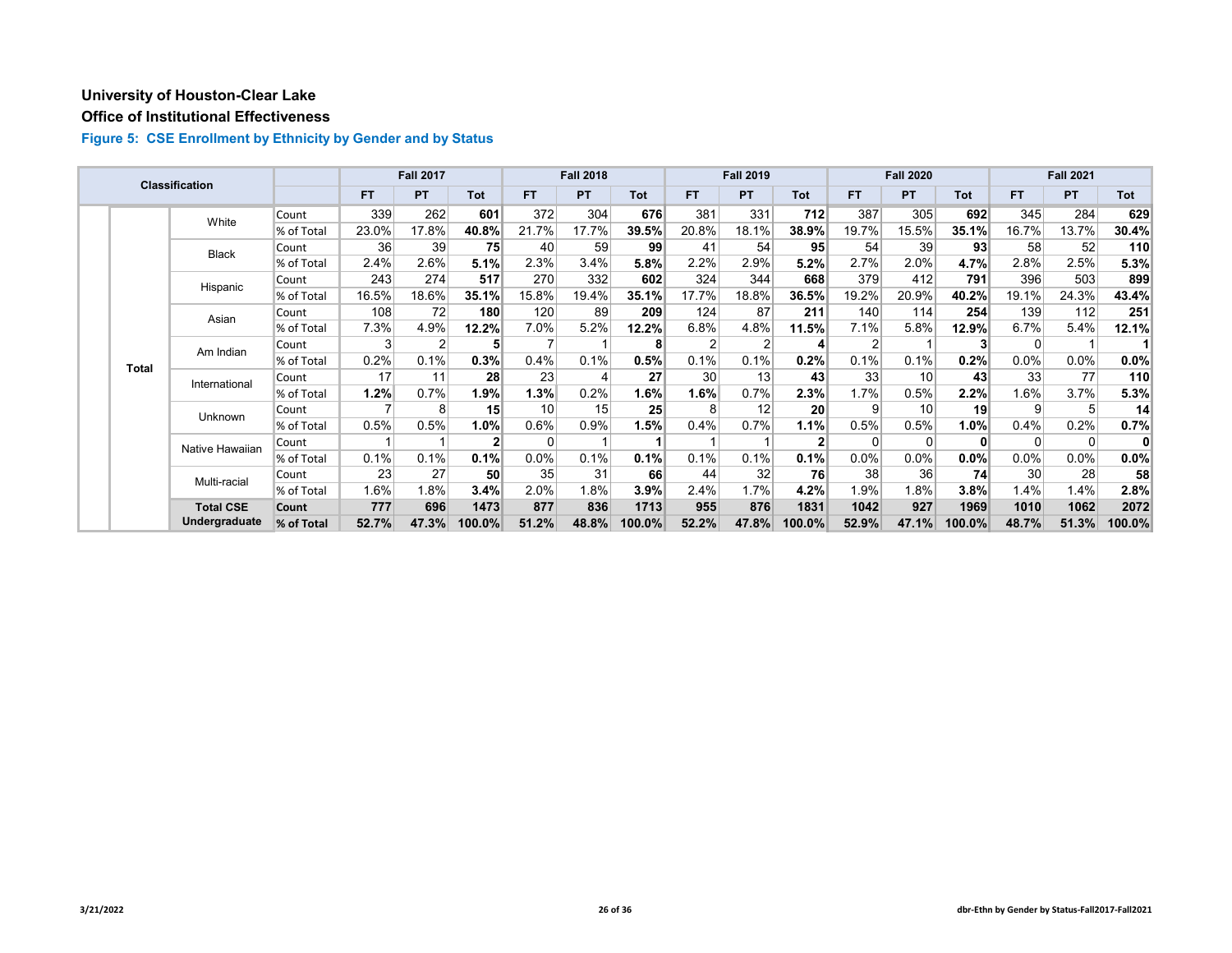# University of Houston-Clear Lake

## Office of Institutional Effectiveness

### Figure 5: CSE Enrollment by Ethnicity by Gender and by Status

| Classification | | | | Fall 2017 | | | Fall 2018 | | | Fall 2019 | | | Fall 2020 | | | Fall 2021 | | |
|---|---|---|---|---|---|---|---|---|---|---|---|---|---|---|---|---|---|---|
| | | | | FT | PT | Tot | FT | PT | Tot | FT | PT | Tot | FT | PT | Tot | FT | PT | Tot |
| | Total | White | Count | 339 | 262 | **601** | 372 | 304 | **676** | 381 | 331 | **712** | 387 | 305 | **692** | 345 | 284 | **629** |
| | | | % of Total | 23.0% | 17.8% | **40.8%** | 21.7% | 17.7% | **39.5%** | 20.8% | 18.1% | **38.9%** | 19.7% | 15.5% | **35.1%** | 16.7% | 13.7% | **30.4%** |
| | | Black | Count | 36 | 39 | **75** | 40 | 59 | **99** | 41 | 54 | **95** | 54 | 39 | **93** | 58 | 52 | **110** |
| | | | % of Total | 2.4% | 2.6% | **5.1%** | 2.3% | 3.4% | **5.8%** | 2.2% | 2.9% | **5.2%** | 2.7% | 2.0% | **4.7%** | 2.8% | 2.5% | **5.3%** |
| | | Hispanic | Count | 243 | 274 | **517** | 270 | 332 | **602** | 324 | 344 | **668** | 379 | 412 | **791** | 396 | 503 | **899** |
| | | | % of Total | 16.5% | 18.6% | **35.1%** | 15.8% | 19.4% | **35.1%** | 17.7% | 18.8% | **36.5%** | 19.2% | 20.9% | **40.2%** | 19.1% | 24.3% | **43.4%** |
| | | Asian | Count | 108 | 72 | **180** | 120 | 89 | **209** | 124 | 87 | **211** | 140 | 114 | **254** | 139 | 112 | **251** |
| | | | % of Total | 7.3% | 4.9% | **12.2%** | 7.0% | 5.2% | **12.2%** | 6.8% | 4.8% | **11.5%** | 7.1% | 5.8% | **12.9%** | 6.7% | 5.4% | **12.1%** |
| | | Am Indian | Count | 3 | 2 | **5** | 7 | 1 | **8** | 2 | 2 | **4** | 2 | 1 | **3** | 0 | 1 | **1** |
| | | | % of Total | 0.2% | 0.1% | **0.3%** | 0.4% | 0.1% | **0.5%** | 0.1% | 0.1% | **0.2%** | 0.1% | 0.1% | **0.2%** | 0.0% | 0.0% | **0.0%** |
| | | International | Count | 17 | 11 | **28** | 23 | 4 | **27** | 30 | 13 | **43** | 33 | 10 | **43** | 33 | 77 | **110** |
| | | | % of Total | **1.2%** | 0.7% | **1.9%** | **1.3%** | 0.2% | **1.6%** | **1.6%** | 0.7% | **2.3%** | 1.7% | 0.5% | **2.2%** | 1.6% | 3.7% | **5.3%** |
| | | Unknown | Count | 7 | 8 | **15** | 10 | 15 | **25** | 8 | 12 | **20** | 9 | 10 | **19** | 9 | 5 | **14** |
| | | | % of Total | 0.5% | 0.5% | **1.0%** | 0.6% | 0.9% | **1.5%** | 0.4% | 0.7% | **1.1%** | 0.5% | 0.5% | **1.0%** | 0.4% | 0.2% | **0.7%** |
| | | Native Hawaiian | Count | 1 | 1 | **2** | 0 | 1 | **1** | 1 | 1 | **2** | 0 | 0 | **0** | 0 | 0 | **0** |
| | | | % of Total | 0.1% | 0.1% | **0.1%** | 0.0% | 0.1% | **0.1%** | 0.1% | 0.1% | **0.1%** | 0.0% | 0.0% | **0.0%** | 0.0% | 0.0% | **0.0%** |
| | | Multi-racial | Count | 23 | 27 | **50** | 35 | 31 | **66** | 44 | 32 | **76** | 38 | 36 | **74** | 30 | 28 | **58** |
| | | | % of Total | 1.6% | 1.8% | **3.4%** | 2.0% | 1.8% | **3.9%** | 2.4% | 1.7% | **4.2%** | 1.9% | 1.8% | **3.8%** | 1.4% | 1.4% | **2.8%** |
| | | **Total CSE Undergraduate** | **Count** | **777** | **696** | **1473** | **877** | **836** | **1713** | **955** | **876** | **1831** | **1042** | **927** | **1969** | **1010** | **1062** | **2072** |
| | | | **% of Total** | **52.7%** | **47.3%** | **100.0%** | **51.2%** | **48.8%** | **100.0%** | **52.2%** | **47.8%** | **100.0%** | **52.9%** | **47.1%** | **100.0%** | **48.7%** | **51.3%** | **100.0%** |

3/21/2022

dbr-Ethn by Gender by Status-Fall2017-Fall2021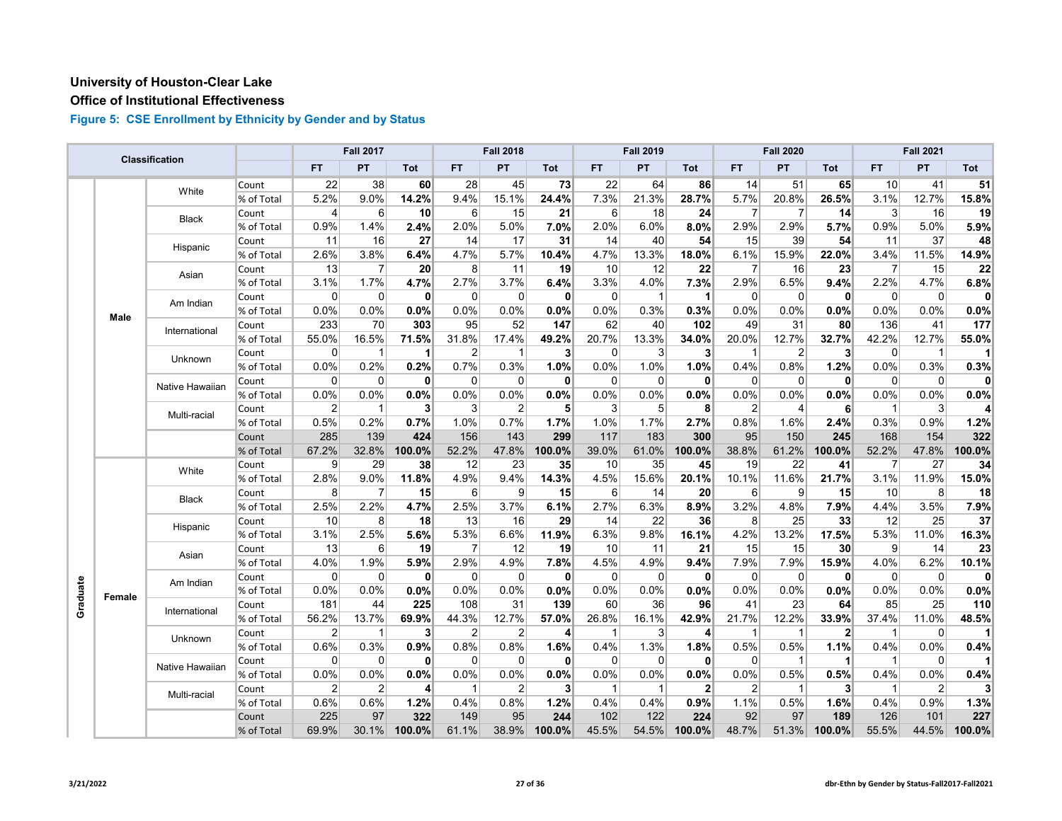# University of Houston-Clear Lake

## Office of Institutional Effectiveness

### Figure 5: CSE Enrollment by Ethnicity by Gender and by Status

| Classification | | | | Fall 2017 | | | Fall 2018 | | | Fall 2019 | | | Fall 2020 | | | Fall 2021 | | |
|---|---|---|---|---|---|---|---|---|---|---|---|---|---|---|---|---|---|---|
| | | | | FT | PT | Tot | FT | PT | Tot | FT | PT | Tot | FT | PT | Tot | FT | PT | Tot |
| Graduate | Male | White | Count | 22 | 38 | **60** | 28 | 45 | **73** | 22 | 64 | **86** | 14 | 51 | **65** | 10 | 41 | **51** |
| | | | % of Total | 5.2% | 9.0% | **14.2%** | 9.4% | 15.1% | **24.4%** | 7.3% | 21.3% | **28.7%** | 5.7% | 20.8% | **26.5%** | 3.1% | 12.7% | **15.8%** |
| | | Black | Count | 4 | 6 | **10** | 6 | 15 | **21** | 6 | 18 | **24** | 7 | 7 | **14** | 3 | 16 | **19** |
| | | | % of Total | 0.9% | 1.4% | **2.4%** | 2.0% | 5.0% | **7.0%** | 2.0% | 6.0% | **8.0%** | 2.9% | 2.9% | **5.7%** | 0.9% | 5.0% | **5.9%** |
| | | Hispanic | Count | 11 | 16 | **27** | 14 | 17 | **31** | 14 | 40 | **54** | 15 | 39 | **54** | 11 | 37 | **48** |
| | | | % of Total | 2.6% | 3.8% | **6.4%** | 4.7% | 5.7% | **10.4%** | 4.7% | 13.3% | **18.0%** | 6.1% | 15.9% | **22.0%** | 3.4% | 11.5% | **14.9%** |
| | | Asian | Count | 13 | 7 | **20** | 8 | 11 | **19** | 10 | 12 | **22** | 7 | 16 | **23** | 7 | 15 | **22** |
| | | | % of Total | 3.1% | 1.7% | **4.7%** | 2.7% | 3.7% | **6.4%** | 3.3% | 4.0% | **7.3%** | 2.9% | 6.5% | **9.4%** | 2.2% | 4.7% | **6.8%** |
| | | Am Indian | Count | 0 | 0 | **0** | 0 | 0 | **0** | 0 | 1 | **1** | 0 | 0 | **0** | 0 | 0 | **0** |
| | | | % of Total | 0.0% | 0.0% | **0.0%** | 0.0% | 0.0% | **0.0%** | 0.0% | 0.3% | **0.3%** | 0.0% | 0.0% | **0.0%** | 0.0% | 0.0% | **0.0%** |
| | | International | Count | 233 | 70 | **303** | 95 | 52 | **147** | 62 | 40 | **102** | 49 | 31 | **80** | 136 | 41 | **177** |
| | | | % of Total | 55.0% | 16.5% | **71.5%** | 31.8% | 17.4% | **49.2%** | 20.7% | 13.3% | **34.0%** | 20.0% | 12.7% | **32.7%** | 42.2% | 12.7% | **55.0%** |
| | | Unknown | Count | 0 | 1 | **1** | 2 | 1 | **3** | 0 | 3 | **3** | 1 | 2 | **3** | 0 | 1 | **1** |
| | | | % of Total | 0.0% | 0.2% | **0.2%** | 0.7% | 0.3% | **1.0%** | 0.0% | 1.0% | **1.0%** | 0.4% | 0.8% | **1.2%** | 0.0% | 0.3% | **0.3%** |
| | | Native Hawaiian | Count | 0 | 0 | **0** | 0 | 0 | **0** | 0 | 0 | **0** | 0 | 0 | **0** | 0 | 0 | **0** |
| | | | % of Total | 0.0% | 0.0% | **0.0%** | 0.0% | 0.0% | **0.0%** | 0.0% | 0.0% | **0.0%** | 0.0% | 0.0% | **0.0%** | 0.0% | 0.0% | **0.0%** |
| | | Multi-racial | Count | 2 | 1 | **3** | 3 | 2 | **5** | 3 | 5 | **8** | 2 | 4 | **6** | 1 | 3 | **4** |
| | | | % of Total | 0.5% | 0.2% | **0.7%** | 1.0% | 0.7% | **1.7%** | 1.0% | 1.7% | **2.7%** | 0.8% | 1.6% | **2.4%** | 0.3% | 0.9% | **1.2%** |
| | | | Count | 285 | 139 | **424** | 156 | 143 | **299** | 117 | 183 | **300** | 95 | 150 | **245** | 168 | 154 | **322** |
| | | | % of Total | 67.2% | 32.8% | **100.0%** | 52.2% | 47.8% | **100.0%** | 39.0% | 61.0% | **100.0%** | 38.8% | 61.2% | **100.0%** | 52.2% | 47.8% | **100.0%** |
| | Female | White | Count | 9 | 29 | **38** | 12 | 23 | **35** | 10 | 35 | **45** | 19 | 22 | **41** | 7 | 27 | **34** |
| | | | % of Total | 2.8% | 9.0% | **11.8%** | 4.9% | 9.4% | **14.3%** | 4.5% | 15.6% | **20.1%** | 10.1% | 11.6% | **21.7%** | 3.1% | 11.9% | **15.0%** |
| | | Black | Count | 8 | 7 | **15** | 6 | 9 | **15** | 6 | 14 | **20** | 6 | 9 | **15** | 10 | 8 | **18** |
| | | | % of Total | 2.5% | 2.2% | **4.7%** | 2.5% | 3.7% | **6.1%** | 2.7% | 6.3% | **8.9%** | 3.2% | 4.8% | **7.9%** | 4.4% | 3.5% | **7.9%** |
| | | Hispanic | Count | 10 | 8 | **18** | 13 | 16 | **29** | 14 | 22 | **36** | 8 | 25 | **33** | 12 | 25 | **37** |
| | | | % of Total | 3.1% | 2.5% | **5.6%** | 5.3% | 6.6% | **11.9%** | 6.3% | 9.8% | **16.1%** | 4.2% | 13.2% | **17.5%** | 5.3% | 11.0% | **16.3%** |
| | | Asian | Count | 13 | 6 | **19** | 7 | 12 | **19** | 10 | 11 | **21** | 15 | 15 | **30** | 9 | 14 | **23** |
| | | | % of Total | 4.0% | 1.9% | **5.9%** | 2.9% | 4.9% | **7.8%** | 4.5% | 4.9% | **9.4%** | 7.9% | 7.9% | **15.9%** | 4.0% | 6.2% | **10.1%** |
| | | Am Indian | Count | 0 | 0 | **0** | 0 | 0 | **0** | 0 | 0 | **0** | 0 | 0 | **0** | 0 | 0 | **0** |
| | | | % of Total | 0.0% | 0.0% | **0.0%** | 0.0% | 0.0% | **0.0%** | 0.0% | 0.0% | **0.0%** | 0.0% | 0.0% | **0.0%** | 0.0% | 0.0% | **0.0%** |
| | | International | Count | 181 | 44 | **225** | 108 | 31 | **139** | 60 | 36 | **96** | 41 | 23 | **64** | 85 | 25 | **110** |
| | | | % of Total | 56.2% | 13.7% | **69.9%** | 44.3% | 12.7% | **57.0%** | 26.8% | 16.1% | **42.9%** | 21.7% | 12.2% | **33.9%** | 37.4% | 11.0% | **48.5%** |
| | | Unknown | Count | 2 | 1 | **3** | 2 | 2 | **4** | 1 | 3 | **4** | 1 | 1 | **2** | 1 | 0 | **1** |
| | | | % of Total | 0.6% | 0.3% | **0.9%** | 0.8% | 0.8% | **1.6%** | 0.4% | 1.3% | **1.8%** | 0.5% | 0.5% | **1.1%** | 0.4% | 0.0% | **0.4%** |
| | | Native Hawaiian | Count | 0 | 0 | **0** | 0 | 0 | **0** | 0 | 0 | **0** | 0 | 1 | **1** | 1 | 0 | **1** |
| | | | % of Total | 0.0% | 0.0% | **0.0%** | 0.0% | 0.0% | **0.0%** | 0.0% | 0.0% | **0.0%** | 0.0% | 0.5% | **0.5%** | 0.4% | 0.0% | **0.4%** |
| | | Multi-racial | Count | 2 | 2 | **4** | 1 | 2 | **3** | 1 | 1 | **2** | 2 | 1 | **3** | 1 | 2 | **3** |
| | | | % of Total | 0.6% | 0.6% | **1.2%** | 0.4% | 0.8% | **1.2%** | 0.4% | 0.4% | **0.9%** | 1.1% | 0.5% | **1.6%** | 0.4% | 0.9% | **1.3%** |
| | | | Count | 225 | 97 | **322** | 149 | 95 | **244** | 102 | 122 | **224** | 92 | 97 | **189** | 126 | 101 | **227** |
| | | | % of Total | 69.9% | 30.1% | **100.0%** | 61.1% | 38.9% | **100.0%** | 45.5% | 54.5% | **100.0%** | 48.7% | 51.3% | **100.0%** | 55.5% | 44.5% | **100.0%** |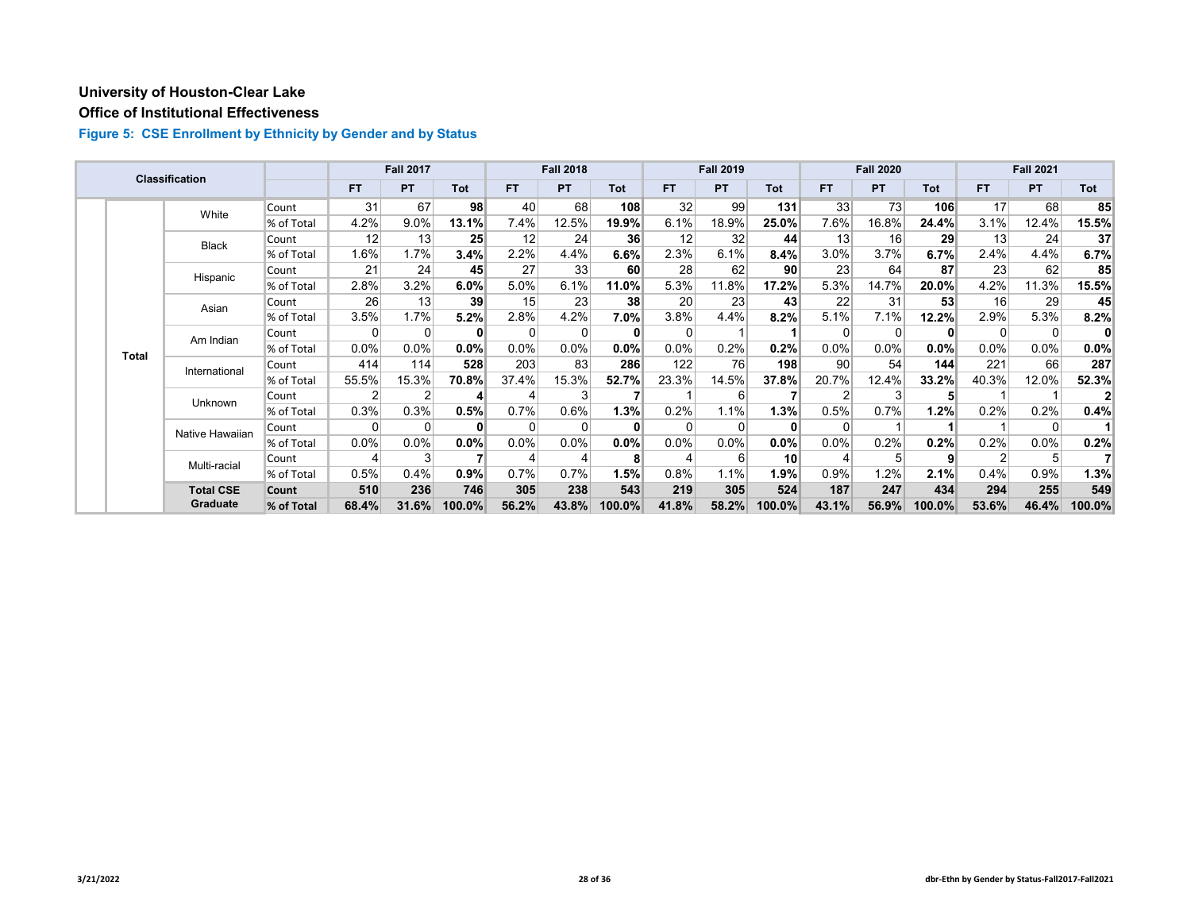**University of Houston-Clear Lake**

**Office of Institutional Effectiveness**

**Figure 5: CSE Enrollment by Ethnicity by Gender and by Status**

| Classification | | | | Fall 2017 | | | Fall 2018 | | | Fall 2019 | | | Fall 2020 | | | Fall 2021 | | |
|---|---|---|---|---|---|---|---|---|---|---|---|---|---|---|---|---|---|---|
| | | | | FT | PT | Tot | FT | PT | Tot | FT | PT | Tot | FT | PT | Tot | FT | PT | Tot |
| | Total | White | Count | 31 | 67 | **98** | 40 | 68 | **108** | 32 | 99 | **131** | 33 | 73 | **106** | 17 | 68 | **85** |
| | | | % of Total | 4.2% | 9.0% | **13.1%** | 7.4% | 12.5% | **19.9%** | 6.1% | 18.9% | **25.0%** | 7.6% | 16.8% | **24.4%** | 3.1% | 12.4% | **15.5%** |
| | | Black | Count | 12 | 13 | **25** | 12 | 24 | **36** | 12 | 32 | **44** | 13 | 16 | **29** | 13 | 24 | **37** |
| | | | % of Total | 1.6% | 1.7% | **3.4%** | 2.2% | 4.4% | **6.6%** | 2.3% | 6.1% | **8.4%** | 3.0% | 3.7% | **6.7%** | 2.4% | 4.4% | **6.7%** |
| | | Hispanic | Count | 21 | 24 | **45** | 27 | 33 | **60** | 28 | 62 | **90** | 23 | 64 | **87** | 23 | 62 | **85** |
| | | | % of Total | 2.8% | 3.2% | **6.0%** | 5.0% | 6.1% | **11.0%** | 5.3% | 11.8% | **17.2%** | 5.3% | 14.7% | **20.0%** | 4.2% | 11.3% | **15.5%** |
| | | Asian | Count | 26 | 13 | **39** | 15 | 23 | **38** | 20 | 23 | **43** | 22 | 31 | **53** | 16 | 29 | **45** |
| | | | % of Total | 3.5% | 1.7% | **5.2%** | 2.8% | 4.2% | **7.0%** | 3.8% | 4.4% | **8.2%** | 5.1% | 7.1% | **12.2%** | 2.9% | 5.3% | **8.2%** |
| | | Am Indian | Count | 0 | 0 | **0** | 0 | 0 | **0** | 0 | 1 | **1** | 0 | 0 | **0** | 0 | 0 | **0** |
| | | | % of Total | 0.0% | 0.0% | **0.0%** | 0.0% | 0.0% | **0.0%** | 0.0% | 0.2% | **0.2%** | 0.0% | 0.0% | **0.0%** | 0.0% | 0.0% | **0.0%** |
| | | International | Count | 414 | 114 | **528** | 203 | 83 | **286** | 122 | 76 | **198** | 90 | 54 | **144** | 221 | 66 | **287** |
| | | | % of Total | 55.5% | 15.3% | **70.8%** | 37.4% | 15.3% | **52.7%** | 23.3% | 14.5% | **37.8%** | 20.7% | 12.4% | **33.2%** | 40.3% | 12.0% | **52.3%** |
| | | Unknown | Count | 2 | 2 | **4** | 4 | 3 | **7** | 1 | 6 | **7** | 2 | 3 | **5** | 1 | 1 | **2** |
| | | | % of Total | 0.3% | 0.3% | **0.5%** | 0.7% | 0.6% | **1.3%** | 0.2% | 1.1% | **1.3%** | 0.5% | 0.7% | **1.2%** | 0.2% | 0.2% | **0.4%** |
| | | Native Hawaiian | Count | 0 | 0 | **0** | 0 | 0 | **0** | 0 | 0 | **0** | 0 | 1 | **1** | 1 | 0 | **1** |
| | | | % of Total | 0.0% | 0.0% | **0.0%** | 0.0% | 0.0% | **0.0%** | 0.0% | 0.0% | **0.0%** | 0.0% | 0.2% | **0.2%** | 0.2% | 0.0% | **0.2%** |
| | | Multi-racial | Count | 4 | 3 | **7** | 4 | 4 | **8** | 4 | 6 | **10** | 4 | 5 | **9** | 2 | 5 | **7** |
| | | | % of Total | 0.5% | 0.4% | **0.9%** | 0.7% | 0.7% | **1.5%** | 0.8% | 1.1% | **1.9%** | 0.9% | 1.2% | **2.1%** | 0.4% | 0.9% | **1.3%** |
| | | **Total CSE Graduate** | **Count** | **510** | **236** | **746** | **305** | **238** | **543** | **219** | **305** | **524** | **187** | **247** | **434** | **294** | **255** | **549** |
| | | | **% of Total** | **68.4%** | **31.6%** | **100.0%** | **56.2%** | **43.8%** | **100.0%** | **41.8%** | **58.2%** | **100.0%** | **43.1%** | **56.9%** | **100.0%** | **53.6%** | **46.4%** | **100.0%** |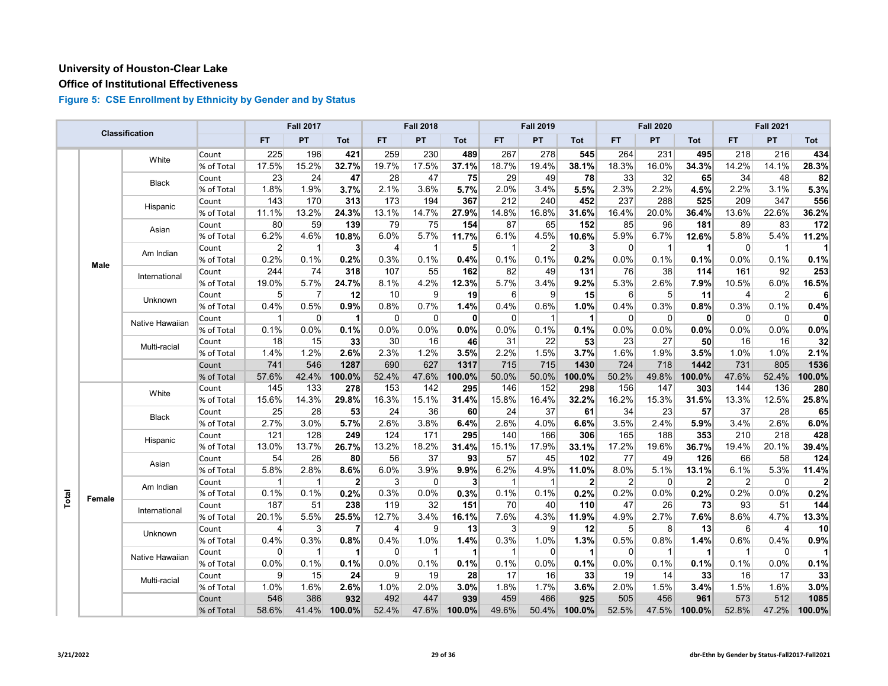**University of Houston-Clear Lake**

**Office of Institutional Effectiveness**

### Figure 5: CSE Enrollment by Ethnicity by Gender and by Status

| Classification | | | | Fall 2017 | | | Fall 2018 | | | Fall 2019 | | | Fall 2020 | | | Fall 2021 | | |
|---|---|---|---|---|---|---|---|---|---|---|---|---|---|---|---|---|---|---|
| | | | | FT | PT | Tot | FT | PT | Tot | FT | PT | Tot | FT | PT | Tot | FT | PT | Tot |
| Total | Male | White | Count | 225 | 196 | **421** | 259 | 230 | **489** | 267 | 278 | **545** | 264 | 231 | **495** | 218 | 216 | **434** |
| | | | % of Total | 17.5% | 15.2% | **32.7%** | 19.7% | 17.5% | **37.1%** | 18.7% | 19.4% | **38.1%** | 18.3% | 16.0% | **34.3%** | 14.2% | 14.1% | **28.3%** |
| | | Black | Count | 23 | 24 | **47** | 28 | 47 | **75** | 29 | 49 | **78** | 33 | 32 | **65** | 34 | 48 | **82** |
| | | | % of Total | 1.8% | 1.9% | **3.7%** | 2.1% | 3.6% | **5.7%** | 2.0% | 3.4% | **5.5%** | 2.3% | 2.2% | **4.5%** | 2.2% | 3.1% | **5.3%** |
| | | Hispanic | Count | 143 | 170 | **313** | 173 | 194 | **367** | 212 | 240 | **452** | 237 | 288 | **525** | 209 | 347 | **556** |
| | | | % of Total | 11.1% | 13.2% | **24.3%** | 13.1% | 14.7% | **27.9%** | 14.8% | 16.8% | **31.6%** | 16.4% | 20.0% | **36.4%** | 13.6% | 22.6% | **36.2%** |
| | | Asian | Count | 80 | 59 | **139** | 79 | 75 | **154** | 87 | 65 | **152** | 85 | 96 | **181** | 89 | 83 | **172** |
| | | | % of Total | 6.2% | 4.6% | **10.8%** | 6.0% | 5.7% | **11.7%** | 6.1% | 4.5% | **10.6%** | 5.9% | 6.7% | **12.6%** | 5.8% | 5.4% | **11.2%** |
| | | Am Indian | Count | 2 | 1 | **3** | 4 | 1 | **5** | 1 | 2 | **3** | 0 | 1 | **1** | 0 | 1 | **1** |
| | | | % of Total | 0.2% | 0.1% | **0.2%** | 0.3% | 0.1% | **0.4%** | 0.1% | 0.1% | **0.2%** | 0.0% | 0.1% | **0.1%** | 0.0% | 0.1% | **0.1%** |
| | | International | Count | 244 | 74 | **318** | 107 | 55 | **162** | 82 | 49 | **131** | 76 | 38 | **114** | 161 | 92 | **253** |
| | | | % of Total | 19.0% | 5.7% | **24.7%** | 8.1% | 4.2% | **12.3%** | 5.7% | 3.4% | **9.2%** | 5.3% | 2.6% | **7.9%** | 10.5% | 6.0% | **16.5%** |
| | | Unknown | Count | 5 | 7 | **12** | 10 | 9 | **19** | 6 | 9 | **15** | 6 | 5 | **11** | 4 | 2 | **6** |
| | | | % of Total | 0.4% | 0.5% | **0.9%** | 0.8% | 0.7% | **1.4%** | 0.4% | 0.6% | **1.0%** | 0.4% | 0.3% | **0.8%** | 0.3% | 0.1% | **0.4%** |
| | | Native Hawaiian | Count | 1 | 0 | **1** | 0 | 0 | **0** | 0 | 1 | **1** | 0 | 0 | **0** | 0 | 0 | **0** |
| | | | % of Total | 0.1% | 0.0% | **0.1%** | 0.0% | 0.0% | **0.0%** | 0.0% | 0.1% | **0.1%** | 0.0% | 0.0% | **0.0%** | 0.0% | 0.0% | **0.0%** |
| | | Multi-racial | Count | 18 | 15 | **33** | 30 | 16 | **46** | 31 | 22 | **53** | 23 | 27 | **50** | 16 | 16 | **32** |
| | | | % of Total | 1.4% | 1.2% | **2.6%** | 2.3% | 1.2% | **3.5%** | 2.2% | 1.5% | **3.7%** | 1.6% | 1.9% | **3.5%** | 1.0% | 1.0% | **2.1%** |
| | | | Count | 741 | 546 | **1287** | 690 | 627 | **1317** | 715 | 715 | **1430** | 724 | 718 | **1442** | 731 | 805 | **1536** |
| | | | % of Total | 57.6% | 42.4% | **100.0%** | 52.4% | 47.6% | **100.0%** | 50.0% | 50.0% | **100.0%** | 50.2% | 49.8% | **100.0%** | 47.6% | 52.4% | **100.0%** |
| | Female | White | Count | 145 | 133 | **278** | 153 | 142 | **295** | 146 | 152 | **298** | 156 | 147 | **303** | 144 | 136 | **280** |
| | | | % of Total | 15.6% | 14.3% | **29.8%** | 16.3% | 15.1% | **31.4%** | 15.8% | 16.4% | **32.2%** | 16.2% | 15.3% | **31.5%** | 13.3% | 12.5% | **25.8%** |
| | | Black | Count | 25 | 28 | **53** | 24 | 36 | **60** | 24 | 37 | **61** | 34 | 23 | **57** | 37 | 28 | **65** |
| | | | % of Total | 2.7% | 3.0% | **5.7%** | 2.6% | 3.8% | **6.4%** | 2.6% | 4.0% | **6.6%** | 3.5% | 2.4% | **5.9%** | 3.4% | 2.6% | **6.0%** |
| | | Hispanic | Count | 121 | 128 | **249** | 124 | 171 | **295** | 140 | 166 | **306** | 165 | 188 | **353** | 210 | 218 | **428** |
| | | | % of Total | 13.0% | 13.7% | **26.7%** | 13.2% | 18.2% | **31.4%** | 15.1% | 17.9% | **33.1%** | 17.2% | 19.6% | **36.7%** | 19.4% | 20.1% | **39.4%** |
| | | Asian | Count | 54 | 26 | **80** | 56 | 37 | **93** | 57 | 45 | **102** | 77 | 49 | **126** | 66 | 58 | **124** |
| | | | % of Total | 5.8% | 2.8% | **8.6%** | 6.0% | 3.9% | **9.9%** | 6.2% | 4.9% | **11.0%** | 8.0% | 5.1% | **13.1%** | 6.1% | 5.3% | **11.4%** |
| | | Am Indian | Count | 1 | 1 | **2** | 3 | 0 | **3** | 1 | 1 | **2** | 2 | 0 | **2** | 2 | 0 | **2** |
| | | | % of Total | 0.1% | 0.1% | **0.2%** | 0.3% | 0.0% | **0.3%** | 0.1% | 0.1% | **0.2%** | 0.2% | 0.0% | **0.2%** | 0.2% | 0.0% | **0.2%** |
| | | International | Count | 187 | 51 | **238** | 119 | 32 | **151** | 70 | 40 | **110** | 47 | 26 | **73** | 93 | 51 | **144** |
| | | | % of Total | 20.1% | 5.5% | **25.5%** | 12.7% | 3.4% | **16.1%** | 7.6% | 4.3% | **11.9%** | 4.9% | 2.7% | **7.6%** | 8.6% | 4.7% | **13.3%** |
| | | Unknown | Count | 4 | 3 | **7** | 4 | 9 | **13** | 3 | 9 | **12** | 5 | 8 | **13** | 6 | 4 | **10** |
| | | | % of Total | 0.4% | 0.3% | **0.8%** | 0.4% | 1.0% | **1.4%** | 0.3% | 1.0% | **1.3%** | 0.5% | 0.8% | **1.4%** | 0.6% | 0.4% | **0.9%** |
| | | Native Hawaiian | Count | 0 | 1 | **1** | 0 | 1 | **1** | 1 | 0 | **1** | 0 | 1 | **1** | 1 | 0 | **1** |
| | | | % of Total | 0.0% | 0.1% | **0.1%** | 0.0% | 0.1% | **0.1%** | 0.1% | 0.0% | **0.1%** | 0.0% | 0.1% | **0.1%** | 0.1% | 0.0% | **0.1%** |
| | | Multi-racial | Count | 9 | 15 | **24** | 9 | 19 | **28** | 17 | 16 | **33** | 19 | 14 | **33** | 16 | 17 | **33** |
| | | | % of Total | 1.0% | 1.6% | **2.6%** | 1.0% | 2.0% | **3.0%** | 1.8% | 1.7% | **3.6%** | 2.0% | 1.5% | **3.4%** | 1.5% | 1.6% | **3.0%** |
| | | | Count | 546 | 386 | **932** | 492 | 447 | **939** | 459 | 466 | **925** | 505 | 456 | **961** | 573 | 512 | **1085** |
| | | | % of Total | 58.6% | 41.4% | **100.0%** | 52.4% | 47.6% | **100.0%** | 49.6% | 50.4% | **100.0%** | 52.5% | 47.5% | **100.0%** | 52.8% | 47.2% | **100.0%** |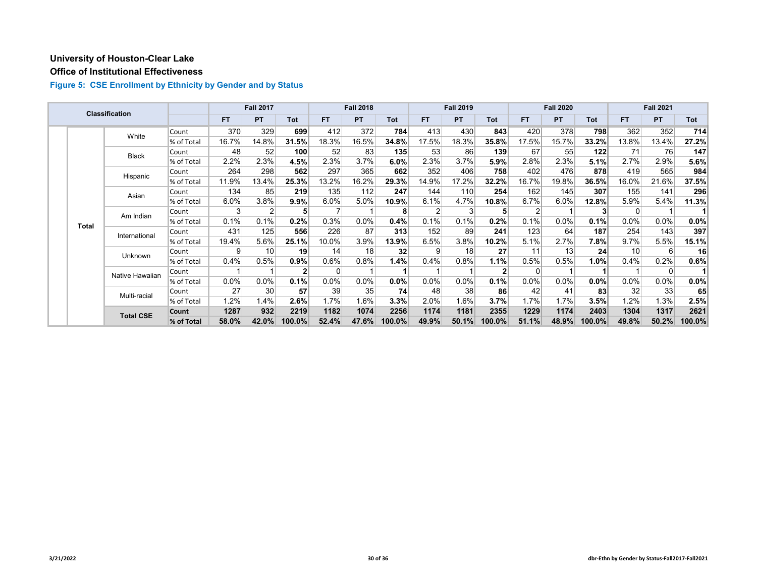**University of Houston-Clear Lake**

**Office of Institutional Effectiveness**

### Figure 5: CSE Enrollment by Ethnicity by Gender and by Status

| Classification | | | Fall 2017 | | | Fall 2018 | | | Fall 2019 | | | Fall 2020 | | | Fall 2021 | | |
|---|---|---|---|---|---|---|---|---|---|---|---|---|---|---|---|---|---|
| | | | FT | PT | Tot | FT | PT | Tot | FT | PT | Tot | FT | PT | Tot | FT | PT | Tot |
| Total | White | Count | 370 | 329 | **699** | 412 | 372 | **784** | 413 | 430 | **843** | 420 | 378 | **798** | 362 | 352 | **714** |
| | | % of Total | 16.7% | 14.8% | **31.5%** | 18.3% | 16.5% | **34.8%** | 17.5% | 18.3% | **35.8%** | 17.5% | 15.7% | **33.2%** | 13.8% | 13.4% | **27.2%** |
| | Black | Count | 48 | 52 | **100** | 52 | 83 | **135** | 53 | 86 | **139** | 67 | 55 | **122** | 71 | 76 | **147** |
| | | % of Total | 2.2% | 2.3% | **4.5%** | 2.3% | 3.7% | **6.0%** | 2.3% | 3.7% | **5.9%** | 2.8% | 2.3% | **5.1%** | 2.7% | 2.9% | **5.6%** |
| | Hispanic | Count | 264 | 298 | **562** | 297 | 365 | **662** | 352 | 406 | **758** | 402 | 476 | **878** | 419 | 565 | **984** |
| | | % of Total | 11.9% | 13.4% | **25.3%** | 13.2% | 16.2% | **29.3%** | 14.9% | 17.2% | **32.2%** | 16.7% | 19.8% | **36.5%** | 16.0% | 21.6% | **37.5%** |
| | Asian | Count | 134 | 85 | **219** | 135 | 112 | **247** | 144 | 110 | **254** | 162 | 145 | **307** | 155 | 141 | **296** |
| | | % of Total | 6.0% | 3.8% | **9.9%** | 6.0% | 5.0% | **10.9%** | 6.1% | 4.7% | **10.8%** | 6.7% | 6.0% | **12.8%** | 5.9% | 5.4% | **11.3%** |
| | Am Indian | Count | 3 | 2 | **5** | 7 | 1 | **8** | 2 | 3 | **5** | 2 | 1 | **3** | 0 | 1 | **1** |
| | | % of Total | 0.1% | 0.1% | **0.2%** | 0.3% | 0.0% | **0.4%** | 0.1% | 0.1% | **0.2%** | 0.1% | 0.0% | **0.1%** | 0.0% | 0.0% | **0.0%** |
| | International | Count | 431 | 125 | **556** | 226 | 87 | **313** | 152 | 89 | **241** | 123 | 64 | **187** | 254 | 143 | **397** |
| | | % of Total | 19.4% | 5.6% | **25.1%** | 10.0% | 3.9% | **13.9%** | 6.5% | 3.8% | **10.2%** | 5.1% | 2.7% | **7.8%** | 9.7% | 5.5% | **15.1%** |
| | Unknown | Count | 9 | 10 | **19** | 14 | 18 | **32** | 9 | 18 | **27** | 11 | 13 | **24** | 10 | 6 | **16** |
| | | % of Total | 0.4% | 0.5% | **0.9%** | 0.6% | 0.8% | **1.4%** | 0.4% | 0.8% | **1.1%** | 0.5% | 0.5% | **1.0%** | 0.4% | 0.2% | **0.6%** |
| | Native Hawaiian | Count | 1 | 1 | **2** | 0 | 1 | **1** | 1 | 1 | **2** | 0 | 1 | **1** | 1 | 0 | **1** |
| | | % of Total | 0.0% | 0.0% | **0.1%** | 0.0% | 0.0% | **0.0%** | 0.0% | 0.0% | **0.1%** | 0.0% | 0.0% | **0.0%** | 0.0% | 0.0% | **0.0%** |
| | Multi-racial | Count | 27 | 30 | **57** | 39 | 35 | **74** | 48 | 38 | **86** | 42 | 41 | **83** | 32 | 33 | **65** |
| | | % of Total | 1.2% | 1.4% | **2.6%** | 1.7% | 1.6% | **3.3%** | 2.0% | 1.6% | **3.7%** | 1.7% | 1.7% | **3.5%** | 1.2% | 1.3% | **2.5%** |
| | **Total CSE** | **Count** | **1287** | **932** | **2219** | **1182** | **1074** | **2256** | **1174** | **1181** | **2355** | **1229** | **1174** | **2403** | **1304** | **1317** | **2621** |
| | | **% of Total** | **58.0%** | **42.0%** | **100.0%** | **52.4%** | **47.6%** | **100.0%** | **49.9%** | **50.1%** | **100.0%** | **51.1%** | **48.9%** | **100.0%** | **49.8%** | **50.2%** | **100.0%** |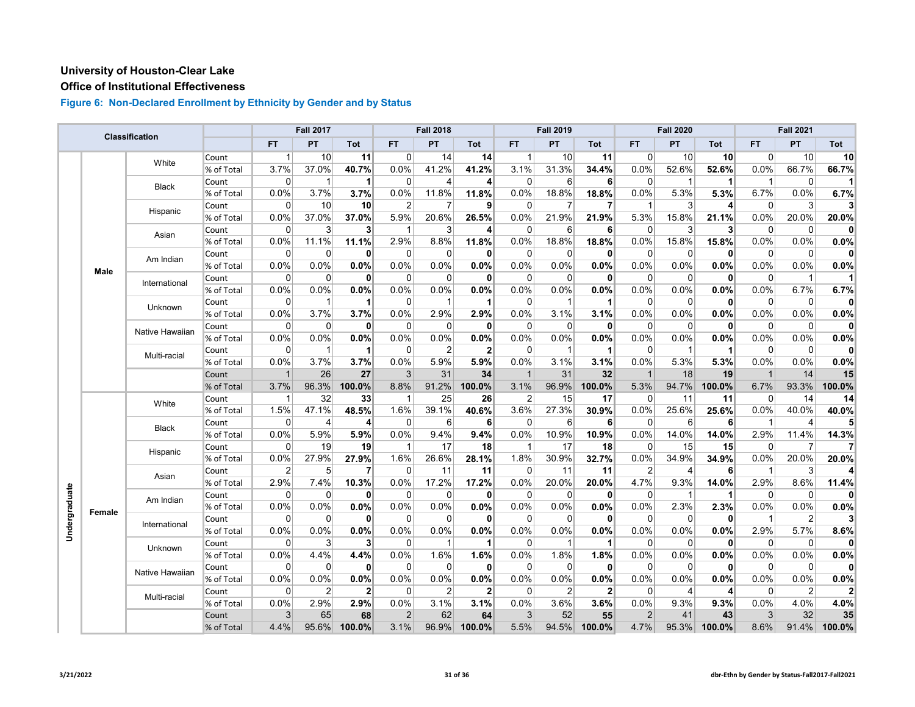# University of Houston-Clear Lake

## Office of Institutional Effectiveness

### Figure 6: Non-Declared Enrollment by Ethnicity by Gender and by Status

| Classification | | | | Fall 2017 | | | Fall 2018 | | | Fall 2019 | | | Fall 2020 | | | Fall 2021 | | |
|---|---|---|---|---|---|---|---|---|---|---|---|---|---|---|---|---|---|---|
| | | | | FT | PT | Tot | FT | PT | Tot | FT | PT | Tot | FT | PT | Tot | FT | PT | Tot |
| Undergraduate | Male | White | Count | 1 | 10 | **11** | 0 | 14 | **14** | 1 | 10 | **11** | 0 | 10 | **10** | 0 | 10 | **10** |
| | | | % of Total | 3.7% | 37.0% | **40.7%** | 0.0% | 41.2% | **41.2%** | 3.1% | 31.3% | **34.4%** | 0.0% | 52.6% | **52.6%** | 0.0% | 66.7% | **66.7%** |
| | | Black | Count | 0 | 1 | **1** | 0 | 4 | **4** | 0 | 6 | **6** | 0 | 1 | **1** | 1 | 0 | **1** |
| | | | % of Total | 0.0% | 3.7% | **3.7%** | 0.0% | 11.8% | **11.8%** | 0.0% | 18.8% | **18.8%** | 0.0% | 5.3% | **5.3%** | 6.7% | 0.0% | **6.7%** |
| | | Hispanic | Count | 0 | 10 | **10** | 2 | 7 | **9** | 0 | 7 | **7** | 1 | 3 | **4** | 0 | 3 | **3** |
| | | | % of Total | 0.0% | 37.0% | **37.0%** | 5.9% | 20.6% | **26.5%** | 0.0% | 21.9% | **21.9%** | 5.3% | 15.8% | **21.1%** | 0.0% | 20.0% | **20.0%** |
| | | Asian | Count | 0 | 3 | **3** | 1 | 3 | **4** | 0 | 6 | **6** | 0 | 3 | **3** | 0 | 0 | **0** |
| | | | % of Total | 0.0% | 11.1% | **11.1%** | 2.9% | 8.8% | **11.8%** | 0.0% | 18.8% | **18.8%** | 0.0% | 15.8% | **15.8%** | 0.0% | 0.0% | **0.0%** |
| | | Am Indian | Count | 0 | 0 | **0** | 0 | 0 | **0** | 0 | 0 | **0** | 0 | 0 | **0** | 0 | 0 | **0** |
| | | | % of Total | 0.0% | 0.0% | **0.0%** | 0.0% | 0.0% | **0.0%** | 0.0% | 0.0% | **0.0%** | 0.0% | 0.0% | **0.0%** | 0.0% | 0.0% | **0.0%** |
| | | International | Count | 0 | 0 | **0** | 0 | 0 | **0** | 0 | 0 | **0** | 0 | 0 | **0** | 0 | 1 | **1** |
| | | | % of Total | 0.0% | 0.0% | **0.0%** | 0.0% | 0.0% | **0.0%** | 0.0% | 0.0% | **0.0%** | 0.0% | 0.0% | **0.0%** | 0.0% | 6.7% | **6.7%** |
| | | Unknown | Count | 0 | 1 | **1** | 0 | 1 | **1** | 0 | 1 | **1** | 0 | 0 | **0** | 0 | 0 | **0** |
| | | | % of Total | 0.0% | 3.7% | **3.7%** | 0.0% | 2.9% | **2.9%** | 0.0% | 3.1% | **3.1%** | 0.0% | 0.0% | **0.0%** | 0.0% | 0.0% | **0.0%** |
| | | Native Hawaiian | Count | 0 | 0 | **0** | 0 | 0 | **0** | 0 | 0 | **0** | 0 | 0 | **0** | 0 | 0 | **0** |
| | | | % of Total | 0.0% | 0.0% | **0.0%** | 0.0% | 0.0% | **0.0%** | 0.0% | 0.0% | **0.0%** | 0.0% | 0.0% | **0.0%** | 0.0% | 0.0% | **0.0%** |
| | | Multi-racial | Count | 0 | 1 | **1** | 0 | 2 | **2** | 0 | 1 | **1** | 0 | 1 | **1** | 0 | 0 | **0** |
| | | | % of Total | 0.0% | 3.7% | **3.7%** | 0.0% | 5.9% | **5.9%** | 0.0% | 3.1% | **3.1%** | 0.0% | 5.3% | **5.3%** | 0.0% | 0.0% | **0.0%** |
| | | | Count | 1 | 26 | **27** | 3 | 31 | **34** | 1 | 31 | **32** | 1 | 18 | **19** | 1 | 14 | **15** |
| | | | % of Total | 3.7% | 96.3% | **100.0%** | 8.8% | 91.2% | **100.0%** | 3.1% | 96.9% | **100.0%** | 5.3% | 94.7% | **100.0%** | 6.7% | 93.3% | **100.0%** |
| | Female | White | Count | 1 | 32 | **33** | 1 | 25 | **26** | 2 | 15 | **17** | 0 | 11 | **11** | 0 | 14 | **14** |
| | | | % of Total | 1.5% | 47.1% | **48.5%** | 1.6% | 39.1% | **40.6%** | 3.6% | 27.3% | **30.9%** | 0.0% | 25.6% | **25.6%** | 0.0% | 40.0% | **40.0%** |
| | | Black | Count | 0 | 4 | **4** | 0 | 6 | **6** | 0 | 6 | **6** | 0 | 6 | **6** | 1 | 4 | **5** |
| | | | % of Total | 0.0% | 5.9% | **5.9%** | 0.0% | 9.4% | **9.4%** | 0.0% | 10.9% | **10.9%** | 0.0% | 14.0% | **14.0%** | 2.9% | 11.4% | **14.3%** |
| | | Hispanic | Count | 0 | 19 | **19** | 1 | 17 | **18** | 1 | 17 | **18** | 0 | 15 | **15** | 0 | 7 | **7** |
| | | | % of Total | 0.0% | 27.9% | **27.9%** | 1.6% | 26.6% | **28.1%** | 1.8% | 30.9% | **32.7%** | 0.0% | 34.9% | **34.9%** | 0.0% | 20.0% | **20.0%** |
| | | Asian | Count | 2 | 5 | **7** | 0 | 11 | **11** | 0 | 11 | **11** | 2 | 4 | **6** | 1 | 3 | **4** |
| | | | % of Total | 2.9% | 7.4% | **10.3%** | 0.0% | 17.2% | **17.2%** | 0.0% | 20.0% | **20.0%** | 4.7% | 9.3% | **14.0%** | 2.9% | 8.6% | **11.4%** |
| | | Am Indian | Count | 0 | 0 | **0** | 0 | 0 | **0** | 0 | 0 | **0** | 0 | 1 | **1** | 0 | 0 | **0** |
| | | | % of Total | 0.0% | 0.0% | **0.0%** | 0.0% | 0.0% | **0.0%** | 0.0% | 0.0% | **0.0%** | 0.0% | 2.3% | **2.3%** | 0.0% | 0.0% | **0.0%** |
| | | International | Count | 0 | 0 | **0** | 0 | 0 | **0** | 0 | 0 | **0** | 0 | 0 | **0** | 1 | 2 | **3** |
| | | | % of Total | 0.0% | 0.0% | **0.0%** | 0.0% | 0.0% | **0.0%** | 0.0% | 0.0% | **0.0%** | 0.0% | 0.0% | **0.0%** | 2.9% | 5.7% | **8.6%** |
| | | Unknown | Count | 0 | 3 | **3** | 0 | 1 | **1** | 0 | 1 | **1** | 0 | 0 | **0** | 0 | 0 | **0** |
| | | | % of Total | 0.0% | 4.4% | **4.4%** | 0.0% | 1.6% | **1.6%** | 0.0% | 1.8% | **1.8%** | 0.0% | 0.0% | **0.0%** | 0.0% | 0.0% | **0.0%** |
| | | Native Hawaiian | Count | 0 | 0 | **0** | 0 | 0 | **0** | 0 | 0 | **0** | 0 | 0 | **0** | 0 | 0 | **0** |
| | | | % of Total | 0.0% | 0.0% | **0.0%** | 0.0% | 0.0% | **0.0%** | 0.0% | 0.0% | **0.0%** | 0.0% | 0.0% | **0.0%** | 0.0% | 0.0% | **0.0%** |
| | | Multi-racial | Count | 0 | 2 | **2** | 0 | 2 | **2** | 0 | 2 | **2** | 0 | 4 | **4** | 0 | 2 | **2** |
| | | | % of Total | 0.0% | 2.9% | **2.9%** | 0.0% | 3.1% | **3.1%** | 0.0% | 3.6% | **3.6%** | 0.0% | 9.3% | **9.3%** | 0.0% | 4.0% | **4.0%** |
| | | | Count | 3 | 65 | **68** | 2 | 62 | **64** | 3 | 52 | **55** | 2 | 41 | **43** | 3 | 32 | **35** |
| | | | % of Total | 4.4% | 95.6% | **100.0%** | 3.1% | 96.9% | **100.0%** | 5.5% | 94.5% | **100.0%** | 4.7% | 95.3% | **100.0%** | 8.6% | 91.4% | **100.0%** |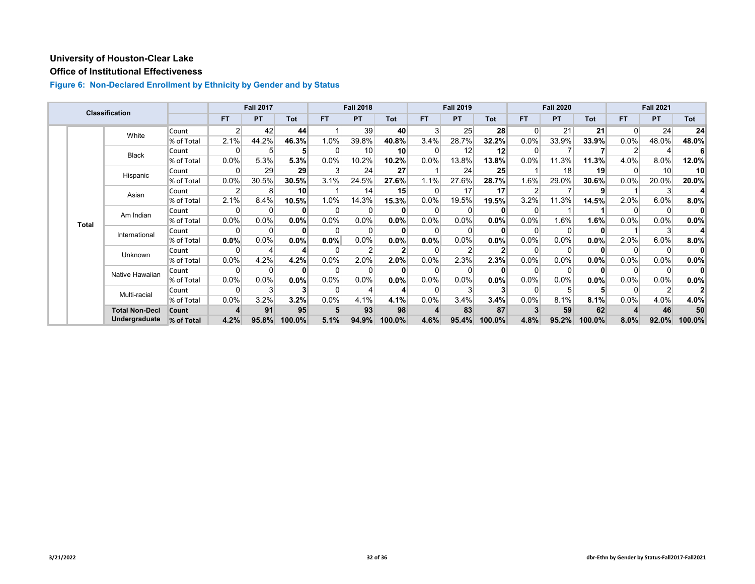# University of Houston-Clear Lake

## Office of Institutional Effectiveness

### Figure 6: Non-Declared Enrollment by Ethnicity by Gender and by Status

| Classification | | | | Fall 2017 | | | Fall 2018 | | | Fall 2019 | | | Fall 2020 | | | Fall 2021 | | |
|---|---|---|---|---|---|---|---|---|---|---|---|---|---|---|---|---|---|---|
| | | | | FT | PT | Tot | FT | PT | Tot | FT | PT | Tot | FT | PT | Tot | FT | PT | Tot |
| | Total | White | Count | 2 | 42 | **44** | 1 | 39 | **40** | 3 | 25 | **28** | 0 | 21 | **21** | 0 | 24 | **24** |
| | | | % of Total | 2.1% | 44.2% | **46.3%** | 1.0% | 39.8% | **40.8%** | 3.4% | 28.7% | **32.2%** | 0.0% | 33.9% | **33.9%** | 0.0% | 48.0% | **48.0%** |
| | | Black | Count | 0 | 5 | **5** | 0 | 10 | **10** | 0 | 12 | **12** | 0 | 7 | **7** | 2 | 4 | **6** |
| | | | % of Total | 0.0% | 5.3% | **5.3%** | 0.0% | 10.2% | **10.2%** | 0.0% | 13.8% | **13.8%** | 0.0% | 11.3% | **11.3%** | 4.0% | 8.0% | **12.0%** |
| | | Hispanic | Count | 0 | 29 | **29** | 3 | 24 | **27** | 1 | 24 | **25** | 1 | 18 | **19** | 0 | 10 | **10** |
| | | | % of Total | 0.0% | 30.5% | **30.5%** | 3.1% | 24.5% | **27.6%** | 1.1% | 27.6% | **28.7%** | 1.6% | 29.0% | **30.6%** | 0.0% | 20.0% | **20.0%** |
| | | Asian | Count | 2 | 8 | **10** | 1 | 14 | **15** | 0 | 17 | **17** | 2 | 7 | **9** | 1 | 3 | **4** |
| | | | % of Total | 2.1% | 8.4% | **10.5%** | 1.0% | 14.3% | **15.3%** | 0.0% | 19.5% | **19.5%** | 3.2% | 11.3% | **14.5%** | 2.0% | 6.0% | **8.0%** |
| | | Am Indian | Count | 0 | 0 | **0** | 0 | 0 | **0** | 0 | 0 | **0** | 0 | 1 | **1** | 0 | 0 | **0** |
| | | | % of Total | 0.0% | 0.0% | **0.0%** | 0.0% | 0.0% | **0.0%** | 0.0% | 0.0% | **0.0%** | 0.0% | 1.6% | **1.6%** | 0.0% | 0.0% | **0.0%** |
| | | International | Count | 0 | 0 | **0** | 0 | 0 | **0** | 0 | 0 | **0** | 0 | 0 | **0** | 1 | 3 | **4** |
| | | | % of Total | **0.0%** | 0.0% | **0.0%** | **0.0%** | 0.0% | **0.0%** | **0.0%** | 0.0% | **0.0%** | 0.0% | 0.0% | **0.0%** | 2.0% | 6.0% | **8.0%** |
| | | Unknown | Count | 0 | 4 | **4** | 0 | 2 | **2** | 0 | 2 | **2** | 0 | 0 | **0** | 0 | 0 | **0** |
| | | | % of Total | 0.0% | 4.2% | **4.2%** | 0.0% | 2.0% | **2.0%** | 0.0% | 2.3% | **2.3%** | 0.0% | 0.0% | **0.0%** | 0.0% | 0.0% | **0.0%** |
| | | Native Hawaiian | Count | 0 | 0 | **0** | 0 | 0 | **0** | 0 | 0 | **0** | 0 | 0 | **0** | 0 | 0 | **0** |
| | | | % of Total | 0.0% | 0.0% | **0.0%** | 0.0% | 0.0% | **0.0%** | 0.0% | 0.0% | **0.0%** | 0.0% | 0.0% | **0.0%** | 0.0% | 0.0% | **0.0%** |
| | | Multi-racial | Count | 0 | 3 | **3** | 0 | 4 | **4** | 0 | 3 | **3** | 0 | 5 | **5** | 0 | 2 | **2** |
| | | | % of Total | 0.0% | 3.2% | **3.2%** | 0.0% | 4.1% | **4.1%** | 0.0% | 3.4% | **3.4%** | 0.0% | 8.1% | **8.1%** | 0.0% | 4.0% | **4.0%** |
| | | **Total Non-Decl Undergraduate** | **Count** | **4** | **91** | **95** | **5** | **93** | **98** | **4** | **83** | **87** | **3** | **59** | **62** | **4** | **46** | **50** |
| | | | **% of Total** | **4.2%** | **95.8%** | **100.0%** | **5.1%** | **94.9%** | **100.0%** | **4.6%** | **95.4%** | **100.0%** | **4.8%** | **95.2%** | **100.0%** | **8.0%** | **92.0%** | **100.0%** |

3/21/2022

dbr-Ethn by Gender by Status-Fall2017-Fall2021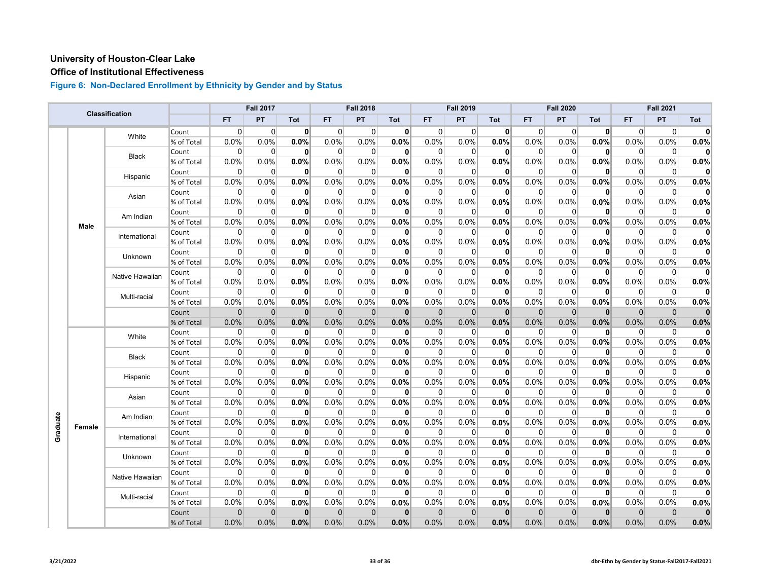**University of Houston-Clear Lake**

**Office of Institutional Effectiveness**

### Figure 6: Non-Declared Enrollment by Ethnicity by Gender and by Status

| Classification | | | | Fall 2017 | | | Fall 2018 | | | Fall 2019 | | | Fall 2020 | | | Fall 2021 | | |
|---|---|---|---|---|---|---|---|---|---|---|---|---|---|---|---|---|---|---|
| | | | | FT | PT | Tot | FT | PT | Tot | FT | PT | Tot | FT | PT | Tot | FT | PT | Tot |
| Graduate | Male | White | Count | 0 | 0 | **0** | 0 | 0 | **0** | 0 | 0 | **0** | 0 | 0 | **0** | 0 | 0 | **0** |
| | | | % of Total | 0.0% | 0.0% | **0.0%** | 0.0% | 0.0% | **0.0%** | 0.0% | 0.0% | **0.0%** | 0.0% | 0.0% | **0.0%** | 0.0% | 0.0% | **0.0%** |
| | | Black | Count | 0 | 0 | **0** | 0 | 0 | **0** | 0 | 0 | **0** | 0 | 0 | **0** | 0 | 0 | **0** |
| | | | % of Total | 0.0% | 0.0% | **0.0%** | 0.0% | 0.0% | **0.0%** | 0.0% | 0.0% | **0.0%** | 0.0% | 0.0% | **0.0%** | 0.0% | 0.0% | **0.0%** |
| | | Hispanic | Count | 0 | 0 | **0** | 0 | 0 | **0** | 0 | 0 | **0** | 0 | 0 | **0** | 0 | 0 | **0** |
| | | | % of Total | 0.0% | 0.0% | **0.0%** | 0.0% | 0.0% | **0.0%** | 0.0% | 0.0% | **0.0%** | 0.0% | 0.0% | **0.0%** | 0.0% | 0.0% | **0.0%** |
| | | Asian | Count | 0 | 0 | **0** | 0 | 0 | **0** | 0 | 0 | **0** | 0 | 0 | **0** | 0 | 0 | **0** |
| | | | % of Total | 0.0% | 0.0% | **0.0%** | 0.0% | 0.0% | **0.0%** | 0.0% | 0.0% | **0.0%** | 0.0% | 0.0% | **0.0%** | 0.0% | 0.0% | **0.0%** |
| | | Am Indian | Count | 0 | 0 | **0** | 0 | 0 | **0** | 0 | 0 | **0** | 0 | 0 | **0** | 0 | 0 | **0** |
| | | | % of Total | 0.0% | 0.0% | **0.0%** | 0.0% | 0.0% | **0.0%** | 0.0% | 0.0% | **0.0%** | 0.0% | 0.0% | **0.0%** | 0.0% | 0.0% | **0.0%** |
| | | International | Count | 0 | 0 | **0** | 0 | 0 | **0** | 0 | 0 | **0** | 0 | 0 | **0** | 0 | 0 | **0** |
| | | | % of Total | 0.0% | 0.0% | **0.0%** | 0.0% | 0.0% | **0.0%** | 0.0% | 0.0% | **0.0%** | 0.0% | 0.0% | **0.0%** | 0.0% | 0.0% | **0.0%** |
| | | Unknown | Count | 0 | 0 | **0** | 0 | 0 | **0** | 0 | 0 | **0** | 0 | 0 | **0** | 0 | 0 | **0** |
| | | | % of Total | 0.0% | 0.0% | **0.0%** | 0.0% | 0.0% | **0.0%** | 0.0% | 0.0% | **0.0%** | 0.0% | 0.0% | **0.0%** | 0.0% | 0.0% | **0.0%** |
| | | Native Hawaiian | Count | 0 | 0 | **0** | 0 | 0 | **0** | 0 | 0 | **0** | 0 | 0 | **0** | 0 | 0 | **0** |
| | | | % of Total | 0.0% | 0.0% | **0.0%** | 0.0% | 0.0% | **0.0%** | 0.0% | 0.0% | **0.0%** | 0.0% | 0.0% | **0.0%** | 0.0% | 0.0% | **0.0%** |
| | | Multi-racial | Count | 0 | 0 | **0** | 0 | 0 | **0** | 0 | 0 | **0** | 0 | 0 | **0** | 0 | 0 | **0** |
| | | | % of Total | 0.0% | 0.0% | **0.0%** | 0.0% | 0.0% | **0.0%** | 0.0% | 0.0% | **0.0%** | 0.0% | 0.0% | **0.0%** | 0.0% | 0.0% | **0.0%** |
| | | | Count | 0 | 0 | **0** | 0 | 0 | **0** | 0 | 0 | **0** | 0 | 0 | **0** | 0 | 0 | **0** |
| | | | % of Total | 0.0% | 0.0% | **0.0%** | 0.0% | 0.0% | **0.0%** | 0.0% | 0.0% | **0.0%** | 0.0% | 0.0% | **0.0%** | 0.0% | 0.0% | **0.0%** |
| | Female | White | Count | 0 | 0 | **0** | 0 | 0 | **0** | 0 | 0 | **0** | 0 | 0 | **0** | 0 | 0 | **0** |
| | | | % of Total | 0.0% | 0.0% | **0.0%** | 0.0% | 0.0% | **0.0%** | 0.0% | 0.0% | **0.0%** | 0.0% | 0.0% | **0.0%** | 0.0% | 0.0% | **0.0%** |
| | | Black | Count | 0 | 0 | **0** | 0 | 0 | **0** | 0 | 0 | **0** | 0 | 0 | **0** | 0 | 0 | **0** |
| | | | % of Total | 0.0% | 0.0% | **0.0%** | 0.0% | 0.0% | **0.0%** | 0.0% | 0.0% | **0.0%** | 0.0% | 0.0% | **0.0%** | 0.0% | 0.0% | **0.0%** |
| | | Hispanic | Count | 0 | 0 | **0** | 0 | 0 | **0** | 0 | 0 | **0** | 0 | 0 | **0** | 0 | 0 | **0** |
| | | | % of Total | 0.0% | 0.0% | **0.0%** | 0.0% | 0.0% | **0.0%** | 0.0% | 0.0% | **0.0%** | 0.0% | 0.0% | **0.0%** | 0.0% | 0.0% | **0.0%** |
| | | Asian | Count | 0 | 0 | **0** | 0 | 0 | **0** | 0 | 0 | **0** | 0 | 0 | **0** | 0 | 0 | **0** |
| | | | % of Total | 0.0% | 0.0% | **0.0%** | 0.0% | 0.0% | **0.0%** | 0.0% | 0.0% | **0.0%** | 0.0% | 0.0% | **0.0%** | 0.0% | 0.0% | **0.0%** |
| | | Am Indian | Count | 0 | 0 | **0** | 0 | 0 | **0** | 0 | 0 | **0** | 0 | 0 | **0** | 0 | 0 | **0** |
| | | | % of Total | 0.0% | 0.0% | **0.0%** | 0.0% | 0.0% | **0.0%** | 0.0% | 0.0% | **0.0%** | 0.0% | 0.0% | **0.0%** | 0.0% | 0.0% | **0.0%** |
| | | International | Count | 0 | 0 | **0** | 0 | 0 | **0** | 0 | 0 | **0** | 0 | 0 | **0** | 0 | 0 | **0** |
| | | | % of Total | 0.0% | 0.0% | **0.0%** | 0.0% | 0.0% | **0.0%** | 0.0% | 0.0% | **0.0%** | 0.0% | 0.0% | **0.0%** | 0.0% | 0.0% | **0.0%** |
| | | Unknown | Count | 0 | 0 | **0** | 0 | 0 | **0** | 0 | 0 | **0** | 0 | 0 | **0** | 0 | 0 | **0** |
| | | | % of Total | 0.0% | 0.0% | **0.0%** | 0.0% | 0.0% | **0.0%** | 0.0% | 0.0% | **0.0%** | 0.0% | 0.0% | **0.0%** | 0.0% | 0.0% | **0.0%** |
| | | Native Hawaiian | Count | 0 | 0 | **0** | 0 | 0 | **0** | 0 | 0 | **0** | 0 | 0 | **0** | 0 | 0 | **0** |
| | | | % of Total | 0.0% | 0.0% | **0.0%** | 0.0% | 0.0% | **0.0%** | 0.0% | 0.0% | **0.0%** | 0.0% | 0.0% | **0.0%** | 0.0% | 0.0% | **0.0%** |
| | | Multi-racial | Count | 0 | 0 | **0** | 0 | 0 | **0** | 0 | 0 | **0** | 0 | 0 | **0** | 0 | 0 | **0** |
| | | | % of Total | 0.0% | 0.0% | **0.0%** | 0.0% | 0.0% | **0.0%** | 0.0% | 0.0% | **0.0%** | 0.0% | 0.0% | **0.0%** | 0.0% | 0.0% | **0.0%** |
| | | | Count | 0 | 0 | **0** | 0 | 0 | **0** | 0 | 0 | **0** | 0 | 0 | **0** | 0 | 0 | **0** |
| | | | % of Total | 0.0% | 0.0% | **0.0%** | 0.0% | 0.0% | **0.0%** | 0.0% | 0.0% | **0.0%** | 0.0% | 0.0% | **0.0%** | 0.0% | 0.0% | **0.0%** |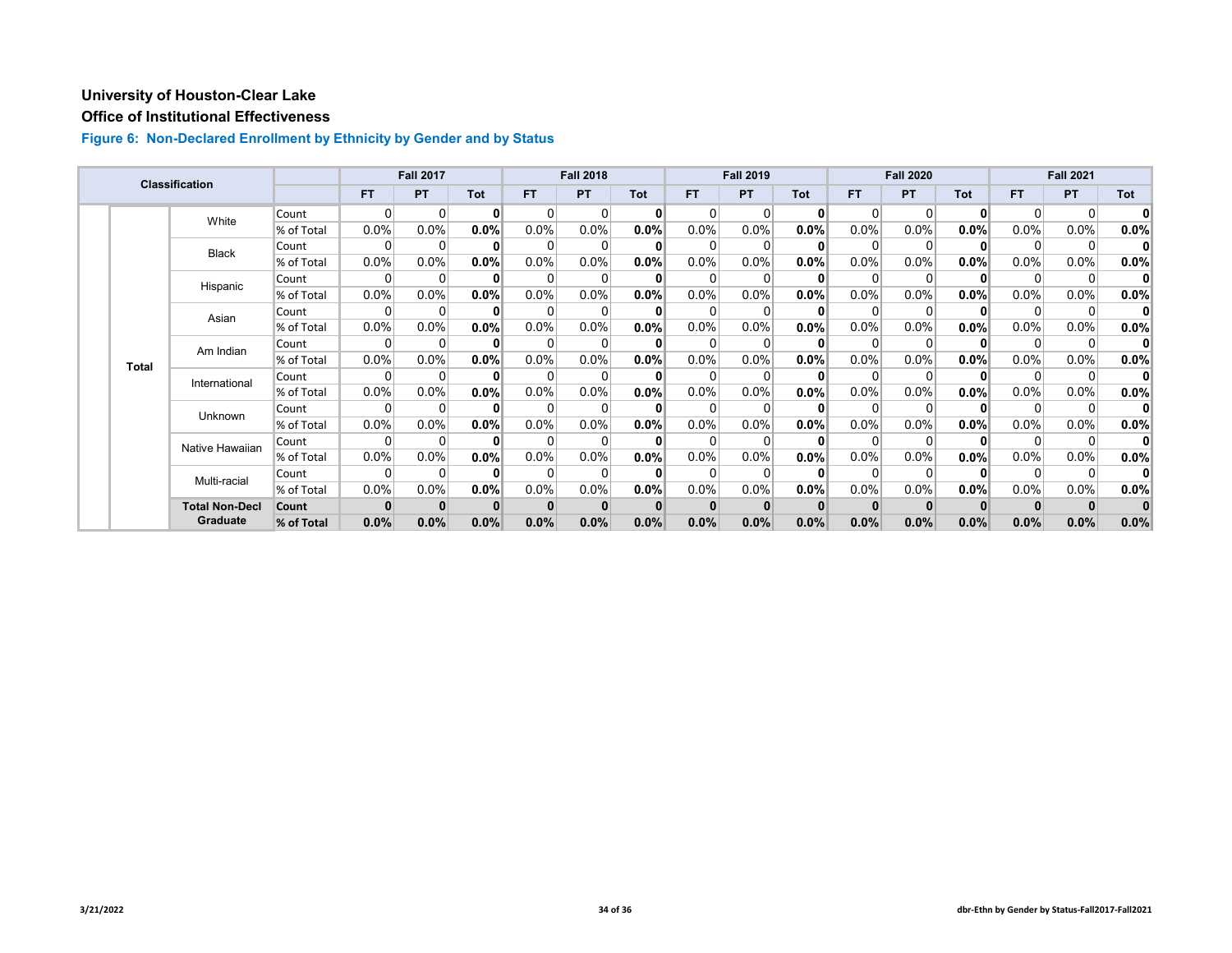**University of Houston-Clear Lake**

**Office of Institutional Effectiveness**

### Figure 6: Non-Declared Enrollment by Ethnicity by Gender and by Status

| Classification | | | | Fall 2017 | | | Fall 2018 | | | Fall 2019 | | | Fall 2020 | | | Fall 2021 | | |
|---|---|---|---|---|---|---|---|---|---|---|---|---|---|---|---|---|---|---|
| | | | | FT | PT | Tot | FT | PT | Tot | FT | PT | Tot | FT | PT | Tot | FT | PT | Tot |
| | Total | White | Count | 0 | 0 | **0** | 0 | 0 | **0** | 0 | 0 | **0** | 0 | 0 | **0** | 0 | 0 | **0** |
| | | | % of Total | 0.0% | 0.0% | **0.0%** | 0.0% | 0.0% | **0.0%** | 0.0% | 0.0% | **0.0%** | 0.0% | 0.0% | **0.0%** | 0.0% | 0.0% | **0.0%** |
| | | Black | Count | 0 | 0 | **0** | 0 | 0 | **0** | 0 | 0 | **0** | 0 | 0 | **0** | 0 | 0 | **0** |
| | | | % of Total | 0.0% | 0.0% | **0.0%** | 0.0% | 0.0% | **0.0%** | 0.0% | 0.0% | **0.0%** | 0.0% | 0.0% | **0.0%** | 0.0% | 0.0% | **0.0%** |
| | | Hispanic | Count | 0 | 0 | **0** | 0 | 0 | **0** | 0 | 0 | **0** | 0 | 0 | **0** | 0 | 0 | **0** |
| | | | % of Total | 0.0% | 0.0% | **0.0%** | 0.0% | 0.0% | **0.0%** | 0.0% | 0.0% | **0.0%** | 0.0% | 0.0% | **0.0%** | 0.0% | 0.0% | **0.0%** |
| | | Asian | Count | 0 | 0 | **0** | 0 | 0 | **0** | 0 | 0 | **0** | 0 | 0 | **0** | 0 | 0 | **0** |
| | | | % of Total | 0.0% | 0.0% | **0.0%** | 0.0% | 0.0% | **0.0%** | 0.0% | 0.0% | **0.0%** | 0.0% | 0.0% | **0.0%** | 0.0% | 0.0% | **0.0%** |
| | | Am Indian | Count | 0 | 0 | **0** | 0 | 0 | **0** | 0 | 0 | **0** | 0 | 0 | **0** | 0 | 0 | **0** |
| | | | % of Total | 0.0% | 0.0% | **0.0%** | 0.0% | 0.0% | **0.0%** | 0.0% | 0.0% | **0.0%** | 0.0% | 0.0% | **0.0%** | 0.0% | 0.0% | **0.0%** |
| | | International | Count | 0 | 0 | **0** | 0 | 0 | **0** | 0 | 0 | **0** | 0 | 0 | **0** | 0 | 0 | **0** |
| | | | % of Total | 0.0% | 0.0% | **0.0%** | 0.0% | 0.0% | **0.0%** | 0.0% | 0.0% | **0.0%** | 0.0% | 0.0% | **0.0%** | 0.0% | 0.0% | **0.0%** |
| | | Unknown | Count | 0 | 0 | **0** | 0 | 0 | **0** | 0 | 0 | **0** | 0 | 0 | **0** | 0 | 0 | **0** |
| | | | % of Total | 0.0% | 0.0% | **0.0%** | 0.0% | 0.0% | **0.0%** | 0.0% | 0.0% | **0.0%** | 0.0% | 0.0% | **0.0%** | 0.0% | 0.0% | **0.0%** |
| | | Native Hawaiian | Count | 0 | 0 | **0** | 0 | 0 | **0** | 0 | 0 | **0** | 0 | 0 | **0** | 0 | 0 | **0** |
| | | | % of Total | 0.0% | 0.0% | **0.0%** | 0.0% | 0.0% | **0.0%** | 0.0% | 0.0% | **0.0%** | 0.0% | 0.0% | **0.0%** | 0.0% | 0.0% | **0.0%** |
| | | Multi-racial | Count | 0 | 0 | **0** | 0 | 0 | **0** | 0 | 0 | **0** | 0 | 0 | **0** | 0 | 0 | **0** |
| | | | % of Total | 0.0% | 0.0% | **0.0%** | 0.0% | 0.0% | **0.0%** | 0.0% | 0.0% | **0.0%** | 0.0% | 0.0% | **0.0%** | 0.0% | 0.0% | **0.0%** |
| | | **Total Non-Decl Graduate** | **Count** | **0** | **0** | **0** | **0** | **0** | **0** | **0** | **0** | **0** | **0** | **0** | **0** | **0** | **0** | **0** |
| | | | **% of Total** | **0.0%** | **0.0%** | **0.0%** | **0.0%** | **0.0%** | **0.0%** | **0.0%** | **0.0%** | **0.0%** | **0.0%** | **0.0%** | **0.0%** | **0.0%** | **0.0%** | **0.0%** |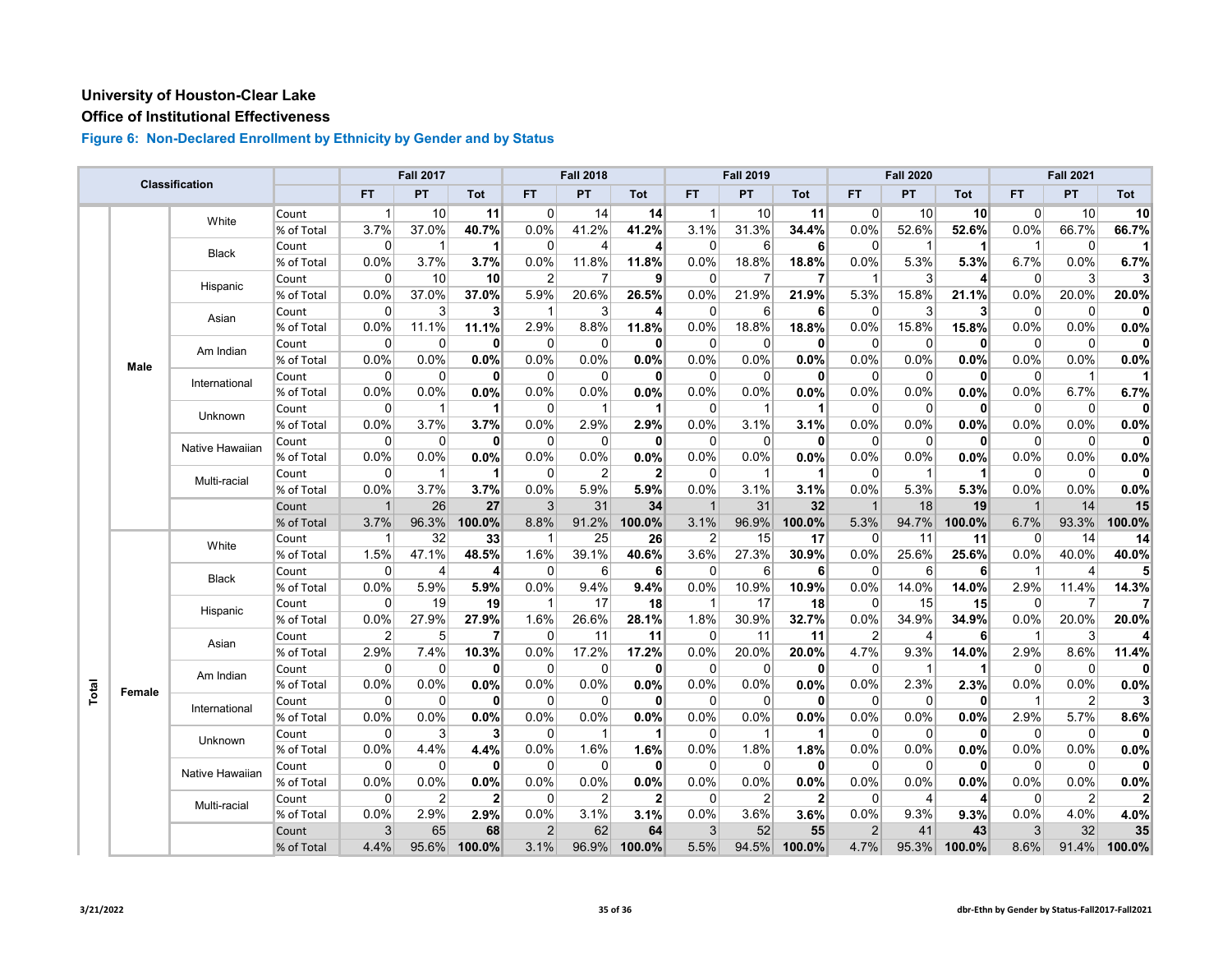**University of Houston-Clear Lake**

**Office of Institutional Effectiveness**

### Figure 6: Non-Declared Enrollment by Ethnicity by Gender and by Status

| Classification | | | | Fall 2017 | | | Fall 2018 | | | Fall 2019 | | | Fall 2020 | | | Fall 2021 | | |
|---|---|---|---|---|---|---|---|---|---|---|---|---|---|---|---|---|---|---|
| | | | | FT | PT | Tot | FT | PT | Tot | FT | PT | Tot | FT | PT | Tot | FT | PT | Tot |
| Total | Male | White | Count | 1 | 10 | **11** | 0 | 14 | **14** | 1 | 10 | **11** | 0 | 10 | **10** | 0 | 10 | **10** |
| | | | % of Total | 3.7% | 37.0% | **40.7%** | 0.0% | 41.2% | **41.2%** | 3.1% | 31.3% | **34.4%** | 0.0% | 52.6% | **52.6%** | 0.0% | 66.7% | **66.7%** |
| | | Black | Count | 0 | 1 | **1** | 0 | 4 | **4** | 0 | 6 | **6** | 0 | 1 | **1** | 1 | 0 | **1** |
| | | | % of Total | 0.0% | 3.7% | **3.7%** | 0.0% | 11.8% | **11.8%** | 0.0% | 18.8% | **18.8%** | 0.0% | 5.3% | **5.3%** | 6.7% | 0.0% | **6.7%** |
| | | Hispanic | Count | 0 | 10 | **10** | 2 | 7 | **9** | 0 | 7 | **7** | 1 | 3 | **4** | 0 | 3 | **3** |
| | | | % of Total | 0.0% | 37.0% | **37.0%** | 5.9% | 20.6% | **26.5%** | 0.0% | 21.9% | **21.9%** | 5.3% | 15.8% | **21.1%** | 0.0% | 20.0% | **20.0%** |
| | | Asian | Count | 0 | 3 | **3** | 1 | 3 | **4** | 0 | 6 | **6** | 0 | 3 | **3** | 0 | 0 | **0** |
| | | | % of Total | 0.0% | 11.1% | **11.1%** | 2.9% | 8.8% | **11.8%** | 0.0% | 18.8% | **18.8%** | 0.0% | 15.8% | **15.8%** | 0.0% | 0.0% | **0.0%** |
| | | Am Indian | Count | 0 | 0 | **0** | 0 | 0 | **0** | 0 | 0 | **0** | 0 | 0 | **0** | 0 | 0 | **0** |
| | | | % of Total | 0.0% | 0.0% | **0.0%** | 0.0% | 0.0% | **0.0%** | 0.0% | 0.0% | **0.0%** | 0.0% | 0.0% | **0.0%** | 0.0% | 0.0% | **0.0%** |
| | | International | Count | 0 | 0 | **0** | 0 | 0 | **0** | 0 | 0 | **0** | 0 | 0 | **0** | 0 | 1 | **1** |
| | | | % of Total | 0.0% | 0.0% | **0.0%** | 0.0% | 0.0% | **0.0%** | 0.0% | 0.0% | **0.0%** | 0.0% | 0.0% | **0.0%** | 0.0% | 6.7% | **6.7%** |
| | | Unknown | Count | 0 | 1 | **1** | 0 | 1 | **1** | 0 | 1 | **1** | 0 | 0 | **0** | 0 | 0 | **0** |
| | | | % of Total | 0.0% | 3.7% | **3.7%** | 0.0% | 2.9% | **2.9%** | 0.0% | 3.1% | **3.1%** | 0.0% | 0.0% | **0.0%** | 0.0% | 0.0% | **0.0%** |
| | | Native Hawaiian | Count | 0 | 0 | **0** | 0 | 0 | **0** | 0 | 0 | **0** | 0 | 0 | **0** | 0 | 0 | **0** |
| | | | % of Total | 0.0% | 0.0% | **0.0%** | 0.0% | 0.0% | **0.0%** | 0.0% | 0.0% | **0.0%** | 0.0% | 0.0% | **0.0%** | 0.0% | 0.0% | **0.0%** |
| | | Multi-racial | Count | 0 | 1 | **1** | 0 | 2 | **2** | 0 | 1 | **1** | 0 | 1 | **1** | 0 | 0 | **0** |
| | | | % of Total | 0.0% | 3.7% | **3.7%** | 0.0% | 5.9% | **5.9%** | 0.0% | 3.1% | **3.1%** | 0.0% | 5.3% | **5.3%** | 0.0% | 0.0% | **0.0%** |
| | | | Count | 1 | 26 | **27** | 3 | 31 | **34** | 1 | 31 | **32** | 1 | 18 | **19** | 1 | 14 | **15** |
| | | | % of Total | 3.7% | 96.3% | **100.0%** | 8.8% | 91.2% | **100.0%** | 3.1% | 96.9% | **100.0%** | 5.3% | 94.7% | **100.0%** | 6.7% | 93.3% | **100.0%** |
| | Female | White | Count | 1 | 32 | **33** | 1 | 25 | **26** | 2 | 15 | **17** | 0 | 11 | **11** | 0 | 14 | **14** |
| | | | % of Total | 1.5% | 47.1% | **48.5%** | 1.6% | 39.1% | **40.6%** | 3.6% | 27.3% | **30.9%** | 0.0% | 25.6% | **25.6%** | 0.0% | 40.0% | **40.0%** |
| | | Black | Count | 0 | 4 | **4** | 0 | 6 | **6** | 0 | 6 | **6** | 0 | 6 | **6** | 1 | 4 | **5** |
| | | | % of Total | 0.0% | 5.9% | **5.9%** | 0.0% | 9.4% | **9.4%** | 0.0% | 10.9% | **10.9%** | 0.0% | 14.0% | **14.0%** | 2.9% | 11.4% | **14.3%** |
| | | Hispanic | Count | 0 | 19 | **19** | 1 | 17 | **18** | 1 | 17 | **18** | 0 | 15 | **15** | 0 | 7 | **7** |
| | | | % of Total | 0.0% | 27.9% | **27.9%** | 1.6% | 26.6% | **28.1%** | 1.8% | 30.9% | **32.7%** | 0.0% | 34.9% | **34.9%** | 0.0% | 20.0% | **20.0%** |
| | | Asian | Count | 2 | 5 | **7** | 0 | 11 | **11** | 0 | 11 | **11** | 2 | 4 | **6** | 1 | 3 | **4** |
| | | | % of Total | 2.9% | 7.4% | **10.3%** | 0.0% | 17.2% | **17.2%** | 0.0% | 20.0% | **20.0%** | 4.7% | 9.3% | **14.0%** | 2.9% | 8.6% | **11.4%** |
| | | Am Indian | Count | 0 | 0 | **0** | 0 | 0 | **0** | 0 | 0 | **0** | 0 | 1 | **1** | 0 | 0 | **0** |
| | | | % of Total | 0.0% | 0.0% | **0.0%** | 0.0% | 0.0% | **0.0%** | 0.0% | 0.0% | **0.0%** | 0.0% | 2.3% | **2.3%** | 0.0% | 0.0% | **0.0%** |
| | | International | Count | 0 | 0 | **0** | 0 | 0 | **0** | 0 | 0 | **0** | 0 | 0 | **0** | 1 | 2 | **3** |
| | | | % of Total | 0.0% | 0.0% | **0.0%** | 0.0% | 0.0% | **0.0%** | 0.0% | 0.0% | **0.0%** | 0.0% | 0.0% | **0.0%** | 2.9% | 5.7% | **8.6%** |
| | | Unknown | Count | 0 | 3 | **3** | 0 | 1 | **1** | 0 | 1 | **1** | 0 | 0 | **0** | 0 | 0 | **0** |
| | | | % of Total | 0.0% | 4.4% | **4.4%** | 0.0% | 1.6% | **1.6%** | 0.0% | 1.8% | **1.8%** | 0.0% | 0.0% | **0.0%** | 0.0% | 0.0% | **0.0%** |
| | | Native Hawaiian | Count | 0 | 0 | **0** | 0 | 0 | **0** | 0 | 0 | **0** | 0 | 0 | **0** | 0 | 0 | **0** |
| | | | % of Total | 0.0% | 0.0% | **0.0%** | 0.0% | 0.0% | **0.0%** | 0.0% | 0.0% | **0.0%** | 0.0% | 0.0% | **0.0%** | 0.0% | 0.0% | **0.0%** |
| | | Multi-racial | Count | 0 | 2 | **2** | 0 | 2 | **2** | 0 | 2 | **2** | 0 | 4 | **4** | 0 | 2 | **2** |
| | | | % of Total | 0.0% | 2.9% | **2.9%** | 0.0% | 3.1% | **3.1%** | 0.0% | 3.6% | **3.6%** | 0.0% | 9.3% | **9.3%** | 0.0% | 4.0% | **4.0%** |
| | | | Count | 3 | 65 | **68** | 2 | 62 | **64** | 3 | 52 | **55** | 2 | 41 | **43** | 3 | 32 | **35** |
| | | | % of Total | 4.4% | 95.6% | **100.0%** | 3.1% | 96.9% | **100.0%** | 5.5% | 94.5% | **100.0%** | 4.7% | 95.3% | **100.0%** | 8.6% | 91.4% | **100.0%** |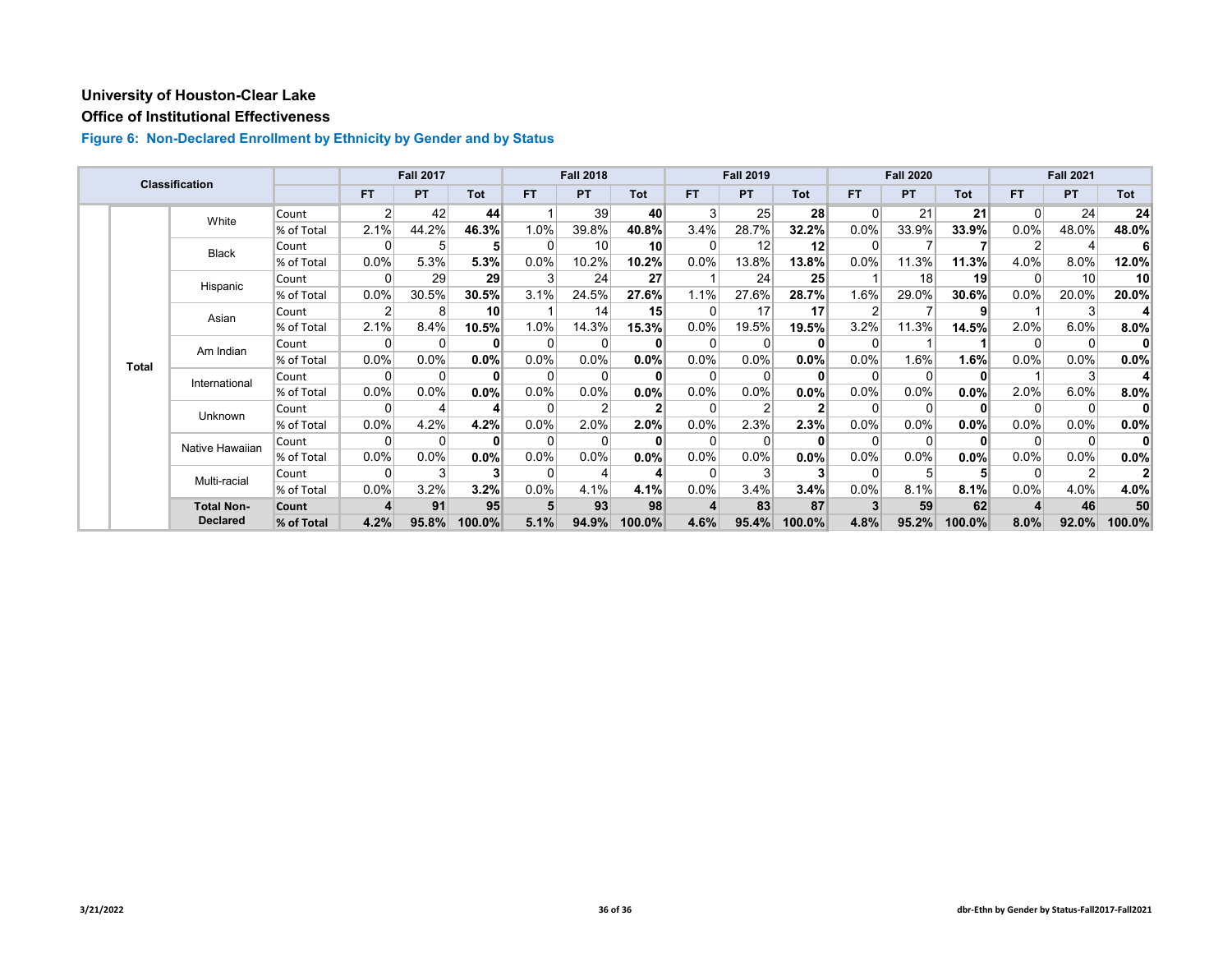# University of Houston-Clear Lake

## Office of Institutional Effectiveness

### Figure 6: Non-Declared Enrollment by Ethnicity by Gender and by Status

| Classification | | | | Fall 2017 | | | Fall 2018 | | | Fall 2019 | | | Fall 2020 | | | Fall 2021 | | |
|---|---|---|---|---|---|---|---|---|---|---|---|---|---|---|---|---|---|---|
| | | | | FT | PT | Tot | FT | PT | Tot | FT | PT | Tot | FT | PT | Tot | FT | PT | Tot |
| | Total | White | Count | 2 | 42 | **44** | 1 | 39 | **40** | 3 | 25 | **28** | 0 | 21 | **21** | 0 | 24 | **24** |
| | | | % of Total | 2.1% | 44.2% | **46.3%** | 1.0% | 39.8% | **40.8%** | 3.4% | 28.7% | **32.2%** | 0.0% | 33.9% | **33.9%** | 0.0% | 48.0% | **48.0%** |
| | | Black | Count | 0 | 5 | **5** | 0 | 10 | **10** | 0 | 12 | **12** | 0 | 7 | **7** | 2 | 4 | **6** |
| | | | % of Total | 0.0% | 5.3% | **5.3%** | 0.0% | 10.2% | **10.2%** | 0.0% | 13.8% | **13.8%** | 0.0% | 11.3% | **11.3%** | 4.0% | 8.0% | **12.0%** |
| | | Hispanic | Count | 0 | 29 | **29** | 3 | 24 | **27** | 1 | 24 | **25** | 1 | 18 | **19** | 0 | 10 | **10** |
| | | | % of Total | 0.0% | 30.5% | **30.5%** | 3.1% | 24.5% | **27.6%** | 1.1% | 27.6% | **28.7%** | 1.6% | 29.0% | **30.6%** | 0.0% | 20.0% | **20.0%** |
| | | Asian | Count | 2 | 8 | **10** | 1 | 14 | **15** | 0 | 17 | **17** | 2 | 7 | **9** | 1 | 3 | **4** |
| | | | % of Total | 2.1% | 8.4% | **10.5%** | 1.0% | 14.3% | **15.3%** | 0.0% | 19.5% | **19.5%** | 3.2% | 11.3% | **14.5%** | 2.0% | 6.0% | **8.0%** |
| | | Am Indian | Count | 0 | 0 | **0** | 0 | 0 | **0** | 0 | 0 | **0** | 0 | 1 | **1** | 0 | 0 | **0** |
| | | | % of Total | 0.0% | 0.0% | **0.0%** | 0.0% | 0.0% | **0.0%** | 0.0% | 0.0% | **0.0%** | 0.0% | 1.6% | **1.6%** | 0.0% | 0.0% | **0.0%** |
| | | International | Count | 0 | 0 | **0** | 0 | 0 | **0** | 0 | 0 | **0** | 0 | 0 | **0** | 1 | 3 | **4** |
| | | | % of Total | 0.0% | 0.0% | **0.0%** | 0.0% | 0.0% | **0.0%** | 0.0% | 0.0% | **0.0%** | 0.0% | 0.0% | **0.0%** | 2.0% | 6.0% | **8.0%** |
| | | Unknown | Count | 0 | 4 | **4** | 0 | 2 | **2** | 0 | 2 | **2** | 0 | 0 | **0** | 0 | 0 | **0** |
| | | | % of Total | 0.0% | 4.2% | **4.2%** | 0.0% | 2.0% | **2.0%** | 0.0% | 2.3% | **2.3%** | 0.0% | 0.0% | **0.0%** | 0.0% | 0.0% | **0.0%** |
| | | Native Hawaiian | Count | 0 | 0 | **0** | 0 | 0 | **0** | 0 | 0 | **0** | 0 | 0 | **0** | 0 | 0 | **0** |
| | | | % of Total | 0.0% | 0.0% | **0.0%** | 0.0% | 0.0% | **0.0%** | 0.0% | 0.0% | **0.0%** | 0.0% | 0.0% | **0.0%** | 0.0% | 0.0% | **0.0%** |
| | | Multi-racial | Count | 0 | 3 | **3** | 0 | 4 | **4** | 0 | 3 | **3** | 0 | 5 | **5** | 0 | 2 | **2** |
| | | | % of Total | 0.0% | 3.2% | **3.2%** | 0.0% | 4.1% | **4.1%** | 0.0% | 3.4% | **3.4%** | 0.0% | 8.1% | **8.1%** | 0.0% | 4.0% | **4.0%** |
| | | **Total Non-Declared** | **Count** | **4** | **91** | **95** | **5** | **93** | **98** | **4** | **83** | **87** | **3** | **59** | **62** | **4** | **46** | **50** |
| | | | **% of Total** | **4.2%** | **95.8%** | **100.0%** | **5.1%** | **94.9%** | **100.0%** | **4.6%** | **95.4%** | **100.0%** | **4.8%** | **95.2%** | **100.0%** | **8.0%** | **92.0%** | **100.0%** |

3/21/2022

dbr-Ethn by Gender by Status-Fall2017-Fall2021